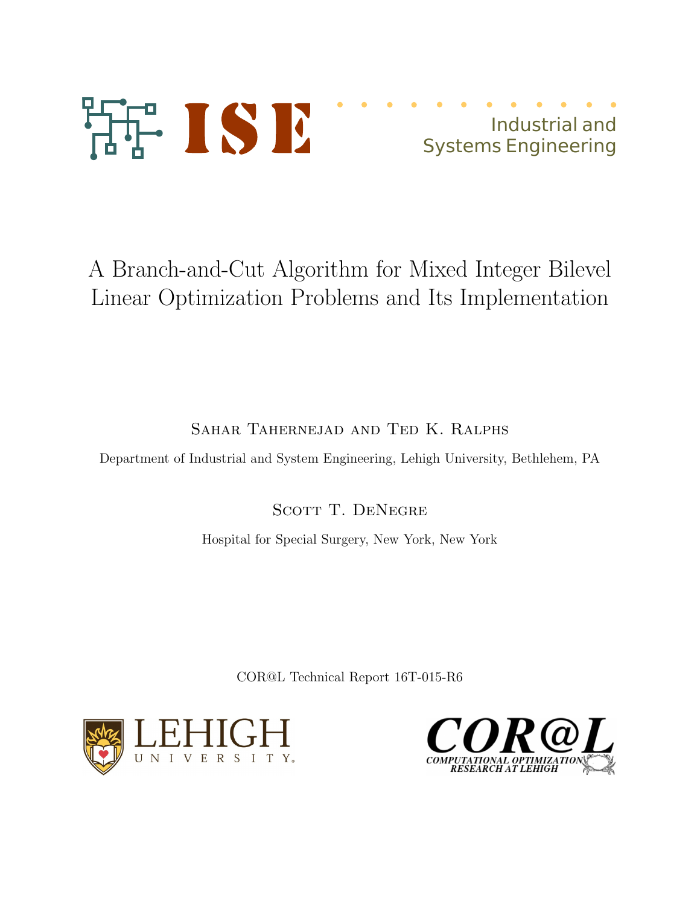Industrial and Systems Engineering

# A Branch-and-Cut Algorithm for Mixed Integer Bilevel Linear Optimization Problems and Its Implementation

Sahar Tahernejad and Ted K. Ralphs

Department of Industrial and System Engineering, Lehigh University, Bethlehem, PA

Scott T. DeNegre

Hospital for Special Surgery, New York, New York

COR@L Technical Report 16T-015-R6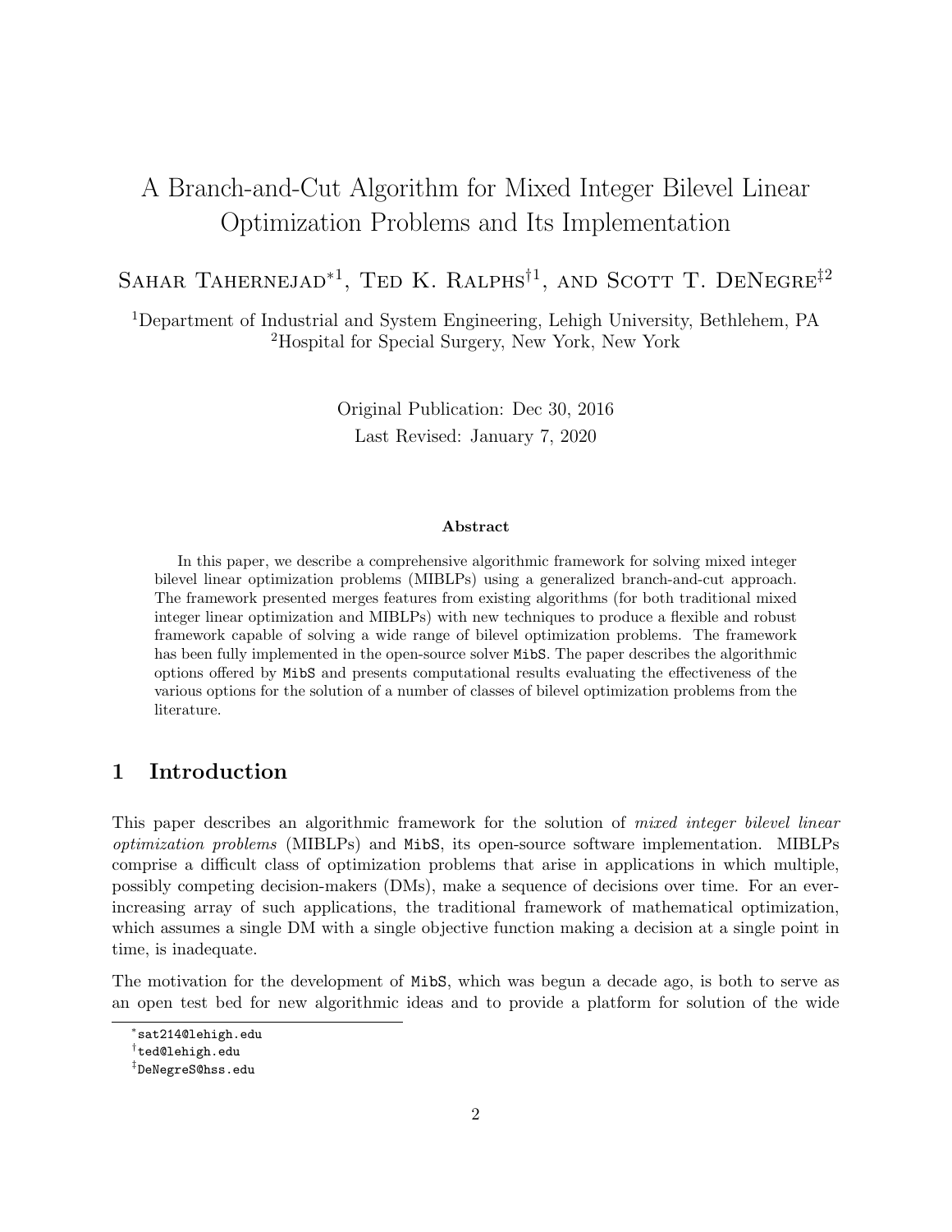# A Branch-and-Cut Algorithm for Mixed Integer Bilevel Linear Optimization Problems and Its Implementation

Sahar Tahernejad*[1], Ted K. Ralphs†[1], and Scott T. DeNegre‡[2]

[1]Department of Industrial and System Engineering, Lehigh University, Bethlehem, PA
[2]Hospital for Special Surgery, New York, New York

Original Publication: Dec 30, 2016
Last Revised: January 7, 2020

**Abstract**

In this paper, we describe a comprehensive algorithmic framework for solving mixed integer bilevel linear optimization problems (MIBLPs) using a generalized branch-and-cut approach. The framework presented merges features from existing algorithms (for both traditional mixed integer linear optimization and MIBLPs) with new techniques to produce a flexible and robust framework capable of solving a wide range of bilevel optimization problems. The framework has been fully implemented in the open-source solver `MibS`. The paper describes the algorithmic options offered by `MibS` and presents computational results evaluating the effectiveness of the various options for the solution of a number of classes of bilevel optimization problems from the literature.

## 1 Introduction

This paper describes an algorithmic framework for the solution of *mixed integer bilevel linear optimization problems* (MIBLPs) and `MibS`, its open-source software implementation. MIBLPs comprise a difficult class of optimization problems that arise in applications in which multiple, possibly competing decision-makers (DMs), make a sequence of decisions over time. For an ever-increasing array of such applications, the traditional framework of mathematical optimization, which assumes a single DM with a single objective function making a decision at a single point in time, is inadequate.

The motivation for the development of `MibS`, which was begun a decade ago, is both to serve as an open test bed for new algorithmic ideas and to provide a platform for solution of the wide

*`sat214@lehigh.edu`

†`ted@lehigh.edu`

‡`DeNegreS@hss.edu`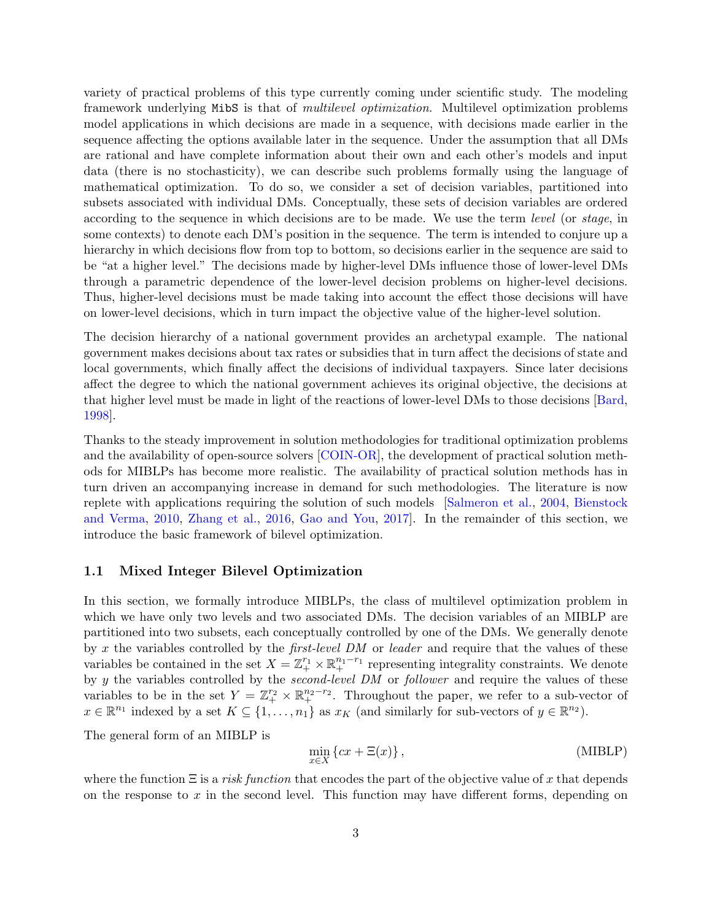variety of practical problems of this type currently coming under scientific study. The modeling framework underlying `MibS` is that of *multilevel optimization*. Multilevel optimization problems model applications in which decisions are made in a sequence, with decisions made earlier in the sequence affecting the options available later in the sequence. Under the assumption that all DMs are rational and have complete information about their own and each other's models and input data (there is no stochasticity), we can describe such problems formally using the language of mathematical optimization. To do so, we consider a set of decision variables, partitioned into subsets associated with individual DMs. Conceptually, these sets of decision variables are ordered according to the sequence in which decisions are to be made. We use the term *level* (or *stage*, in some contexts) to denote each DM's position in the sequence. The term is intended to conjure up a hierarchy in which decisions flow from top to bottom, so decisions earlier in the sequence are said to be "at a higher level." The decisions made by higher-level DMs influence those of lower-level DMs through a parametric dependence of the lower-level decision problems on higher-level decisions. Thus, higher-level decisions must be made taking into account the effect those decisions will have on lower-level decisions, which in turn impact the objective value of the higher-level solution.

The decision hierarchy of a national government provides an archetypal example. The national government makes decisions about tax rates or subsidies that in turn affect the decisions of state and local governments, which finally affect the decisions of individual taxpayers. Since later decisions affect the degree to which the national government achieves its original objective, the decisions at that higher level must be made in light of the reactions of lower-level DMs to those decisions [Bard, 1998].

Thanks to the steady improvement in solution methodologies for traditional optimization problems and the availability of open-source solvers [COIN-OR], the development of practical solution methods for MIBLPs has become more realistic. The availability of practical solution methods has in turn driven an accompanying increase in demand for such methodologies. The literature is now replete with applications requiring the solution of such models [Salmeron et al., 2004, Bienstock and Verma, 2010, Zhang et al., 2016, Gao and You, 2017]. In the remainder of this section, we introduce the basic framework of bilevel optimization.

### 1.1 Mixed Integer Bilevel Optimization

In this section, we formally introduce MIBLPs, the class of multilevel optimization problem in which we have only two levels and two associated DMs. The decision variables of an MIBLP are partitioned into two subsets, each conceptually controlled by one of the DMs. We generally denote by $x$ the variables controlled by the *first-level DM* or *leader* and require that the values of these variables be contained in the set $X = \mathbb{Z}_+^{r_1} \times \mathbb{R}_+^{n_1 - r_1}$ representing integrality constraints. We denote by $y$ the variables controlled by the *second-level DM* or *follower* and require the values of these variables to be in the set $Y = \mathbb{Z}_+^{r_2} \times \mathbb{R}_+^{n_2 - r_2}$. Throughout the paper, we refer to a sub-vector of $x \in \mathbb{R}^{n_1}$ indexed by a set $K \subseteq \{1, \dots, n_1\}$ as $x_K$ (and similarly for sub-vectors of $y \in \mathbb{R}^{n_2}$).

The general form of an MIBLP is

$$\min_{x \in X} \{cx + \Xi(x)\}, \tag{MIBLP}$$

where the function $\Xi$ is a *risk function* that encodes the part of the objective value of $x$ that depends on the response to $x$ in the second level. This function may have different forms, depending on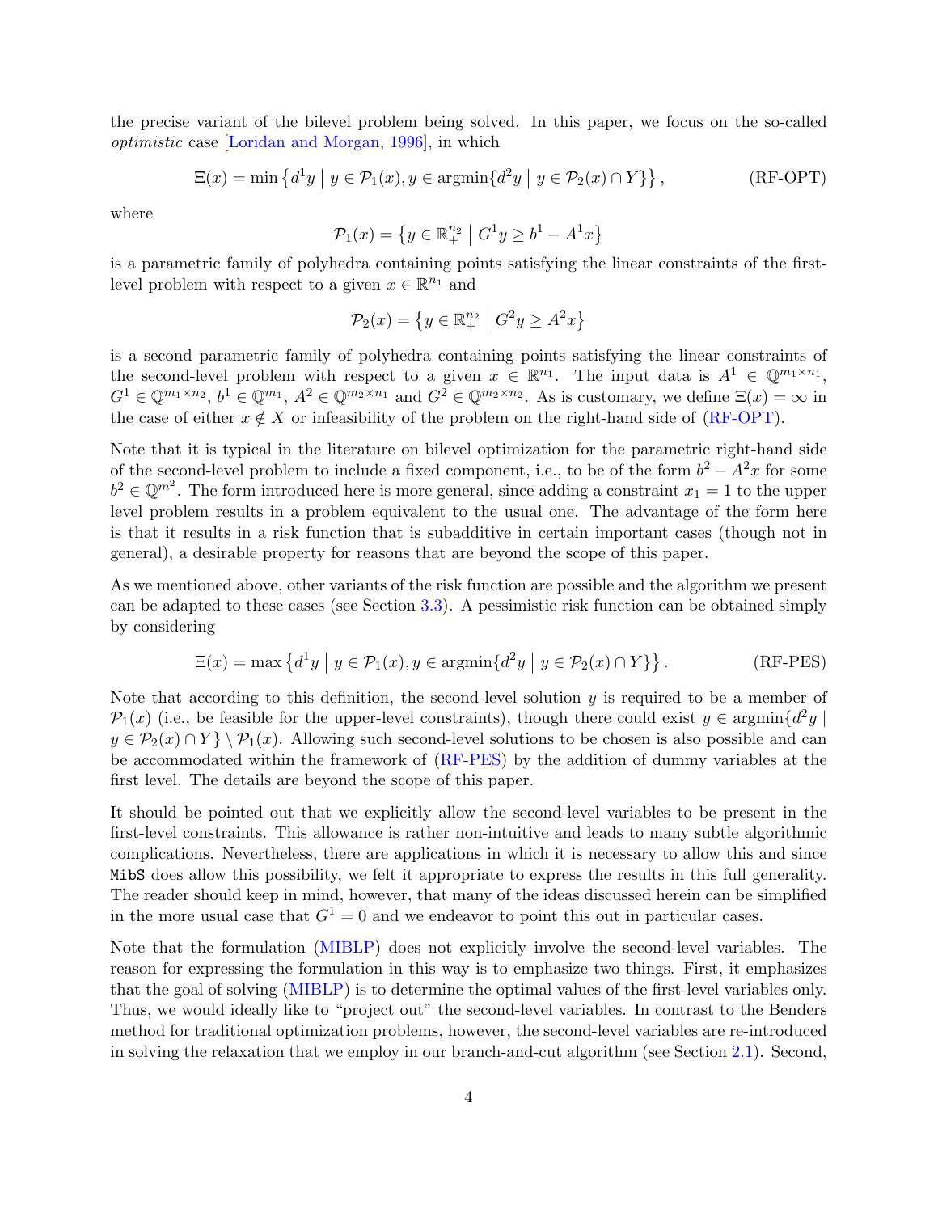the precise variant of the bilevel problem being solved. In this paper, we focus on the so-called *optimistic* case [Loridan and Morgan, 1996], in which

$$\Xi(x) = \min \left\{ d^1 y \;\middle|\; y \in \mathcal{P}_1(x), y \in \operatorname{argmin}\{d^2 y \mid y \in \mathcal{P}_2(x) \cap Y\} \right\}, \tag{RF-OPT}$$

where

$$\mathcal{P}_1(x) = \left\{ y \in \mathbb{R}^{n_2}_+ \;\middle|\; G^1 y \geq b^1 - A^1 x \right\}$$

is a parametric family of polyhedra containing points satisfying the linear constraints of the first-level problem with respect to a given $x \in \mathbb{R}^{n_1}$ and

$$\mathcal{P}_2(x) = \left\{ y \in \mathbb{R}^{n_2}_+ \;\middle|\; G^2 y \geq A^2 x \right\}$$

is a second parametric family of polyhedra containing points satisfying the linear constraints of the second-level problem with respect to a given $x \in \mathbb{R}^{n_1}$. The input data is $A^1 \in \mathbb{Q}^{m_1 \times n_1}$, $G^1 \in \mathbb{Q}^{m_1 \times n_2}$, $b^1 \in \mathbb{Q}^{m_1}$, $A^2 \in \mathbb{Q}^{m_2 \times n_1}$ and $G^2 \in \mathbb{Q}^{m_2 \times n_2}$. As is customary, we define $\Xi(x) = \infty$ in the case of either $x \notin X$ or infeasibility of the problem on the right-hand side of (RF-OPT).

Note that it is typical in the literature on bilevel optimization for the parametric right-hand side of the second-level problem to include a fixed component, i.e., to be of the form $b^2 - A^2 x$ for some $b^2 \in \mathbb{Q}^{m^2}$. The form introduced here is more general, since adding a constraint $x_1 = 1$ to the upper level problem results in a problem equivalent to the usual one. The advantage of the form here is that it results in a risk function that is subadditive in certain important cases (though not in general), a desirable property for reasons that are beyond the scope of this paper.

As we mentioned above, other variants of the risk function are possible and the algorithm we present can be adapted to these cases (see Section 3.3). A pessimistic risk function can be obtained simply by considering

$$\Xi(x) = \max \left\{ d^1 y \;\middle|\; y \in \mathcal{P}_1(x), y \in \operatorname{argmin}\{d^2 y \mid y \in \mathcal{P}_2(x) \cap Y\} \right\}. \tag{RF-PES}$$

Note that according to this definition, the second-level solution $y$ is required to be a member of $\mathcal{P}_1(x)$ (i.e., be feasible for the upper-level constraints), though there could exist $y \in \operatorname{argmin}\{d^2 y \mid y \in \mathcal{P}_2(x) \cap Y\} \setminus \mathcal{P}_1(x)$. Allowing such second-level solutions to be chosen is also possible and can be accommodated within the framework of (RF-PES) by the addition of dummy variables at the first level. The details are beyond the scope of this paper.

It should be pointed out that we explicitly allow the second-level variables to be present in the first-level constraints. This allowance is rather non-intuitive and leads to many subtle algorithmic complications. Nevertheless, there are applications in which it is necessary to allow this and since `MibS` does allow this possibility, we felt it appropriate to express the results in this full generality. The reader should keep in mind, however, that many of the ideas discussed herein can be simplified in the more usual case that $G^1 = 0$ and we endeavor to point this out in particular cases.

Note that the formulation (MIBLP) does not explicitly involve the second-level variables. The reason for expressing the formulation in this way is to emphasize two things. First, it emphasizes that the goal of solving (MIBLP) is to determine the optimal values of the first-level variables only. Thus, we would ideally like to "project out" the second-level variables. In contrast to the Benders method for traditional optimization problems, however, the second-level variables are re-introduced in solving the relaxation that we employ in our branch-and-cut algorithm (see Section 2.1). Second,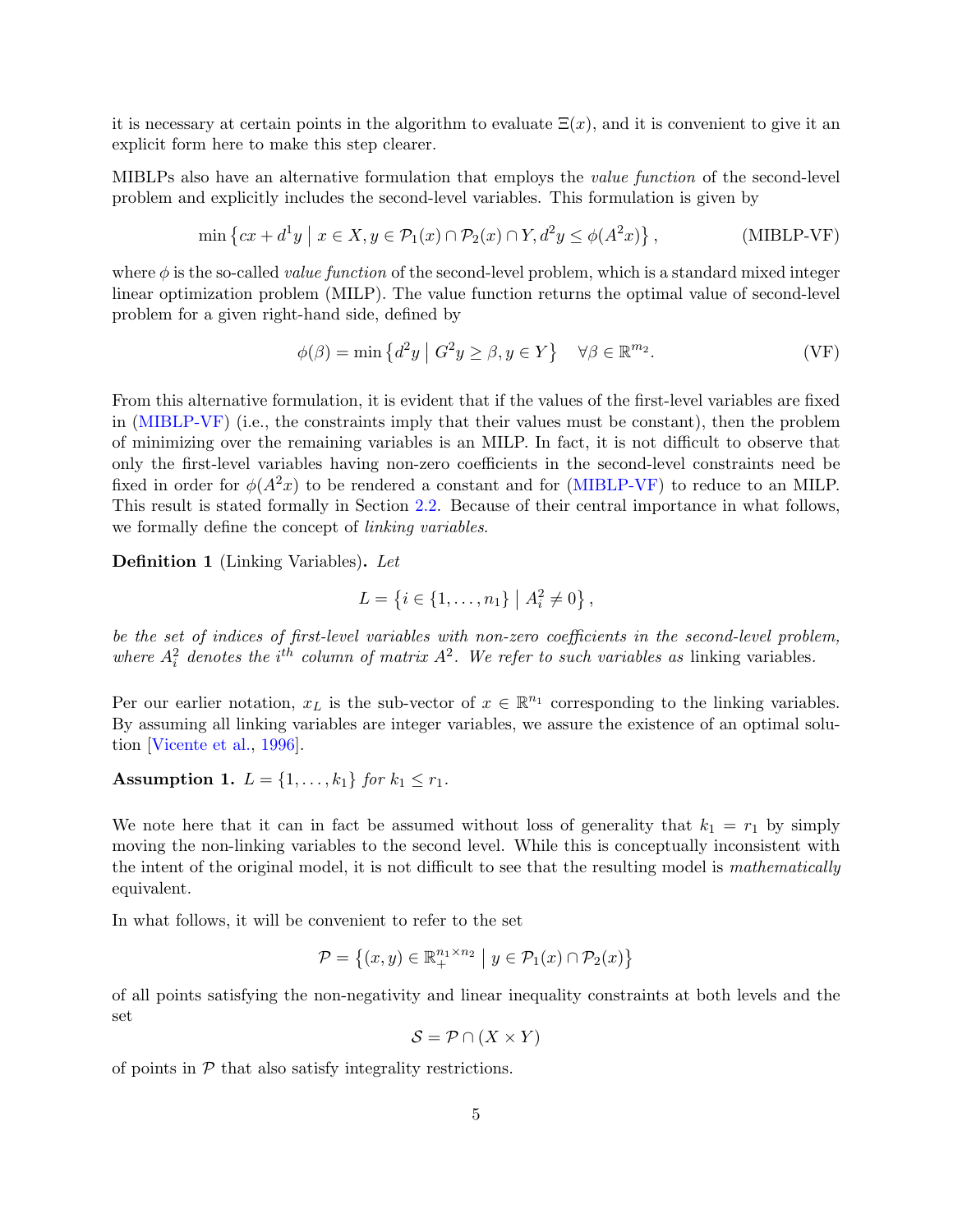it is necessary at certain points in the algorithm to evaluate $\Xi(x)$, and it is convenient to give it an explicit form here to make this step clearer.

MIBLPs also have an alternative formulation that employs the *value function* of the second-level problem and explicitly includes the second-level variables. This formulation is given by

$$\min \left\{ cx + d^1 y \;\middle|\; x \in X, y \in \mathcal{P}_1(x) \cap \mathcal{P}_2(x) \cap Y, d^2 y \leq \phi(A^2 x) \right\}, \tag{MIBLP-VF}$$

where $\phi$ is the so-called *value function* of the second-level problem, which is a standard mixed integer linear optimization problem (MILP). The value function returns the optimal value of second-level problem for a given right-hand side, defined by

$$\phi(\beta) = \min \left\{ d^2 y \;\middle|\; G^2 y \geq \beta, y \in Y \right\} \quad \forall \beta \in \mathbb{R}^{m_2}. \tag{VF}$$

From this alternative formulation, it is evident that if the values of the first-level variables are fixed in (MIBLP-VF) (i.e., the constraints imply that their values must be constant), then the problem of minimizing over the remaining variables is an MILP. In fact, it is not difficult to observe that only the first-level variables having non-zero coefficients in the second-level constraints need be fixed in order for $\phi(A^2 x)$ to be rendered a constant and for (MIBLP-VF) to reduce to an MILP. This result is stated formally in Section 2.2. Because of their central importance in what follows, we formally define the concept of *linking variables*.

**Definition 1** (Linking Variables)**.** *Let*

$$L = \left\{ i \in \{1, \ldots, n_1\} \;\middle|\; A^2_i \neq 0 \right\},$$

*be the set of indices of first-level variables with non-zero coefficients in the second-level problem, where $A^2_i$ denotes the $i^{th}$ column of matrix $A^2$. We refer to such variables as* linking *variables.*

Per our earlier notation, $x_L$ is the sub-vector of $x \in \mathbb{R}^{n_1}$ corresponding to the linking variables. By assuming all linking variables are integer variables, we assure the existence of an optimal solution [Vicente et al., 1996].

**Assumption 1.** *$L = \{1, \ldots, k_1\}$ for $k_1 \leq r_1$.*

We note here that it can in fact be assumed without loss of generality that $k_1 = r_1$ by simply moving the non-linking variables to the second level. While this is conceptually inconsistent with the intent of the original model, it is not difficult to see that the resulting model is *mathematically* equivalent.

In what follows, it will be convenient to refer to the set

$$\mathcal{P} = \left\{ (x, y) \in \mathbb{R}^{n_1 \times n_2}_+ \;\middle|\; y \in \mathcal{P}_1(x) \cap \mathcal{P}_2(x) \right\}$$

of all points satisfying the non-negativity and linear inequality constraints at both levels and the set

$$\mathcal{S} = \mathcal{P} \cap (X \times Y)$$

of points in $\mathcal{P}$ that also satisfy integrality restrictions.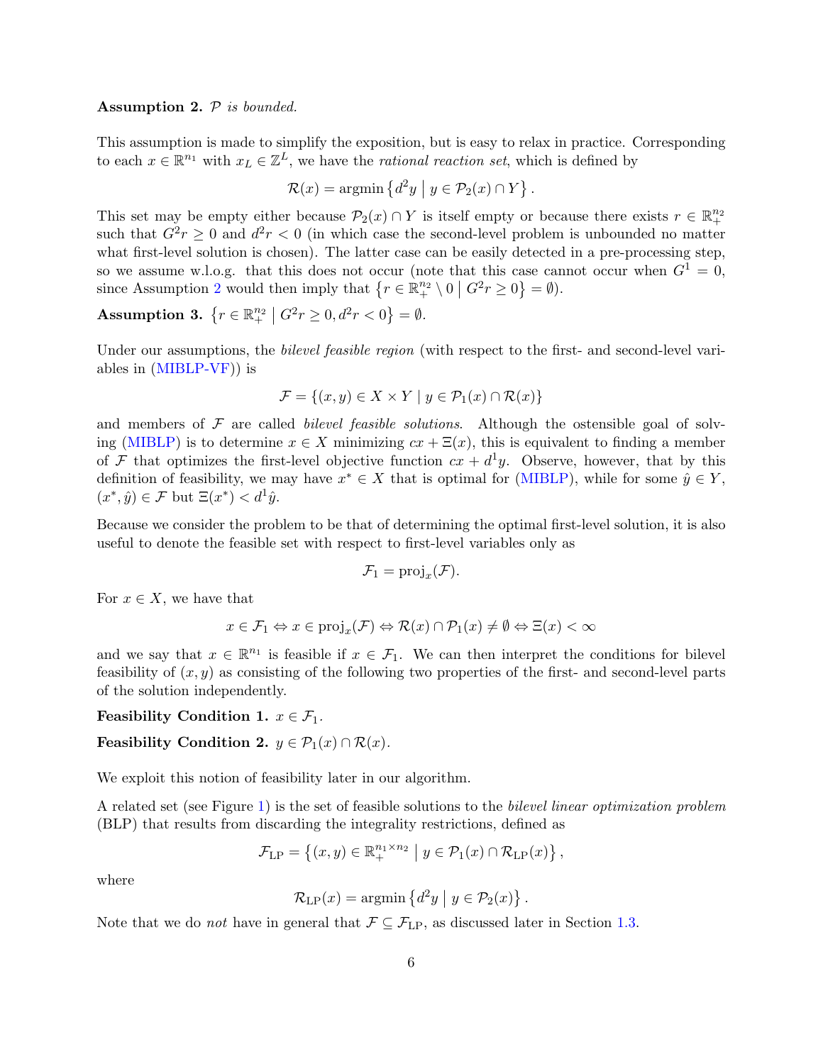**Assumption 2.** *$\mathcal{P}$ is bounded.*

This assumption is made to simplify the exposition, but is easy to relax in practice. Corresponding to each $x \in \mathbb{R}^{n_1}$ with $x_L \in \mathbb{Z}^L$, we have the *rational reaction set*, which is defined by

$$\mathcal{R}(x) = \operatorname{argmin}\left\{ d^2 y \;\middle|\; y \in \mathcal{P}_2(x) \cap Y \right\}.$$

This set may be empty either because $\mathcal{P}_2(x) \cap Y$ is itself empty or because there exists $r \in \mathbb{R}^{n_2}_+$ such that $G^2 r \geq 0$ and $d^2 r < 0$ (in which case the second-level problem is unbounded no matter what first-level solution is chosen). The latter case can be easily detected in a pre-processing step, so we assume w.l.o.g. that this does not occur (note that this case cannot occur when $G^1 = 0$, since Assumption 2 would then imply that $\left\{ r \in \mathbb{R}^{n_2}_+ \setminus 0 \;\middle|\; G^2 r \geq 0 \right\} = \emptyset$).

**Assumption 3.** $\left\{ r \in \mathbb{R}^{n_2}_+ \;\middle|\; G^2 r \geq 0, d^2 r < 0 \right\} = \emptyset$.

Under our assumptions, the *bilevel feasible region* (with respect to the first- and second-level variables in (MIBLP-VF)) is

$$\mathcal{F} = \{(x, y) \in X \times Y \mid y \in \mathcal{P}_1(x) \cap \mathcal{R}(x)\}$$

and members of $\mathcal{F}$ are called *bilevel feasible solutions*. Although the ostensible goal of solving (MIBLP) is to determine $x \in X$ minimizing $cx + \Xi(x)$, this is equivalent to finding a member of $\mathcal{F}$ that optimizes the first-level objective function $cx + d^1 y$. Observe, however, that by this definition of feasibility, we may have $x^* \in X$ that is optimal for (MIBLP), while for some $\hat{y} \in Y$, $(x^*, \hat{y}) \in \mathcal{F}$ but $\Xi(x^*) < d^1 \hat{y}$.

Because we consider the problem to be that of determining the optimal first-level solution, it is also useful to denote the feasible set with respect to first-level variables only as

$$\mathcal{F}_1 = \operatorname{proj}_x(\mathcal{F}).$$

For $x \in X$, we have that

$$x \in \mathcal{F}_1 \Leftrightarrow x \in \operatorname{proj}_x(\mathcal{F}) \Leftrightarrow \mathcal{R}(x) \cap \mathcal{P}_1(x) \neq \emptyset \Leftrightarrow \Xi(x) < \infty$$

and we say that $x \in \mathbb{R}^{n_1}$ is feasible if $x \in \mathcal{F}_1$. We can then interpret the conditions for bilevel feasibility of $(x, y)$ as consisting of the following two properties of the first- and second-level parts of the solution independently.

**Feasibility Condition 1.** $x \in \mathcal{F}_1$.

**Feasibility Condition 2.** $y \in \mathcal{P}_1(x) \cap \mathcal{R}(x)$.

We exploit this notion of feasibility later in our algorithm.

A related set (see Figure 1) is the set of feasible solutions to the *bilevel linear optimization problem* (BLP) that results from discarding the integrality restrictions, defined as

$$\mathcal{F}_{\text{LP}} = \left\{ (x, y) \in \mathbb{R}^{n_1 \times n_2}_+ \;\middle|\; y \in \mathcal{P}_1(x) \cap \mathcal{R}_{\text{LP}}(x) \right\},$$

where

$$\mathcal{R}_{\text{LP}}(x) = \operatorname{argmin}\left\{ d^2 y \;\middle|\; y \in \mathcal{P}_2(x) \right\}.$$

Note that we do *not* have in general that $\mathcal{F} \subseteq \mathcal{F}_{\text{LP}}$, as discussed later in Section 1.3.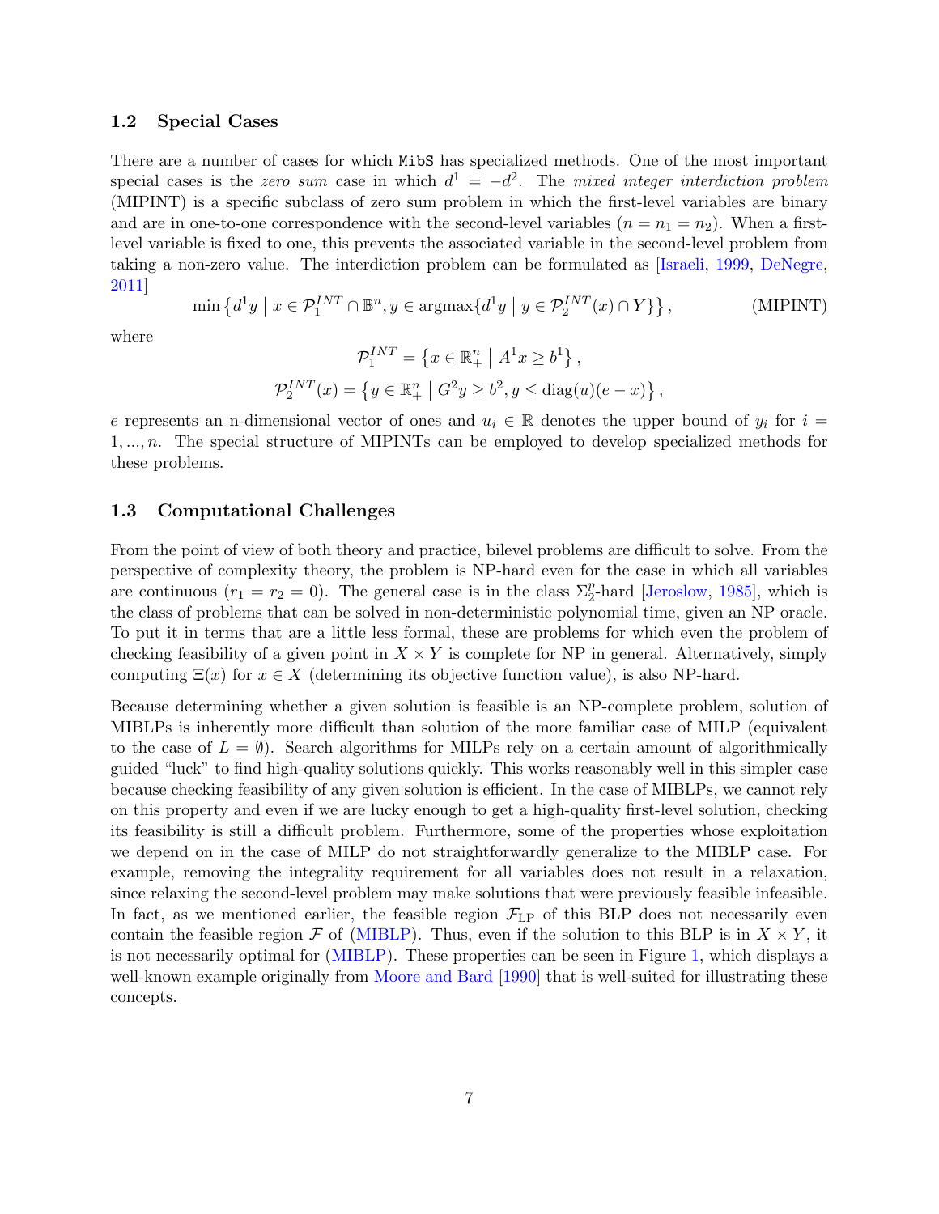### 1.2 Special Cases

There are a number of cases for which `MibS` has specialized methods. One of the most important special cases is the *zero sum* case in which $d^1 = -d^2$. The *mixed integer interdiction problem* (MIPINT) is a specific subclass of zero sum problem in which the first-level variables are binary and are in one-to-one correspondence with the second-level variables ($n = n_1 = n_2$). When a first-level variable is fixed to one, this prevents the associated variable in the second-level problem from taking a non-zero value. The interdiction problem can be formulated as [Israeli, 1999, DeNegre, 2011]

$$\min \left\{ d^1 y \mid x \in \mathcal{P}_1^{INT} \cap \mathbb{B}^n, y \in \operatorname{argmax}\{d^1 y \mid y \in \mathcal{P}_2^{INT}(x) \cap Y\} \right\}, \tag{MIPINT}$$

where

$$\mathcal{P}_1^{INT} = \left\{ x \in \mathbb{R}_+^n \mid A^1 x \geq b^1 \right\},$$

$$\mathcal{P}_2^{INT}(x) = \left\{ y \in \mathbb{R}_+^n \mid G^2 y \geq b^2, y \leq \operatorname{diag}(u)(e - x) \right\},$$

$e$ represents an n-dimensional vector of ones and $u_i \in \mathbb{R}$ denotes the upper bound of $y_i$ for $i = 1, ..., n$. The special structure of MIPINTs can be employed to develop specialized methods for these problems.

### 1.3 Computational Challenges

From the point of view of both theory and practice, bilevel problems are difficult to solve. From the perspective of complexity theory, the problem is NP-hard even for the case in which all variables are continuous ($r_1 = r_2 = 0$). The general case is in the class $\Sigma_2^p$-hard [Jeroslow, 1985], which is the class of problems that can be solved in non-deterministic polynomial time, given an NP oracle. To put it in terms that are a little less formal, these are problems for which even the problem of checking feasibility of a given point in $X \times Y$ is complete for NP in general. Alternatively, simply computing $\Xi(x)$ for $x \in X$ (determining its objective function value), is also NP-hard.

Because determining whether a given solution is feasible is an NP-complete problem, solution of MIBLPs is inherently more difficult than solution of the more familiar case of MILP (equivalent to the case of $L = \emptyset$). Search algorithms for MILPs rely on a certain amount of algorithmically guided "luck" to find high-quality solutions quickly. This works reasonably well in this simpler case because checking feasibility of any given solution is efficient. In the case of MIBLPs, we cannot rely on this property and even if we are lucky enough to get a high-quality first-level solution, checking its feasibility is still a difficult problem. Furthermore, some of the properties whose exploitation we depend on in the case of MILP do not straightforwardly generalize to the MIBLP case. For example, removing the integrality requirement for all variables does not result in a relaxation, since relaxing the second-level problem may make solutions that were previously feasible infeasible. In fact, as we mentioned earlier, the feasible region $\mathcal{F}_{\text{LP}}$ of this BLP does not necessarily even contain the feasible region $\mathcal{F}$ of (MIBLP). Thus, even if the solution to this BLP is in $X \times Y$, it is not necessarily optimal for (MIBLP). These properties can be seen in Figure 1, which displays a well-known example originally from Moore and Bard [1990] that is well-suited for illustrating these concepts.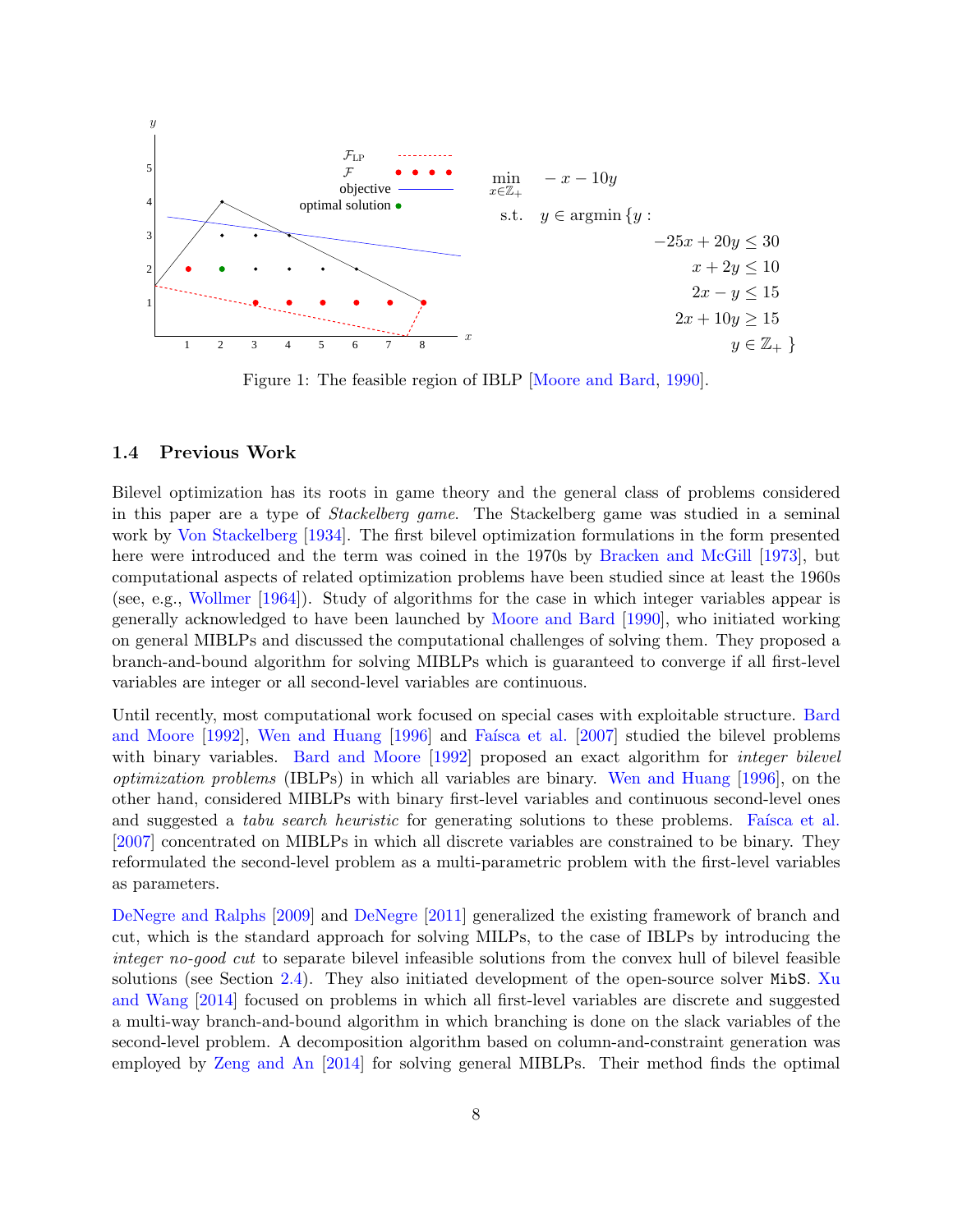$$
\begin{aligned}
\min_{x \in \mathbb{Z}_+} \quad & -x - 10y \\
\text{s.t.} \quad & y \in \operatorname{argmin} \{ y : \\
& \qquad -25x + 20y \leq 30 \\
& \qquad x + 2y \leq 10 \\
& \qquad 2x - y \leq 15 \\
& \qquad 2x + 10y \geq 15 \\
& \qquad y \in \mathbb{Z}_+ \}
\end{aligned}
$$

Figure 1: The feasible region of IBLP [Moore and Bard, 1990].

### 1.4 Previous Work

Bilevel optimization has its roots in game theory and the general class of problems considered in this paper are a type of *Stackelberg game*. The Stackelberg game was studied in a seminal work by Von Stackelberg [1934]. The first bilevel optimization formulations in the form presented here were introduced and the term was coined in the 1970s by Bracken and McGill [1973], but computational aspects of related optimization problems have been studied since at least the 1960s (see, e.g., Wollmer [1964]). Study of algorithms for the case in which integer variables appear is generally acknowledged to have been launched by Moore and Bard [1990], who initiated working on general MIBLPs and discussed the computational challenges of solving them. They proposed a branch-and-bound algorithm for solving MIBLPs which is guaranteed to converge if all first-level variables are integer or all second-level variables are continuous.

Until recently, most computational work focused on special cases with exploitable structure. Bard and Moore [1992], Wen and Huang [1996] and Faísca et al. [2007] studied the bilevel problems with binary variables. Bard and Moore [1992] proposed an exact algorithm for *integer bilevel optimization problems* (IBLPs) in which all variables are binary. Wen and Huang [1996], on the other hand, considered MIBLPs with binary first-level variables and continuous second-level ones and suggested a *tabu search heuristic* for generating solutions to these problems. Faísca et al. [2007] concentrated on MIBLPs in which all discrete variables are constrained to be binary. They reformulated the second-level problem as a multi-parametric problem with the first-level variables as parameters.

DeNegre and Ralphs [2009] and DeNegre [2011] generalized the existing framework of branch and cut, which is the standard approach for solving MILPs, to the case of IBLPs by introducing the *integer no-good cut* to separate bilevel infeasible solutions from the convex hull of bilevel feasible solutions (see Section 2.4). They also initiated development of the open-source solver MibS. Xu and Wang [2014] focused on problems in which all first-level variables are discrete and suggested a multi-way branch-and-bound algorithm in which branching is done on the slack variables of the second-level problem. A decomposition algorithm based on column-and-constraint generation was employed by Zeng and An [2014] for solving general MIBLPs. Their method finds the optimal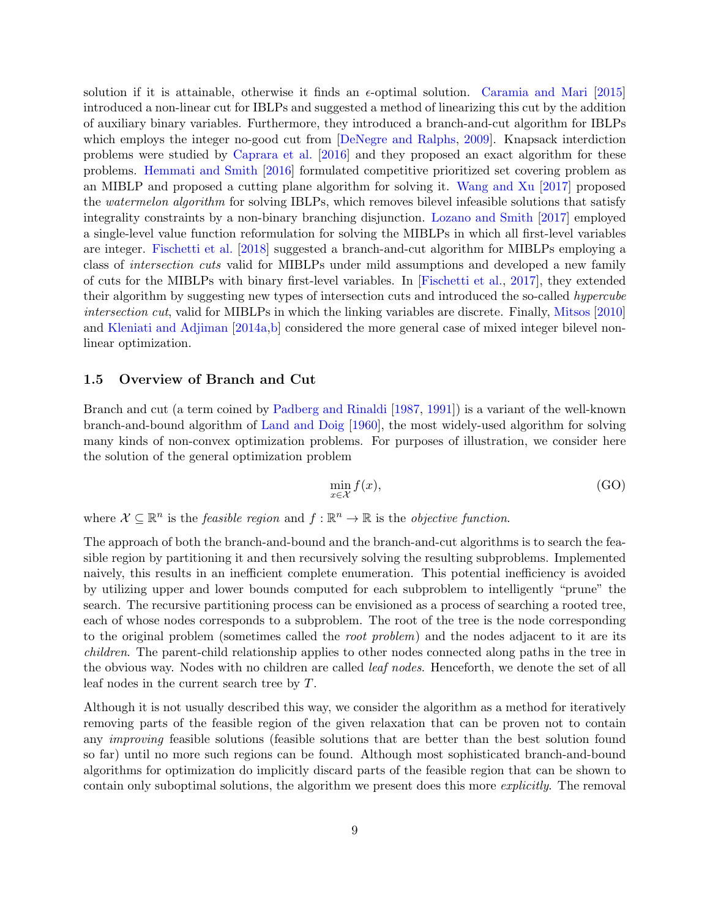solution if it is attainable, otherwise it finds an $\epsilon$-optimal solution. Caramia and Mari [2015] introduced a non-linear cut for IBLPs and suggested a method of linearizing this cut by the addition of auxiliary binary variables. Furthermore, they introduced a branch-and-cut algorithm for IBLPs which employs the integer no-good cut from [DeNegre and Ralphs, 2009]. Knapsack interdiction problems were studied by Caprara et al. [2016] and they proposed an exact algorithm for these problems. Hemmati and Smith [2016] formulated competitive prioritized set covering problem as an MIBLP and proposed a cutting plane algorithm for solving it. Wang and Xu [2017] proposed the *watermelon algorithm* for solving IBLPs, which removes bilevel infeasible solutions that satisfy integrality constraints by a non-binary branching disjunction. Lozano and Smith [2017] employed a single-level value function reformulation for solving the MIBLPs in which all first-level variables are integer. Fischetti et al. [2018] suggested a branch-and-cut algorithm for MIBLPs employing a class of *intersection cuts* valid for MIBLPs under mild assumptions and developed a new family of cuts for the MIBLPs with binary first-level variables. In [Fischetti et al., 2017], they extended their algorithm by suggesting new types of intersection cuts and introduced the so-called *hypercube intersection cut*, valid for MIBLPs in which the linking variables are discrete. Finally, Mitsos [2010] and Kleniati and Adjiman [2014a,b] considered the more general case of mixed integer bilevel non-linear optimization.

### 1.5 Overview of Branch and Cut

Branch and cut (a term coined by Padberg and Rinaldi [1987, 1991]) is a variant of the well-known branch-and-bound algorithm of Land and Doig [1960], the most widely-used algorithm for solving many kinds of non-convex optimization problems. For purposes of illustration, we consider here the solution of the general optimization problem

$$\min_{x \in \mathcal{X}} f(x), \tag{GO}$$

where $\mathcal{X} \subseteq \mathbb{R}^n$ is the *feasible region* and $f : \mathbb{R}^n \to \mathbb{R}$ is the *objective function*.

The approach of both the branch-and-bound and the branch-and-cut algorithms is to search the feasible region by partitioning it and then recursively solving the resulting subproblems. Implemented naively, this results in an inefficient complete enumeration. This potential inefficiency is avoided by utilizing upper and lower bounds computed for each subproblem to intelligently "prune" the search. The recursive partitioning process can be envisioned as a process of searching a rooted tree, each of whose nodes corresponds to a subproblem. The root of the tree is the node corresponding to the original problem (sometimes called the *root problem*) and the nodes adjacent to it are its *children*. The parent-child relationship applies to other nodes connected along paths in the tree in the obvious way. Nodes with no children are called *leaf nodes*. Henceforth, we denote the set of all leaf nodes in the current search tree by $T$.

Although it is not usually described this way, we consider the algorithm as a method for iteratively removing parts of the feasible region of the given relaxation that can be proven not to contain any *improving* feasible solutions (feasible solutions that are better than the best solution found so far) until no more such regions can be found. Although most sophisticated branch-and-bound algorithms for optimization do implicitly discard parts of the feasible region that can be shown to contain only suboptimal solutions, the algorithm we present does this more *explicitly*. The removal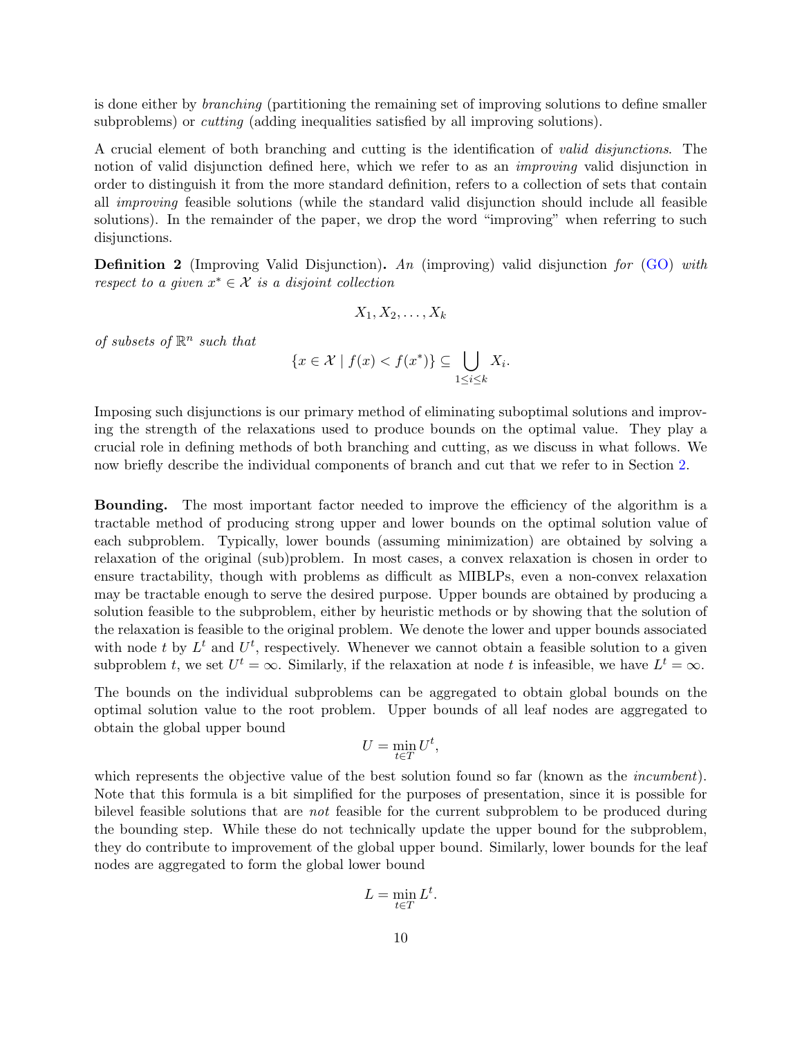is done either by *branching* (partitioning the remaining set of improving solutions to define smaller subproblems) or *cutting* (adding inequalities satisfied by all improving solutions).

A crucial element of both branching and cutting is the identification of *valid disjunctions*. The notion of valid disjunction defined here, which we refer to as an *improving* valid disjunction in order to distinguish it from the more standard definition, refers to a collection of sets that contain all *improving* feasible solutions (while the standard valid disjunction should include all feasible solutions). In the remainder of the paper, we drop the word "improving" when referring to such disjunctions.

**Definition 2** (Improving Valid Disjunction)**.** *An* (improving) valid disjunction *for* (GO) *with respect to a given $x^* \in \mathcal{X}$ is a disjoint collection*

$$X_1, X_2, \ldots, X_k$$

*of subsets of $\mathbb{R}^n$ such that*

$$\{x \in \mathcal{X} \mid f(x) < f(x^*)\} \subseteq \bigcup_{1 \leq i \leq k} X_i.$$

Imposing such disjunctions is our primary method of eliminating suboptimal solutions and improving the strength of the relaxations used to produce bounds on the optimal value. They play a crucial role in defining methods of both branching and cutting, as we discuss in what follows. We now briefly describe the individual components of branch and cut that we refer to in Section 2.

**Bounding.** The most important factor needed to improve the efficiency of the algorithm is a tractable method of producing strong upper and lower bounds on the optimal solution value of each subproblem. Typically, lower bounds (assuming minimization) are obtained by solving a relaxation of the original (sub)problem. In most cases, a convex relaxation is chosen in order to ensure tractability, though with problems as difficult as MIBLPs, even a non-convex relaxation may be tractable enough to serve the desired purpose. Upper bounds are obtained by producing a solution feasible to the subproblem, either by heuristic methods or by showing that the solution of the relaxation is feasible to the original problem. We denote the lower and upper bounds associated with node $t$ by $L^t$ and $U^t$, respectively. Whenever we cannot obtain a feasible solution to a given subproblem $t$, we set $U^t = \infty$. Similarly, if the relaxation at node $t$ is infeasible, we have $L^t = \infty$.

The bounds on the individual subproblems can be aggregated to obtain global bounds on the optimal solution value to the root problem. Upper bounds of all leaf nodes are aggregated to obtain the global upper bound

$$U = \min_{t \in T} U^t,$$

which represents the objective value of the best solution found so far (known as the *incumbent*). Note that this formula is a bit simplified for the purposes of presentation, since it is possible for bilevel feasible solutions that are *not* feasible for the current subproblem to be produced during the bounding step. While these do not technically update the upper bound for the subproblem, they do contribute to improvement of the global upper bound. Similarly, lower bounds for the leaf nodes are aggregated to form the global lower bound

$$L = \min_{t \in T} L^t.$$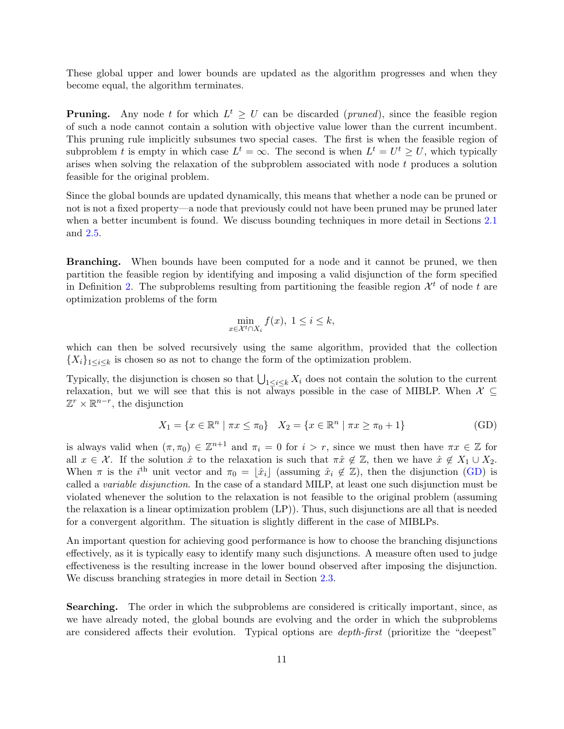These global upper and lower bounds are updated as the algorithm progresses and when they become equal, the algorithm terminates.

**Pruning.** Any node $t$ for which $L^t \geq U$ can be discarded (*pruned*), since the feasible region of such a node cannot contain a solution with objective value lower than the current incumbent. This pruning rule implicitly subsumes two special cases. The first is when the feasible region of subproblem $t$ is empty in which case $L^t = \infty$. The second is when $L^t = U^t \geq U$, which typically arises when solving the relaxation of the subproblem associated with node $t$ produces a solution feasible for the original problem.

Since the global bounds are updated dynamically, this means that whether a node can be pruned or not is not a fixed property—a node that previously could not have been pruned may be pruned later when a better incumbent is found. We discuss bounding techniques in more detail in Sections 2.1 and 2.5.

**Branching.** When bounds have been computed for a node and it cannot be pruned, we then partition the feasible region by identifying and imposing a valid disjunction of the form specified in Definition 2. The subproblems resulting from partitioning the feasible region $\mathcal{X}^t$ of node $t$ are optimization problems of the form

$$\min_{x \in \mathcal{X}^t \cap X_i} f(x), \ 1 \leq i \leq k,$$

which can then be solved recursively using the same algorithm, provided that the collection $\{X_i\}_{1 \leq i \leq k}$ is chosen so as not to change the form of the optimization problem.

Typically, the disjunction is chosen so that $\bigcup_{1 \leq i \leq k} X_i$ does not contain the solution to the current relaxation, but we will see that this is not always possible in the case of MIBLP. When $\mathcal{X} \subseteq \mathbb{Z}^r \times \mathbb{R}^{n-r}$, the disjunction

$$X_1 = \{x \in \mathbb{R}^n \mid \pi x \leq \pi_0\} \quad X_2 = \{x \in \mathbb{R}^n \mid \pi x \geq \pi_0 + 1\} \tag{GD}$$

is always valid when $(\pi, \pi_0) \in \mathbb{Z}^{n+1}$ and $\pi_i = 0$ for $i > r$, since we must then have $\pi x \in \mathbb{Z}$ for all $x \in \mathcal{X}$. If the solution $\hat{x}$ to the relaxation is such that $\pi \hat{x} \notin \mathbb{Z}$, then we have $\hat{x} \notin X_1 \cup X_2$. When $\pi$ is the $i^{\text{th}}$ unit vector and $\pi_0 = \lfloor \hat{x}_i \rfloor$ (assuming $\hat{x}_i \notin \mathbb{Z}$), then the disjunction (GD) is called a *variable disjunction*. In the case of a standard MILP, at least one such disjunction must be violated whenever the solution to the relaxation is not feasible to the original problem (assuming the relaxation is a linear optimization problem (LP)). Thus, such disjunctions are all that is needed for a convergent algorithm. The situation is slightly different in the case of MIBLPs.

An important question for achieving good performance is how to choose the branching disjunctions effectively, as it is typically easy to identify many such disjunctions. A measure often used to judge effectiveness is the resulting increase in the lower bound observed after imposing the disjunction. We discuss branching strategies in more detail in Section 2.3.

**Searching.** The order in which the subproblems are considered is critically important, since, as we have already noted, the global bounds are evolving and the order in which the subproblems are considered affects their evolution. Typical options are *depth-first* (prioritize the "deepest"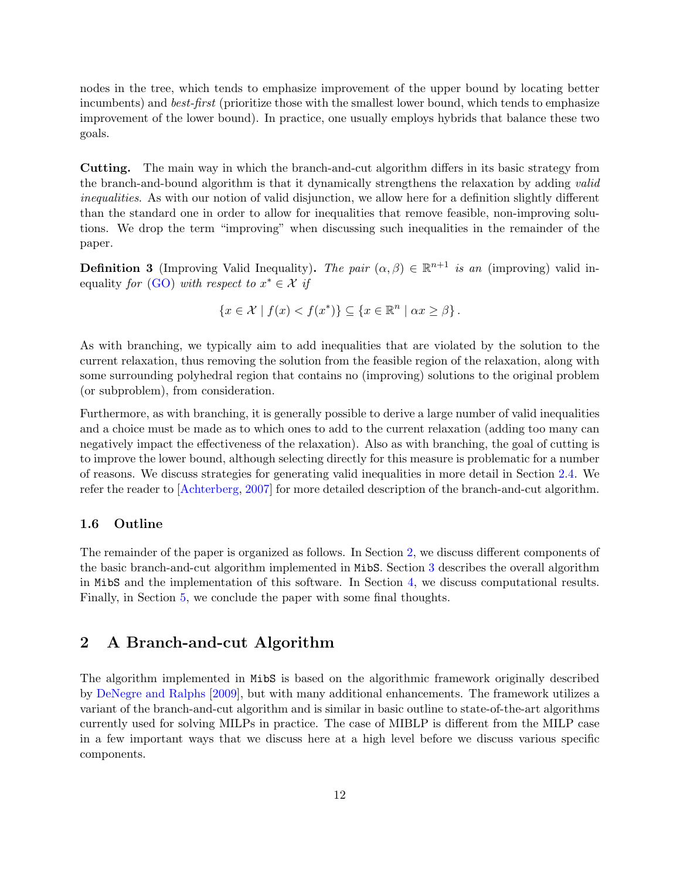nodes in the tree, which tends to emphasize improvement of the upper bound by locating better incumbents) and *best-first* (prioritize those with the smallest lower bound, which tends to emphasize improvement of the lower bound). In practice, one usually employs hybrids that balance these two goals.

**Cutting.** The main way in which the branch-and-cut algorithm differs in its basic strategy from the branch-and-bound algorithm is that it dynamically strengthens the relaxation by adding *valid inequalities*. As with our notion of valid disjunction, we allow here for a definition slightly different than the standard one in order to allow for inequalities that remove feasible, non-improving solutions. We drop the term "improving" when discussing such inequalities in the remainder of the paper.

**Definition 3** (Improving Valid Inequality)**.** *The pair $(\alpha, \beta) \in \mathbb{R}^{n+1}$ is an* (improving) valid inequality *for* (GO) *with respect to $x^* \in \mathcal{X}$ if*

$$\{x \in \mathcal{X} \mid f(x) < f(x^*)\} \subseteq \{x \in \mathbb{R}^n \mid \alpha x \geq \beta\}.$$

As with branching, we typically aim to add inequalities that are violated by the solution to the current relaxation, thus removing the solution from the feasible region of the relaxation, along with some surrounding polyhedral region that contains no (improving) solutions to the original problem (or subproblem), from consideration.

Furthermore, as with branching, it is generally possible to derive a large number of valid inequalities and a choice must be made as to which ones to add to the current relaxation (adding too many can negatively impact the effectiveness of the relaxation). Also as with branching, the goal of cutting is to improve the lower bound, although selecting directly for this measure is problematic for a number of reasons. We discuss strategies for generating valid inequalities in more detail in Section 2.4. We refer the reader to [Achterberg, 2007] for more detailed description of the branch-and-cut algorithm.

### 1.6 Outline

The remainder of the paper is organized as follows. In Section 2, we discuss different components of the basic branch-and-cut algorithm implemented in MibS. Section 3 describes the overall algorithm in MibS and the implementation of this software. In Section 4, we discuss computational results. Finally, in Section 5, we conclude the paper with some final thoughts.

## 2 A Branch-and-cut Algorithm

The algorithm implemented in MibS is based on the algorithmic framework originally described by DeNegre and Ralphs [2009], but with many additional enhancements. The framework utilizes a variant of the branch-and-cut algorithm and is similar in basic outline to state-of-the-art algorithms currently used for solving MILPs in practice. The case of MIBLP is different from the MILP case in a few important ways that we discuss here at a high level before we discuss various specific components.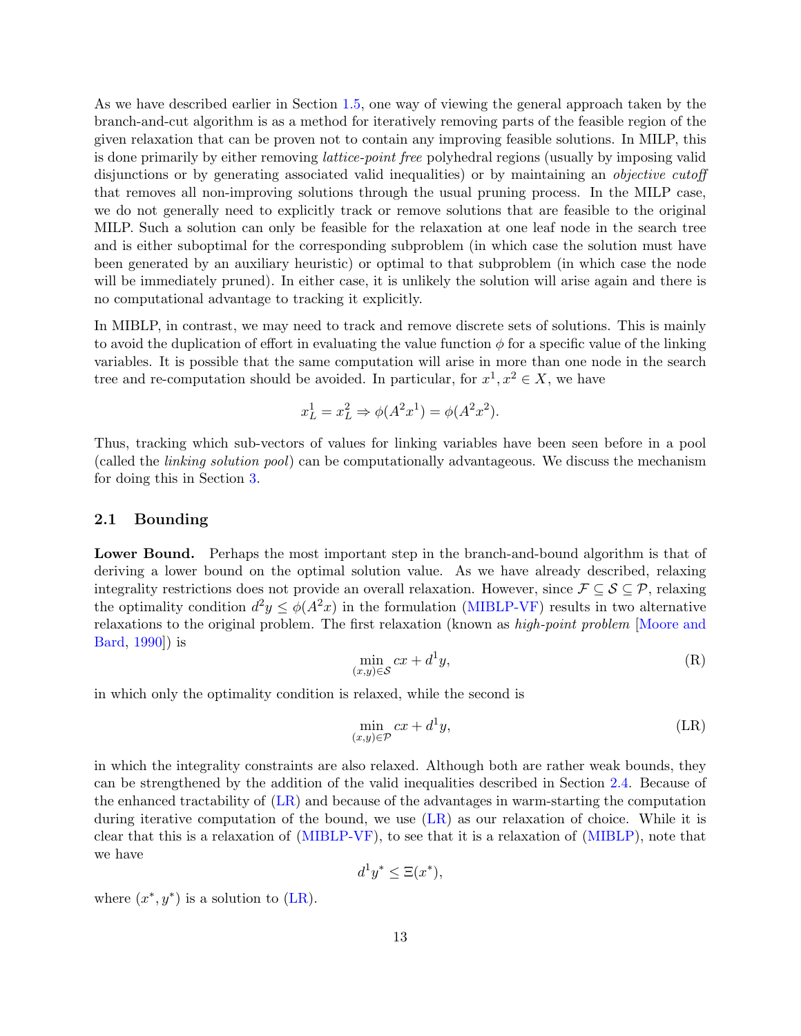As we have described earlier in Section 1.5, one way of viewing the general approach taken by the branch-and-cut algorithm is as a method for iteratively removing parts of the feasible region of the given relaxation that can be proven not to contain any improving feasible solutions. In MILP, this is done primarily by either removing *lattice-point free* polyhedral regions (usually by imposing valid disjunctions or by generating associated valid inequalities) or by maintaining an *objective cutoff* that removes all non-improving solutions through the usual pruning process. In the MILP case, we do not generally need to explicitly track or remove solutions that are feasible to the original MILP. Such a solution can only be feasible for the relaxation at one leaf node in the search tree and is either suboptimal for the corresponding subproblem (in which case the solution must have been generated by an auxiliary heuristic) or optimal to that subproblem (in which case the node will be immediately pruned). In either case, it is unlikely the solution will arise again and there is no computational advantage to tracking it explicitly.

In MIBLP, in contrast, we may need to track and remove discrete sets of solutions. This is mainly to avoid the duplication of effort in evaluating the value function $\phi$ for a specific value of the linking variables. It is possible that the same computation will arise in more than one node in the search tree and re-computation should be avoided. In particular, for $x^1, x^2 \in X$, we have

$$x^1_L = x^2_L \Rightarrow \phi(A^2x^1) = \phi(A^2x^2).$$

Thus, tracking which sub-vectors of values for linking variables have been seen before in a pool (called the *linking solution pool*) can be computationally advantageous. We discuss the mechanism for doing this in Section 3.

## 2.1 Bounding

**Lower Bound.** Perhaps the most important step in the branch-and-bound algorithm is that of deriving a lower bound on the optimal solution value. As we have already described, relaxing integrality restrictions does not provide an overall relaxation. However, since $\mathcal{F} \subseteq \mathcal{S} \subseteq \mathcal{P}$, relaxing the optimality condition $d^2y \leq \phi(A^2x)$ in the formulation (MIBLP-VF) results in two alternative relaxations to the original problem. The first relaxation (known as *high-point problem* [Moore and Bard, 1990]) is

$$\min_{(x,y)\in\mathcal{S}} cx + d^1y, \tag{R}$$

in which only the optimality condition is relaxed, while the second is

$$\min_{(x,y)\in\mathcal{P}} cx + d^1y, \tag{LR}$$

in which the integrality constraints are also relaxed. Although both are rather weak bounds, they can be strengthened by the addition of the valid inequalities described in Section 2.4. Because of the enhanced tractability of (LR) and because of the advantages in warm-starting the computation during iterative computation of the bound, we use (LR) as our relaxation of choice. While it is clear that this is a relaxation of (MIBLP-VF), to see that it is a relaxation of (MIBLP), note that we have

$$d^1y^* \leq \Xi(x^*),$$

where $(x^*, y^*)$ is a solution to (LR).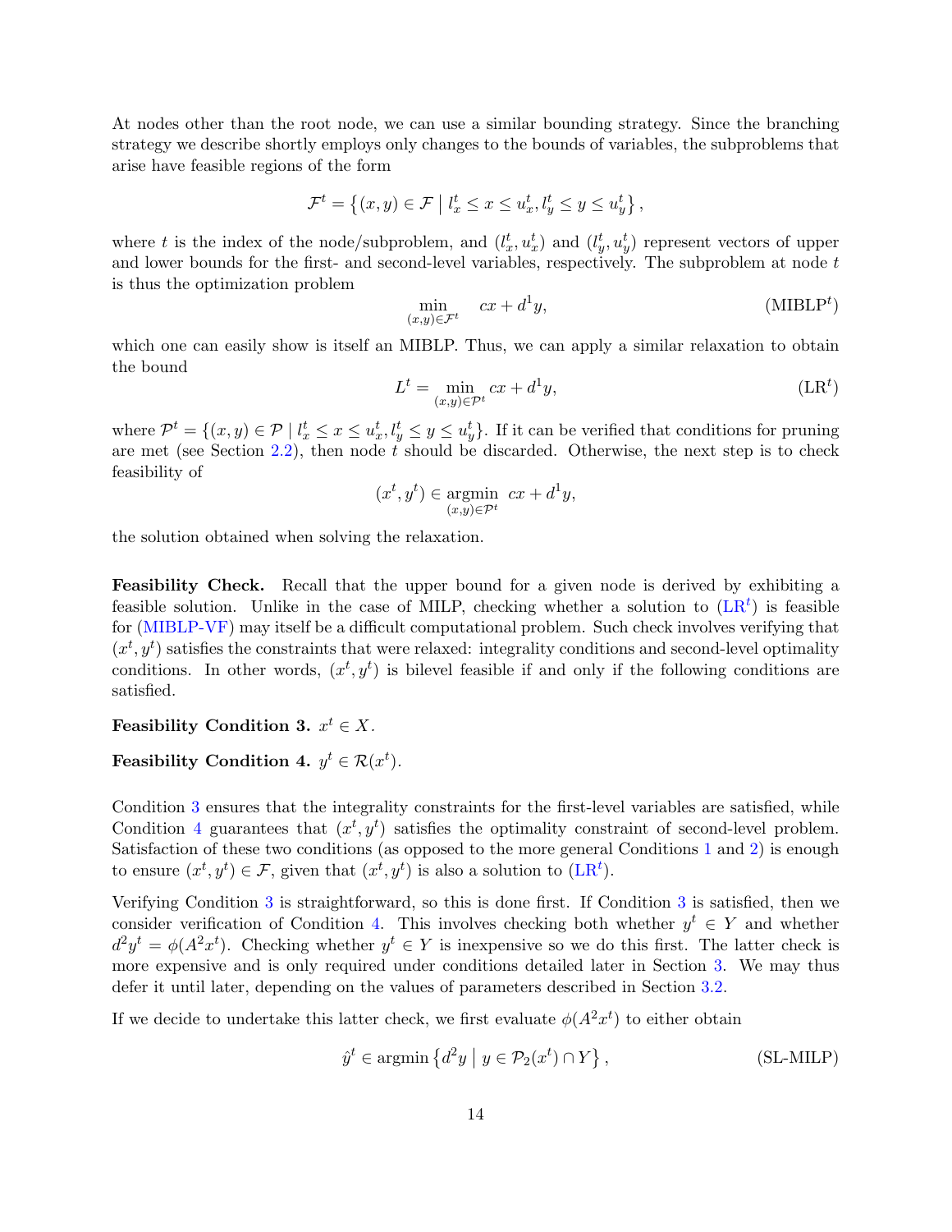At nodes other than the root node, we can use a similar bounding strategy. Since the branching strategy we describe shortly employs only changes to the bounds of variables, the subproblems that arise have feasible regions of the form

$$\mathcal{F}^t = \left\{(x, y) \in \mathcal{F} \mid l_x^t \leq x \leq u_x^t, l_y^t \leq y \leq u_y^t\right\},$$

where $t$ is the index of the node/subproblem, and $(l_x^t, u_x^t)$ and $(l_y^t, u_y^t)$ represent vectors of upper and lower bounds for the first- and second-level variables, respectively. The subproblem at node $t$ is thus the optimization problem

$$\min_{(x,y) \in \mathcal{F}^t} \quad cx + d^1 y, \tag{MIBLP$^t$}$$

which one can easily show is itself an MIBLP. Thus, we can apply a similar relaxation to obtain the bound

$$L^t = \min_{(x,y) \in \mathcal{P}^t} cx + d^1 y, \tag{LR$^t$}$$

where $\mathcal{P}^t = \{(x, y) \in \mathcal{P} \mid l_x^t \leq x \leq u_x^t, l_y^t \leq y \leq u_y^t\}$. If it can be verified that conditions for pruning are met (see Section 2.2), then node $t$ should be discarded. Otherwise, the next step is to check feasibility of

$$(x^t, y^t) \in \underset{(x,y) \in \mathcal{P}^t}{\operatorname{argmin}} \ cx + d^1 y,$$

the solution obtained when solving the relaxation.

**Feasibility Check.** Recall that the upper bound for a given node is derived by exhibiting a feasible solution. Unlike in the case of MILP, checking whether a solution to (LR$^t$) is feasible for (MIBLP-VF) may itself be a difficult computational problem. Such check involves verifying that $(x^t, y^t)$ satisfies the constraints that were relaxed: integrality conditions and second-level optimality conditions. In other words, $(x^t, y^t)$ is bilevel feasible if and only if the following conditions are satisfied.

**Feasibility Condition 3.** $x^t \in X$.

**Feasibility Condition 4.** $y^t \in \mathcal{R}(x^t)$.

Condition 3 ensures that the integrality constraints for the first-level variables are satisfied, while Condition 4 guarantees that $(x^t, y^t)$ satisfies the optimality constraint of second-level problem. Satisfaction of these two conditions (as opposed to the more general Conditions 1 and 2) is enough to ensure $(x^t, y^t) \in \mathcal{F}$, given that $(x^t, y^t)$ is also a solution to (LR$^t$).

Verifying Condition 3 is straightforward, so this is done first. If Condition 3 is satisfied, then we consider verification of Condition 4. This involves checking both whether $y^t \in Y$ and whether $d^2 y^t = \phi(A^2 x^t)$. Checking whether $y^t \in Y$ is inexpensive so we do this first. The latter check is more expensive and is only required under conditions detailed later in Section 3. We may thus defer it until later, depending on the values of parameters described in Section 3.2.

If we decide to undertake this latter check, we first evaluate $\phi(A^2 x^t)$ to either obtain

$$\hat{y}^t \in \operatorname{argmin}\left\{d^2 y \mid y \in \mathcal{P}_2(x^t) \cap Y\right\}, \tag{SL-MILP}$$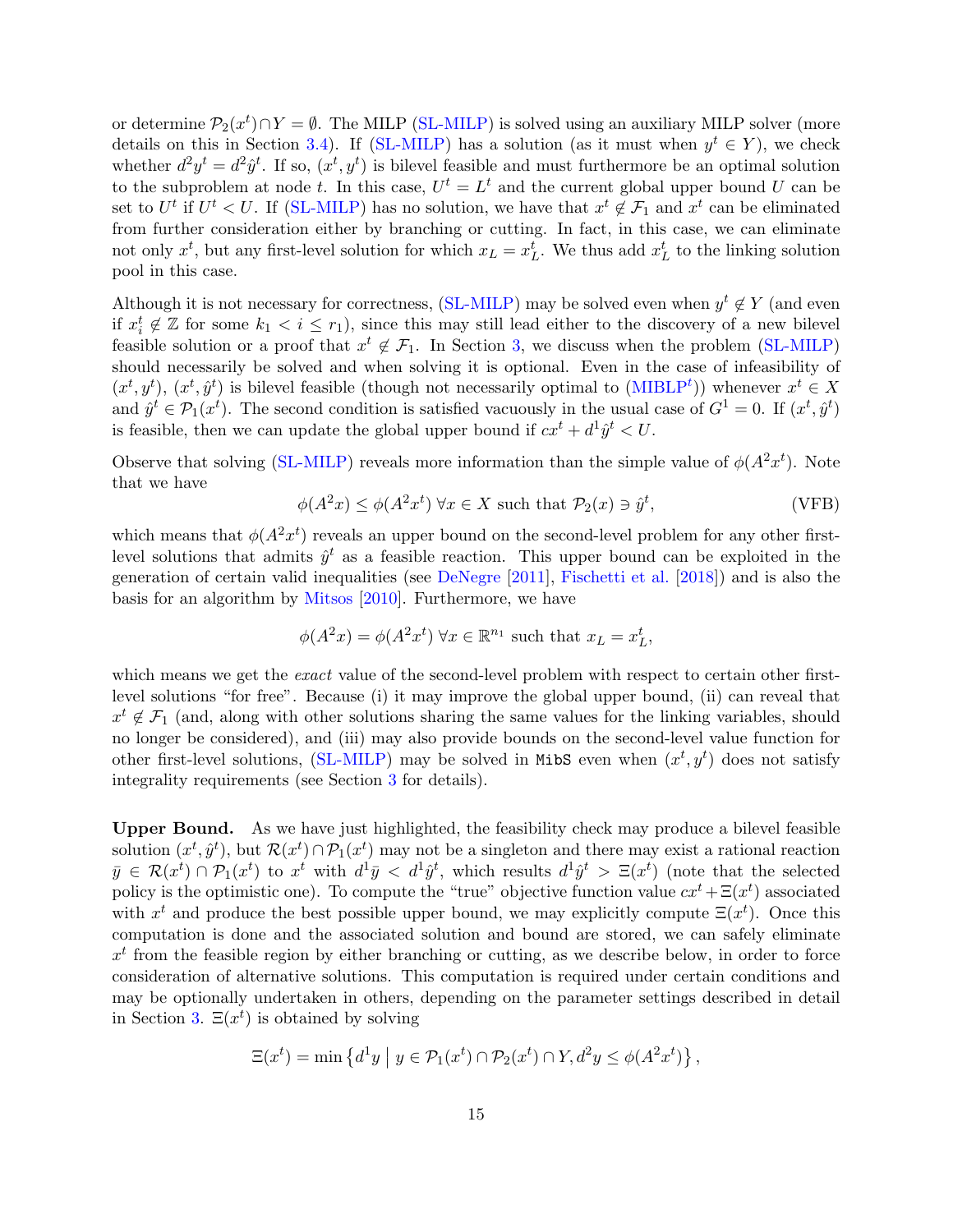or determine $\mathcal{P}_2(x^t) \cap Y = \emptyset$. The MILP (SL-MILP) is solved using an auxiliary MILP solver (more details on this in Section 3.4). If (SL-MILP) has a solution (as it must when $y^t \in Y$), we check whether $d^2 y^t = d^2 \hat{y}^t$. If so, $(x^t, y^t)$ is bilevel feasible and must furthermore be an optimal solution to the subproblem at node $t$. In this case, $U^t = L^t$ and the current global upper bound $U$ can be set to $U^t$ if $U^t < U$. If (SL-MILP) has no solution, we have that $x^t \notin \mathcal{F}_1$ and $x^t$ can be eliminated from further consideration either by branching or cutting. In fact, in this case, we can eliminate not only $x^t$, but any first-level solution for which $x_L = x_L^t$. We thus add $x_L^t$ to the linking solution pool in this case.

Although it is not necessary for correctness, (SL-MILP) may be solved even when $y^t \notin Y$ (and even if $x_i^t \notin \mathbb{Z}$ for some $k_1 < i \leq r_1$), since this may still lead either to the discovery of a new bilevel feasible solution or a proof that $x^t \notin \mathcal{F}_1$. In Section 3, we discuss when the problem (SL-MILP) should necessarily be solved and when solving it is optional. Even in the case of infeasibility of $(x^t, y^t)$, $(x^t, \hat{y}^t)$ is bilevel feasible (though not necessarily optimal to (MIBLP$^t$)) whenever $x^t \in X$ and $\hat{y}^t \in \mathcal{P}_1(x^t)$. The second condition is satisfied vacuously in the usual case of $G^1 = 0$. If $(x^t, \hat{y}^t)$ is feasible, then we can update the global upper bound if $cx^t + d^1 \hat{y}^t < U$.

Observe that solving (SL-MILP) reveals more information than the simple value of $\phi(A^2 x^t)$. Note that we have

$$\phi(A^2 x) \leq \phi(A^2 x^t) \; \forall x \in X \text{ such that } \mathcal{P}_2(x) \ni \hat{y}^t, \tag{VFB}$$

which means that $\phi(A^2 x^t)$ reveals an upper bound on the second-level problem for any other first-level solutions that admits $\hat{y}^t$ as a feasible reaction. This upper bound can be exploited in the generation of certain valid inequalities (see DeNegre [2011], Fischetti et al. [2018]) and is also the basis for an algorithm by Mitsos [2010]. Furthermore, we have

$$\phi(A^2 x) = \phi(A^2 x^t) \; \forall x \in \mathbb{R}^{n_1} \text{ such that } x_L = x_L^t,$$

which means we get the *exact* value of the second-level problem with respect to certain other first-level solutions "for free". Because (i) it may improve the global upper bound, (ii) can reveal that $x^t \notin \mathcal{F}_1$ (and, along with other solutions sharing the same values for the linking variables, should no longer be considered), and (iii) may also provide bounds on the second-level value function for other first-level solutions, (SL-MILP) may be solved in `MibS` even when $(x^t, y^t)$ does not satisfy integrality requirements (see Section 3 for details).

**Upper Bound.** As we have just highlighted, the feasibility check may produce a bilevel feasible solution $(x^t, \hat{y}^t)$, but $\mathcal{R}(x^t) \cap \mathcal{P}_1(x^t)$ may not be a singleton and there may exist a rational reaction $\bar{y} \in \mathcal{R}(x^t) \cap \mathcal{P}_1(x^t)$ to $x^t$ with $d^1 \bar{y} < d^1 \hat{y}^t$, which results $d^1 \hat{y}^t > \Xi(x^t)$ (note that the selected policy is the optimistic one). To compute the "true" objective function value $cx^t + \Xi(x^t)$ associated with $x^t$ and produce the best possible upper bound, we may explicitly compute $\Xi(x^t)$. Once this computation is done and the associated solution and bound are stored, we can safely eliminate $x^t$ from the feasible region by either branching or cutting, as we describe below, in order to force consideration of alternative solutions. This computation is required under certain conditions and may be optionally undertaken in others, depending on the parameter settings described in detail in Section 3. $\Xi(x^t)$ is obtained by solving

$$\Xi(x^t) = \min \left\{ d^1 y \;\middle|\; y \in \mathcal{P}_1(x^t) \cap \mathcal{P}_2(x^t) \cap Y, d^2 y \leq \phi(A^2 x^t) \right\},$$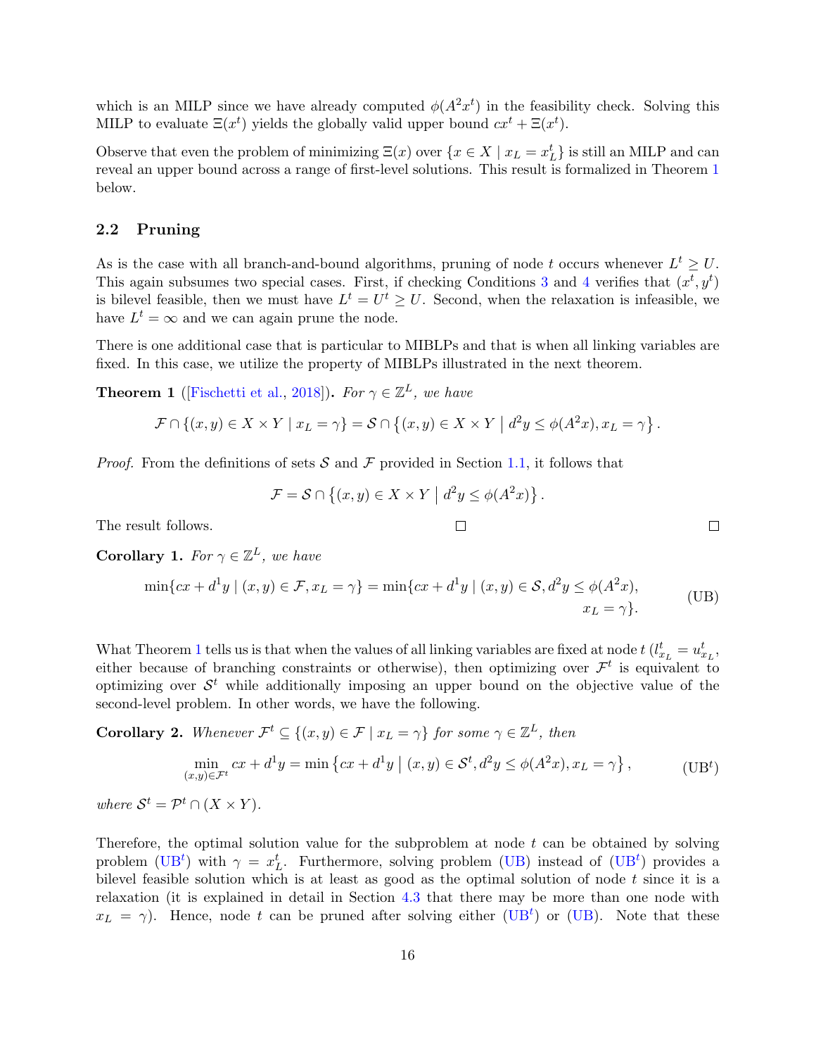which is an MILP since we have already computed $\phi(A^2 x^t)$ in the feasibility check. Solving this MILP to evaluate $\Xi(x^t)$ yields the globally valid upper bound $cx^t + \Xi(x^t)$.

Observe that even the problem of minimizing $\Xi(x)$ over $\{x \in X \mid x_L = x_L^t\}$ is still an MILP and can reveal an upper bound across a range of first-level solutions. This result is formalized in Theorem 1 below.

## 2.2 Pruning

As is the case with all branch-and-bound algorithms, pruning of node $t$ occurs whenever $L^t \geq U$. This again subsumes two special cases. First, if checking Conditions 3 and 4 verifies that $(x^t, y^t)$ is bilevel feasible, then we must have $L^t = U^t \geq U$. Second, when the relaxation is infeasible, we have $L^t = \infty$ and we can again prune the node.

There is one additional case that is particular to MIBLPs and that is when all linking variables are fixed. In this case, we utilize the property of MIBLPs illustrated in the next theorem.

**Theorem 1** ([Fischetti et al., 2018])**.** *For $\gamma \in \mathbb{Z}^L$, we have*

$$\mathcal{F} \cap \{(x, y) \in X \times Y \mid x_L = \gamma\} = \mathcal{S} \cap \left\{(x, y) \in X \times Y \;\middle|\; d^2 y \leq \phi(A^2 x), x_L = \gamma \right\}.$$

*Proof.* From the definitions of sets $\mathcal{S}$ and $\mathcal{F}$ provided in Section 1.1, it follows that

$$\mathcal{F} = \mathcal{S} \cap \left\{(x, y) \in X \times Y \;\middle|\; d^2 y \leq \phi(A^2 x) \right\}.$$

The result follows. □ □

**Corollary 1.** *For $\gamma \in \mathbb{Z}^L$, we have*

$$\min\{cx + d^1 y \mid (x, y) \in \mathcal{F}, x_L = \gamma\} = \min\{cx + d^1 y \mid (x, y) \in \mathcal{S}, d^2 y \leq \phi(A^2 x), x_L = \gamma\}. \tag{UB}$$

What Theorem 1 tells us is that when the values of all linking variables are fixed at node $t$ ($l^t_{x_L} = u^t_{x_L}$, either because of branching constraints or otherwise), then optimizing over $\mathcal{F}^t$ is equivalent to optimizing over $\mathcal{S}^t$ while additionally imposing an upper bound on the objective value of the second-level problem. In other words, we have the following.

**Corollary 2.** *Whenever $\mathcal{F}^t \subseteq \{(x, y) \in \mathcal{F} \mid x_L = \gamma\}$ for some $\gamma \in \mathbb{Z}^L$, then*

$$\min_{(x,y) \in \mathcal{F}^t} cx + d^1 y = \min\left\{cx + d^1 y \;\middle|\; (x, y) \in \mathcal{S}^t, d^2 y \leq \phi(A^2 x), x_L = \gamma \right\}, \tag{UB$^t$}$$

*where $\mathcal{S}^t = \mathcal{P}^t \cap (X \times Y)$.*

Therefore, the optimal solution value for the subproblem at node $t$ can be obtained by solving problem (UB$^t$) with $\gamma = x_L^t$. Furthermore, solving problem (UB) instead of (UB$^t$) provides a bilevel feasible solution which is at least as good as the optimal solution of node $t$ since it is a relaxation (it is explained in detail in Section 4.3 that there may be more than one node with $x_L = \gamma$). Hence, node $t$ can be pruned after solving either (UB$^t$) or (UB). Note that these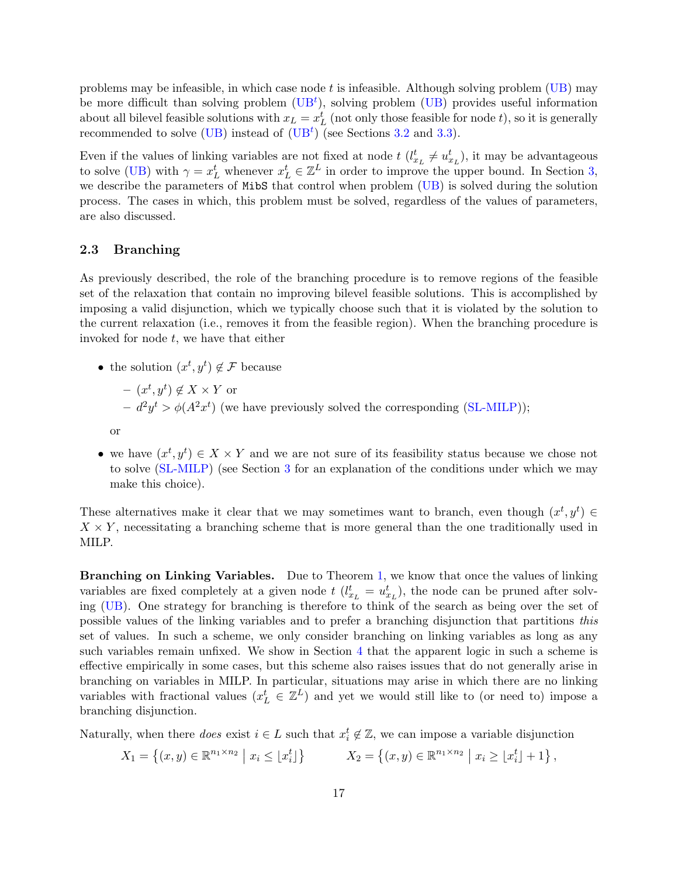problems may be infeasible, in which case node $t$ is infeasible. Although solving problem (UB) may be more difficult than solving problem (UB$^t$), solving problem (UB) provides useful information about all bilevel feasible solutions with $x_L = x_L^t$ (not only those feasible for node $t$), so it is generally recommended to solve (UB) instead of (UB$^t$) (see Sections 3.2 and 3.3).

Even if the values of linking variables are not fixed at node $t$ ($l_{x_L}^t \neq u_{x_L}^t$), it may be advantageous to solve (UB) with $\gamma = x_L^t$ whenever $x_L^t \in \mathbb{Z}^L$ in order to improve the upper bound. In Section 3, we describe the parameters of MibS that control when problem (UB) is solved during the solution process. The cases in which, this problem must be solved, regardless of the values of parameters, are also discussed.

### 2.3 Branching

As previously described, the role of the branching procedure is to remove regions of the feasible set of the relaxation that contain no improving bilevel feasible solutions. This is accomplished by imposing a valid disjunction, which we typically choose such that it is violated by the solution to the current relaxation (i.e., removes it from the feasible region). When the branching procedure is invoked for node $t$, we have that either

- the solution $(x^t, y^t) \notin \mathcal{F}$ because
  - $(x^t, y^t) \notin X \times Y$ or
  - $d^2 y^t > \phi(A^2 x^t)$ (we have previously solved the corresponding (SL-MILP));

  or
- we have $(x^t, y^t) \in X \times Y$ and we are not sure of its feasibility status because we chose not to solve (SL-MILP) (see Section 3 for an explanation of the conditions under which we may make this choice).

These alternatives make it clear that we may sometimes want to branch, even though $(x^t, y^t) \in X \times Y$, necessitating a branching scheme that is more general than the one traditionally used in MILP.

**Branching on Linking Variables.** Due to Theorem 1, we know that once the values of linking variables are fixed completely at a given node $t$ ($l_{x_L}^t = u_{x_L}^t$), the node can be pruned after solving (UB). One strategy for branching is therefore to think of the search as being over the set of possible values of the linking variables and to prefer a branching disjunction that partitions *this* set of values. In such a scheme, we only consider branching on linking variables as long as any such variables remain unfixed. We show in Section 4 that the apparent logic in such a scheme is effective empirically in some cases, but this scheme also raises issues that do not generally arise in branching on variables in MILP. In particular, situations may arise in which there are no linking variables with fractional values ($x_L^t \in \mathbb{Z}^L$) and yet we would still like to (or need to) impose a branching disjunction.

Naturally, when there *does* exist $i \in L$ such that $x_i^t \notin \mathbb{Z}$, we can impose a variable disjunction

$$X_1 = \left\{(x, y) \in \mathbb{R}^{n_1 \times n_2} \;\middle|\; x_i \leq \lfloor x_i^t \rfloor \right\} \qquad X_2 = \left\{(x, y) \in \mathbb{R}^{n_1 \times n_2} \;\middle|\; x_i \geq \lfloor x_i^t \rfloor + 1 \right\},$$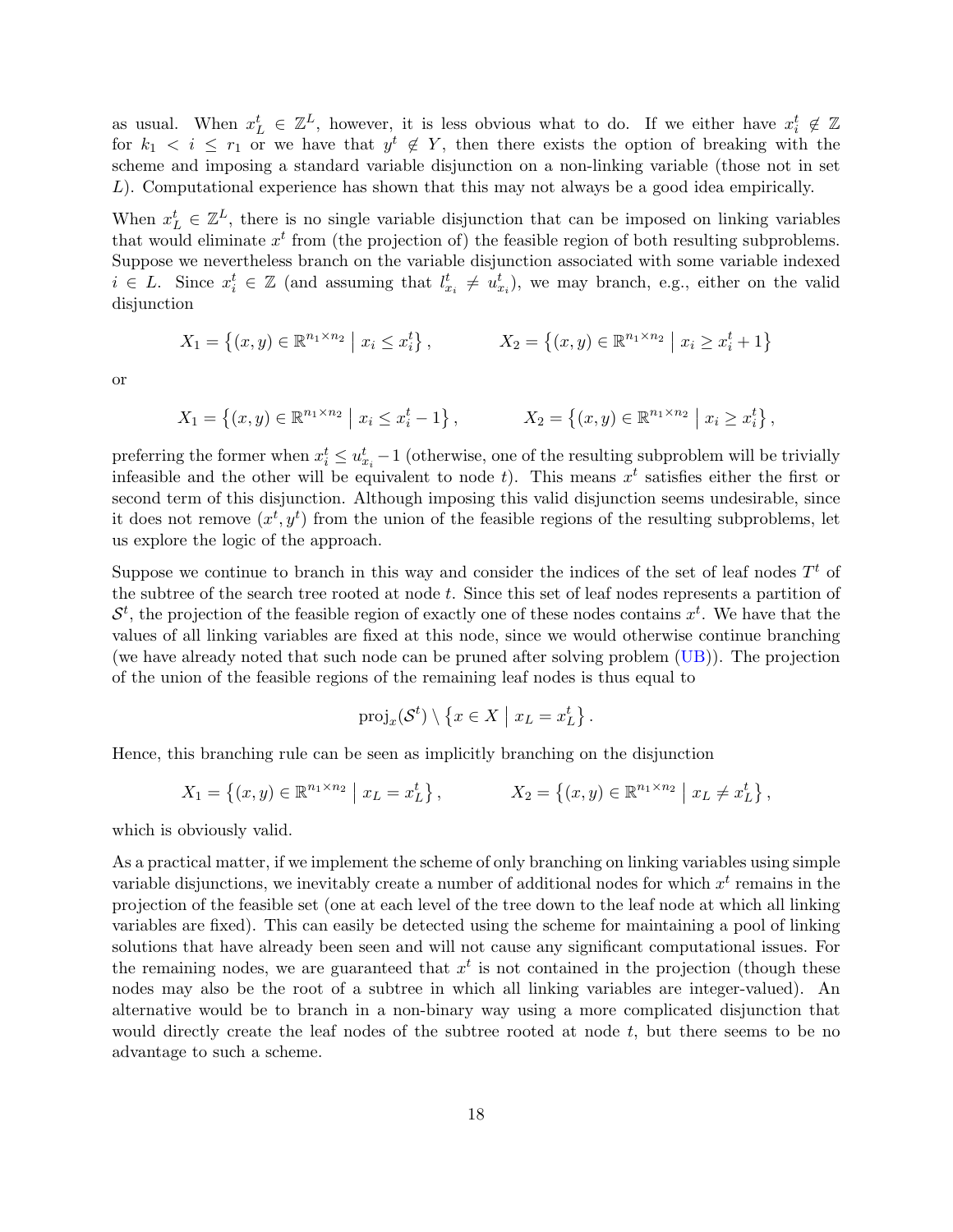as usual. When $x_L^t \in \mathbb{Z}^L$, however, it is less obvious what to do. If we either have $x_i^t \notin \mathbb{Z}$ for $k_1 < i \leq r_1$ or we have that $y^t \notin Y$, then there exists the option of breaking with the scheme and imposing a standard variable disjunction on a non-linking variable (those not in set $L$). Computational experience has shown that this may not always be a good idea empirically.

When $x_L^t \in \mathbb{Z}^L$, there is no single variable disjunction that can be imposed on linking variables that would eliminate $x^t$ from (the projection of) the feasible region of both resulting subproblems. Suppose we nevertheless branch on the variable disjunction associated with some variable indexed $i \in L$. Since $x_i^t \in \mathbb{Z}$ (and assuming that $l_{x_i}^t \neq u_{x_i}^t$), we may branch, e.g., either on the valid disjunction

$$X_1 = \left\{(x, y) \in \mathbb{R}^{n_1 \times n_2} \;\middle|\; x_i \leq x_i^t\right\}, \qquad X_2 = \left\{(x, y) \in \mathbb{R}^{n_1 \times n_2} \;\middle|\; x_i \geq x_i^t + 1\right\}$$

or

$$X_1 = \left\{(x, y) \in \mathbb{R}^{n_1 \times n_2} \;\middle|\; x_i \leq x_i^t - 1\right\}, \qquad X_2 = \left\{(x, y) \in \mathbb{R}^{n_1 \times n_2} \;\middle|\; x_i \geq x_i^t\right\},$$

preferring the former when $x_i^t \leq u_{x_i}^t - 1$ (otherwise, one of the resulting subproblem will be trivially infeasible and the other will be equivalent to node $t$). This means $x^t$ satisfies either the first or second term of this disjunction. Although imposing this valid disjunction seems undesirable, since it does not remove $(x^t, y^t)$ from the union of the feasible regions of the resulting subproblems, let us explore the logic of the approach.

Suppose we continue to branch in this way and consider the indices of the set of leaf nodes $T^t$ of the subtree of the search tree rooted at node $t$. Since this set of leaf nodes represents a partition of $\mathcal{S}^t$, the projection of the feasible region of exactly one of these nodes contains $x^t$. We have that the values of all linking variables are fixed at this node, since we would otherwise continue branching (we have already noted that such node can be pruned after solving problem (UB)). The projection of the union of the feasible regions of the remaining leaf nodes is thus equal to

$$\text{proj}_x(\mathcal{S}^t) \setminus \left\{x \in X \;\middle|\; x_L = x_L^t\right\}.$$

Hence, this branching rule can be seen as implicitly branching on the disjunction

$$X_1 = \left\{(x, y) \in \mathbb{R}^{n_1 \times n_2} \;\middle|\; x_L = x_L^t\right\}, \qquad X_2 = \left\{(x, y) \in \mathbb{R}^{n_1 \times n_2} \;\middle|\; x_L \neq x_L^t\right\},$$

which is obviously valid.

As a practical matter, if we implement the scheme of only branching on linking variables using simple variable disjunctions, we inevitably create a number of additional nodes for which $x^t$ remains in the projection of the feasible set (one at each level of the tree down to the leaf node at which all linking variables are fixed). This can easily be detected using the scheme for maintaining a pool of linking solutions that have already been seen and will not cause any significant computational issues. For the remaining nodes, we are guaranteed that $x^t$ is not contained in the projection (though these nodes may also be the root of a subtree in which all linking variables are integer-valued). An alternative would be to branch in a non-binary way using a more complicated disjunction that would directly create the leaf nodes of the subtree rooted at node $t$, but there seems to be no advantage to such a scheme.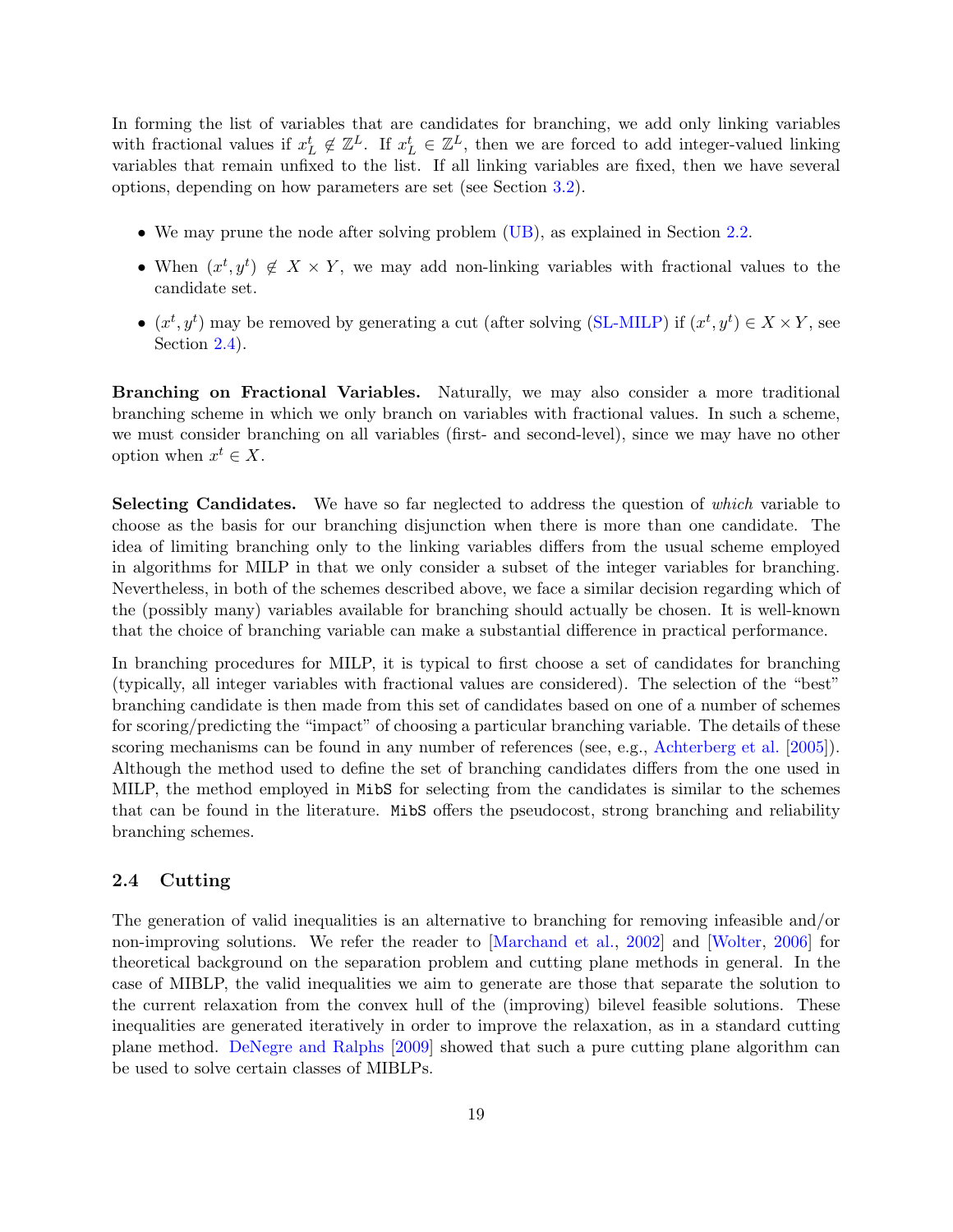In forming the list of variables that are candidates for branching, we add only linking variables with fractional values if $x^t_L \notin \mathbb{Z}^L$. If $x^t_L \in \mathbb{Z}^L$, then we are forced to add integer-valued linking variables that remain unfixed to the list. If all linking variables are fixed, then we have several options, depending on how parameters are set (see Section 3.2).

- We may prune the node after solving problem (UB), as explained in Section 2.2.
- When $(x^t, y^t) \notin X \times Y$, we may add non-linking variables with fractional values to the candidate set.
- $(x^t, y^t)$ may be removed by generating a cut (after solving (SL-MILP) if $(x^t, y^t) \in X \times Y$, see Section 2.4).

**Branching on Fractional Variables.** Naturally, we may also consider a more traditional branching scheme in which we only branch on variables with fractional values. In such a scheme, we must consider branching on all variables (first- and second-level), since we may have no other option when $x^t \in X$.

**Selecting Candidates.** We have so far neglected to address the question of *which* variable to choose as the basis for our branching disjunction when there is more than one candidate. The idea of limiting branching only to the linking variables differs from the usual scheme employed in algorithms for MILP in that we only consider a subset of the integer variables for branching. Nevertheless, in both of the schemes described above, we face a similar decision regarding which of the (possibly many) variables available for branching should actually be chosen. It is well-known that the choice of branching variable can make a substantial difference in practical performance.

In branching procedures for MILP, it is typical to first choose a set of candidates for branching (typically, all integer variables with fractional values are considered). The selection of the "best" branching candidate is then made from this set of candidates based on one of a number of schemes for scoring/predicting the "impact" of choosing a particular branching variable. The details of these scoring mechanisms can be found in any number of references (see, e.g., Achterberg et al. [2005]). Although the method used to define the set of branching candidates differs from the one used in MILP, the method employed in `MibS` for selecting from the candidates is similar to the schemes that can be found in the literature. `MibS` offers the pseudocost, strong branching and reliability branching schemes.

## 2.4 Cutting

The generation of valid inequalities is an alternative to branching for removing infeasible and/or non-improving solutions. We refer the reader to [Marchand et al., 2002] and [Wolter, 2006] for theoretical background on the separation problem and cutting plane methods in general. In the case of MIBLP, the valid inequalities we aim to generate are those that separate the solution to the current relaxation from the convex hull of the (improving) bilevel feasible solutions. These inequalities are generated iteratively in order to improve the relaxation, as in a standard cutting plane method. DeNegre and Ralphs [2009] showed that such a pure cutting plane algorithm can be used to solve certain classes of MIBLPs.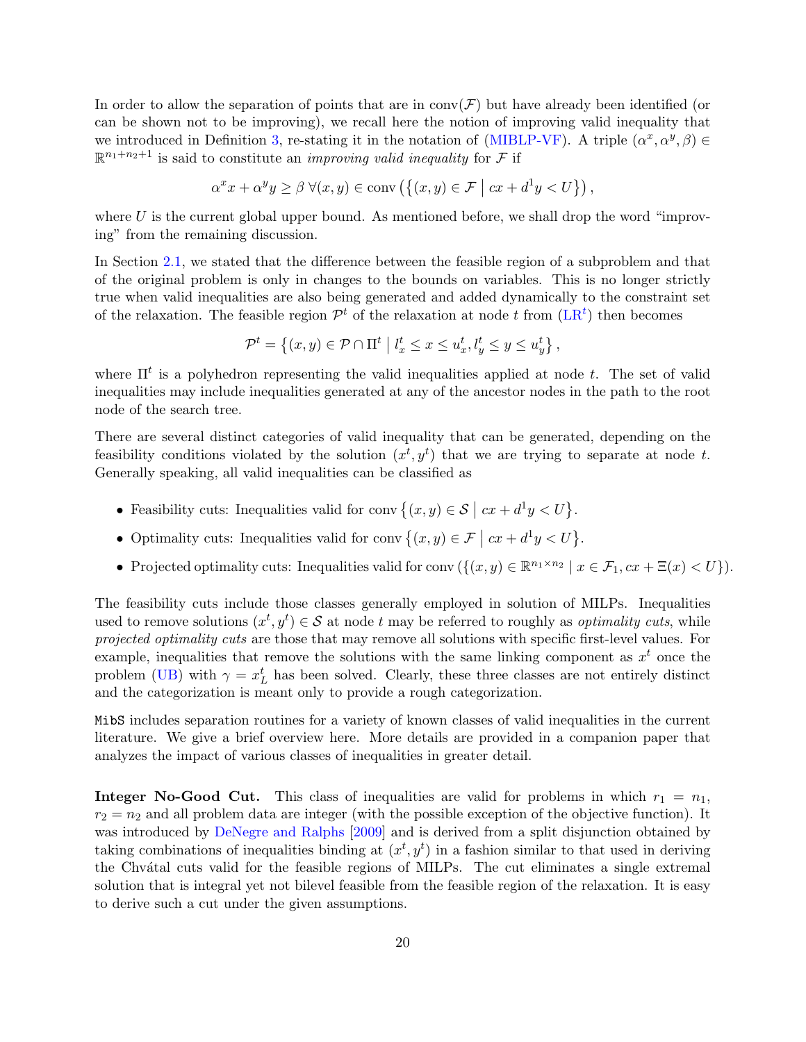In order to allow the separation of points that are in $\text{conv}(\mathcal{F})$ but have already been identified (or can be shown not to be improving), we recall here the notion of improving valid inequality that we introduced in Definition 3, re-stating it in the notation of (MIBLP-VF). A triple $(\alpha^x, \alpha^y, \beta) \in \mathbb{R}^{n_1+n_2+1}$ is said to constitute an *improving valid inequality* for $\mathcal{F}$ if

$$\alpha^x x + \alpha^y y \geq \beta \; \forall (x, y) \in \text{conv}\left(\left\{(x, y) \in \mathcal{F} \;\middle|\; cx + d^1 y < U\right\}\right),$$

where $U$ is the current global upper bound. As mentioned before, we shall drop the word "improving" from the remaining discussion.

In Section 2.1, we stated that the difference between the feasible region of a subproblem and that of the original problem is only in changes to the bounds on variables. This is no longer strictly true when valid inequalities are also being generated and added dynamically to the constraint set of the relaxation. The feasible region $\mathcal{P}^t$ of the relaxation at node $t$ from (LR$^t$) then becomes

$$\mathcal{P}^t = \left\{(x, y) \in \mathcal{P} \cap \Pi^t \;\middle|\; l_x^t \leq x \leq u_x^t, l_y^t \leq y \leq u_y^t\right\},$$

where $\Pi^t$ is a polyhedron representing the valid inequalities applied at node $t$. The set of valid inequalities may include inequalities generated at any of the ancestor nodes in the path to the root node of the search tree.

There are several distinct categories of valid inequality that can be generated, depending on the feasibility conditions violated by the solution $(x^t, y^t)$ that we are trying to separate at node $t$. Generally speaking, all valid inequalities can be classified as

- Feasibility cuts: Inequalities valid for $\text{conv}\left\{(x, y) \in \mathcal{S} \;\middle|\; cx + d^1 y < U\right\}$.
- Optimality cuts: Inequalities valid for $\text{conv}\left\{(x, y) \in \mathcal{F} \;\middle|\; cx + d^1 y < U\right\}$.
- Projected optimality cuts: Inequalities valid for $\text{conv}\left(\{(x, y) \in \mathbb{R}^{n_1 \times n_2} \mid x \in \mathcal{F}_1, cx + \Xi(x) < U\}\right)$.

The feasibility cuts include those classes generally employed in solution of MILPs. Inequalities used to remove solutions $(x^t, y^t) \in \mathcal{S}$ at node $t$ may be referred to roughly as *optimality cuts*, while *projected optimality cuts* are those that may remove all solutions with specific first-level values. For example, inequalities that remove the solutions with the same linking component as $x^t$ once the problem (UB) with $\gamma = x_L^t$ has been solved. Clearly, these three classes are not entirely distinct and the categorization is meant only to provide a rough categorization.

MibS includes separation routines for a variety of known classes of valid inequalities in the current literature. We give a brief overview here. More details are provided in a companion paper that analyzes the impact of various classes of inequalities in greater detail.

**Integer No-Good Cut.** This class of inequalities are valid for problems in which $r_1 = n_1$, $r_2 = n_2$ and all problem data are integer (with the possible exception of the objective function). It was introduced by DeNegre and Ralphs [2009] and is derived from a split disjunction obtained by taking combinations of inequalities binding at $(x^t, y^t)$ in a fashion similar to that used in deriving the Chvátal cuts valid for the feasible regions of MILPs. The cut eliminates a single extremal solution that is integral yet not bilevel feasible from the feasible region of the relaxation. It is easy to derive such a cut under the given assumptions.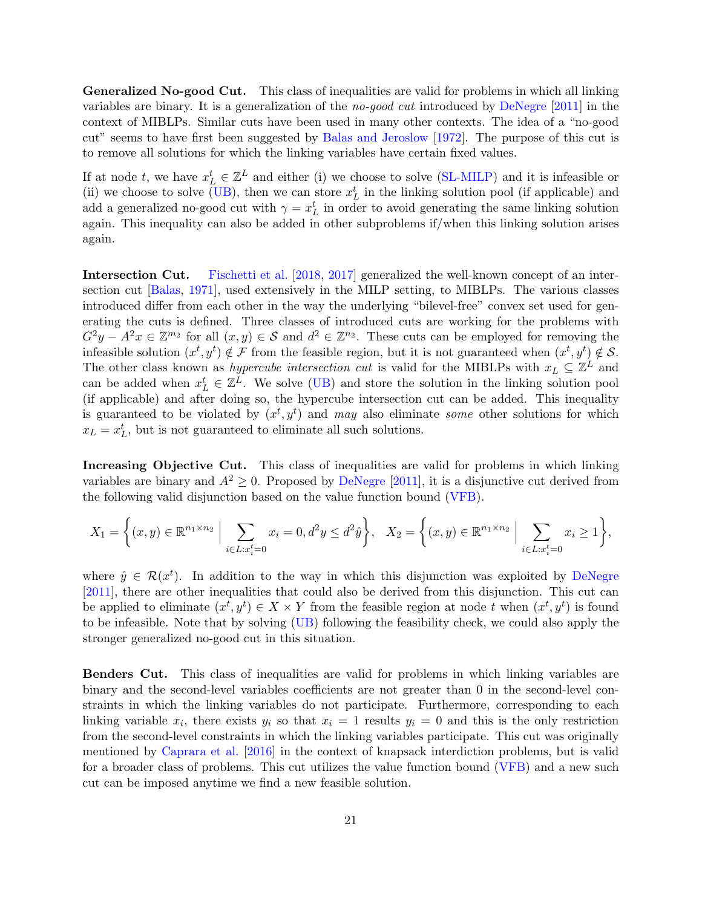**Generalized No-good Cut.** This class of inequalities are valid for problems in which all linking variables are binary. It is a generalization of the *no-good cut* introduced by DeNegre [2011] in the context of MIBLPs. Similar cuts have been used in many other contexts. The idea of a "no-good cut" seems to have first been suggested by Balas and Jeroslow [1972]. The purpose of this cut is to remove all solutions for which the linking variables have certain fixed values.

If at node $t$, we have $x_L^t \in \mathbb{Z}^L$ and either (i) we choose to solve (SL-MILP) and it is infeasible or (ii) we choose to solve (UB), then we can store $x_L^t$ in the linking solution pool (if applicable) and add a generalized no-good cut with $\gamma = x_L^t$ in order to avoid generating the same linking solution again. This inequality can also be added in other subproblems if/when this linking solution arises again.

**Intersection Cut.** Fischetti et al. [2018, 2017] generalized the well-known concept of an intersection cut [Balas, 1971], used extensively in the MILP setting, to MIBLPs. The various classes introduced differ from each other in the way the underlying "bilevel-free" convex set used for generating the cuts is defined. Three classes of introduced cuts are working for the problems with $G^2y - A^2x \in \mathbb{Z}^{m_2}$ for all $(x, y) \in \mathcal{S}$ and $d^2 \in \mathbb{Z}^{n_2}$. These cuts can be employed for removing the infeasible solution $(x^t, y^t) \notin \mathcal{F}$ from the feasible region, but it is not guaranteed when $(x^t, y^t) \notin \mathcal{S}$. The other class known as *hypercube intersection cut* is valid for the MIBLPs with $x_L \subseteq \mathbb{Z}^L$ and can be added when $x_L^t \in \mathbb{Z}^L$. We solve (UB) and store the solution in the linking solution pool (if applicable) and after doing so, the hypercube intersection cut can be added. This inequality is guaranteed to be violated by $(x^t, y^t)$ and *may* also eliminate *some* other solutions for which $x_L = x_L^t$, but is not guaranteed to eliminate all such solutions.

**Increasing Objective Cut.** This class of inequalities are valid for problems in which linking variables are binary and $A^2 \geq 0$. Proposed by DeNegre [2011], it is a disjunctive cut derived from the following valid disjunction based on the value function bound (VFB).

$$X_1 = \left\{(x, y) \in \mathbb{R}^{n_1 \times n_2} \;\middle|\; \sum_{i \in L: x_i^t = 0} x_i = 0, d^2y \leq d^2\hat{y}\right\}, \quad X_2 = \left\{(x, y) \in \mathbb{R}^{n_1 \times n_2} \;\middle|\; \sum_{i \in L: x_i^t = 0} x_i \geq 1\right\},$$

where $\hat{y} \in \mathcal{R}(x^t)$. In addition to the way in which this disjunction was exploited by DeNegre [2011], there are other inequalities that could also be derived from this disjunction. This cut can be applied to eliminate $(x^t, y^t) \in X \times Y$ from the feasible region at node $t$ when $(x^t, y^t)$ is found to be infeasible. Note that by solving (UB) following the feasibility check, we could also apply the stronger generalized no-good cut in this situation.

**Benders Cut.** This class of inequalities are valid for problems in which linking variables are binary and the second-level variables coefficients are not greater than 0 in the second-level constraints in which the linking variables do not participate. Furthermore, corresponding to each linking variable $x_i$, there exists $y_i$ so that $x_i = 1$ results $y_i = 0$ and this is the only restriction from the second-level constraints in which the linking variables participate. This cut was originally mentioned by Caprara et al. [2016] in the context of knapsack interdiction problems, but is valid for a broader class of problems. This cut utilizes the value function bound (VFB) and a new such cut can be imposed anytime we find a new feasible solution.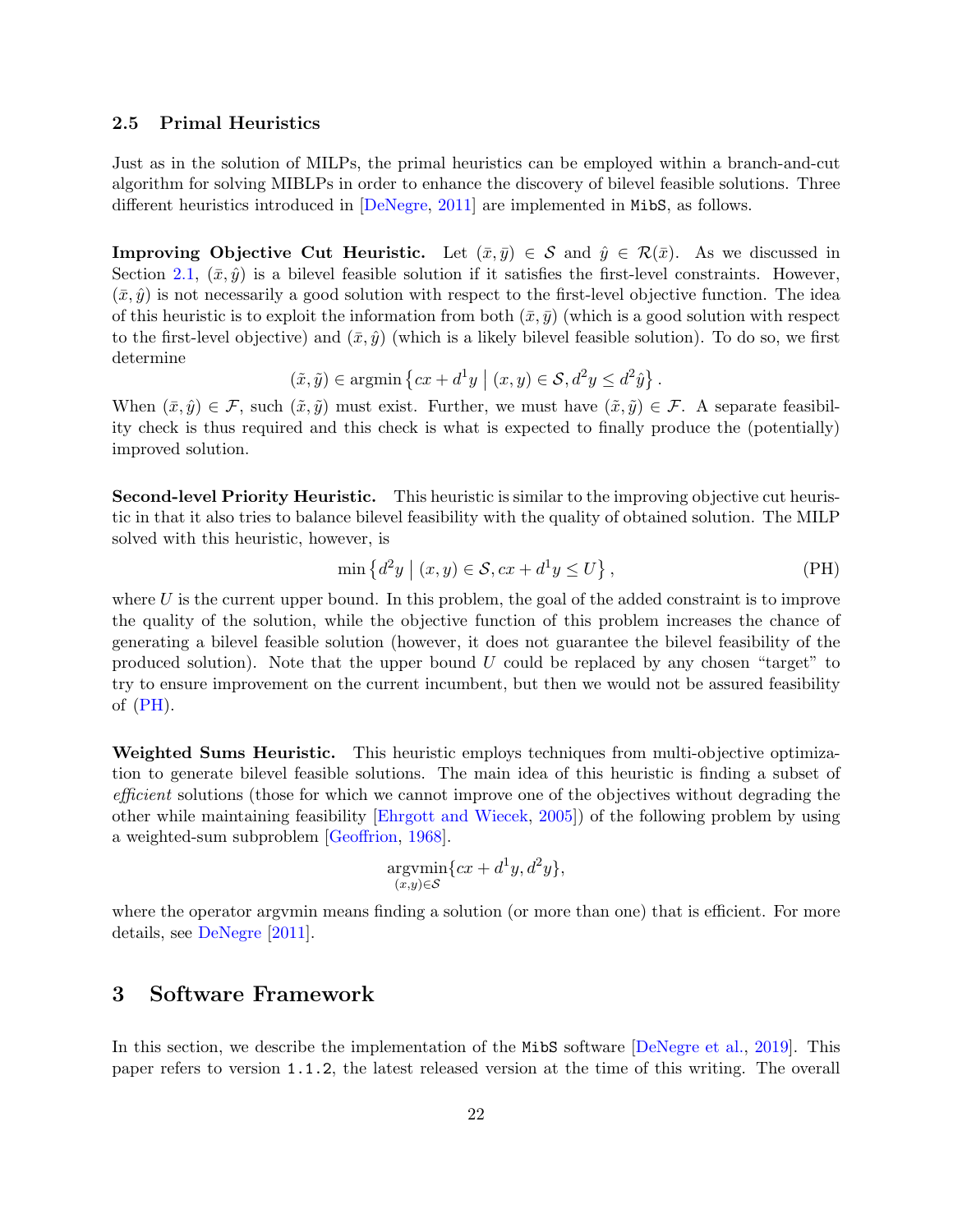### 2.5 Primal Heuristics

Just as in the solution of MILPs, the primal heuristics can be employed within a branch-and-cut algorithm for solving MIBLPs in order to enhance the discovery of bilevel feasible solutions. Three different heuristics introduced in [DeNegre, 2011] are implemented in `MibS`, as follows.

**Improving Objective Cut Heuristic.** Let $(\bar{x}, \bar{y}) \in \mathcal{S}$ and $\hat{y} \in \mathcal{R}(\bar{x})$. As we discussed in Section 2.1, $(\bar{x}, \hat{y})$ is a bilevel feasible solution if it satisfies the first-level constraints. However, $(\bar{x}, \hat{y})$ is not necessarily a good solution with respect to the first-level objective function. The idea of this heuristic is to exploit the information from both $(\bar{x}, \bar{y})$ (which is a good solution with respect to the first-level objective) and $(\bar{x}, \hat{y})$ (which is a likely bilevel feasible solution). To do so, we first determine

$$(\tilde{x}, \tilde{y}) \in \operatorname{argmin}\left\{ cx + d^1 y \mid (x, y) \in \mathcal{S}, d^2 y \leq d^2 \hat{y} \right\}.$$

When $(\bar{x}, \hat{y}) \in \mathcal{F}$, such $(\tilde{x}, \tilde{y})$ must exist. Further, we must have $(\tilde{x}, \tilde{y}) \in \mathcal{F}$. A separate feasibility check is thus required and this check is what is expected to finally produce the (potentially) improved solution.

**Second-level Priority Heuristic.** This heuristic is similar to the improving objective cut heuristic in that it also tries to balance bilevel feasibility with the quality of obtained solution. The MILP solved with this heuristic, however, is

$$\min\left\{ d^2 y \mid (x, y) \in \mathcal{S}, cx + d^1 y \leq U \right\}, \tag{PH}$$

where $U$ is the current upper bound. In this problem, the goal of the added constraint is to improve the quality of the solution, while the objective function of this problem increases the chance of generating a bilevel feasible solution (however, it does not guarantee the bilevel feasibility of the produced solution). Note that the upper bound $U$ could be replaced by any chosen "target" to try to ensure improvement on the current incumbent, but then we would not be assured feasibility of (PH).

**Weighted Sums Heuristic.** This heuristic employs techniques from multi-objective optimization to generate bilevel feasible solutions. The main idea of this heuristic is finding a subset of *efficient* solutions (those for which we cannot improve one of the objectives without degrading the other while maintaining feasibility [Ehrgott and Wiecek, 2005]) of the following problem by using a weighted-sum subproblem [Geoffrion, 1968].

$$\underset{(x,y)\in\mathcal{S}}{\operatorname{argvmin}}\{cx + d^1 y, d^2 y\},$$

where the operator argvmin means finding a solution (or more than one) that is efficient. For more details, see DeNegre [2011].

## 3 Software Framework

In this section, we describe the implementation of the `MibS` software [DeNegre et al., 2019]. This paper refers to version `1.1.2`, the latest released version at the time of this writing. The overall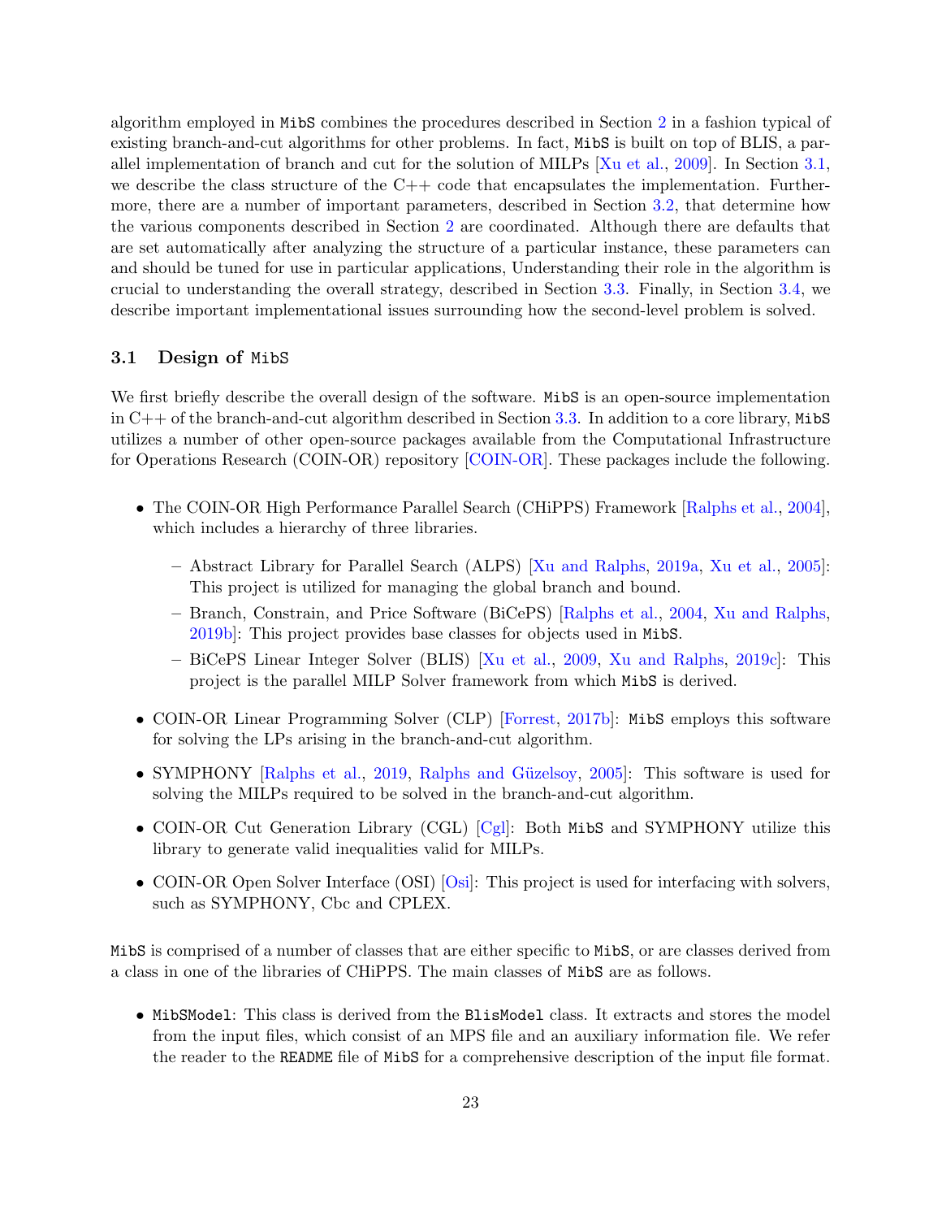algorithm employed in `MibS` combines the procedures described in Section 2 in a fashion typical of existing branch-and-cut algorithms for other problems. In fact, `MibS` is built on top of BLIS, a parallel implementation of branch and cut for the solution of MILPs [Xu et al., 2009]. In Section 3.1, we describe the class structure of the C++ code that encapsulates the implementation. Furthermore, there are a number of important parameters, described in Section 3.2, that determine how the various components described in Section 2 are coordinated. Although there are defaults that are set automatically after analyzing the structure of a particular instance, these parameters can and should be tuned for use in particular applications, Understanding their role in the algorithm is crucial to understanding the overall strategy, described in Section 3.3. Finally, in Section 3.4, we describe important implementational issues surrounding how the second-level problem is solved.

### 3.1 Design of `MibS`

We first briefly describe the overall design of the software. `MibS` is an open-source implementation in C++ of the branch-and-cut algorithm described in Section 3.3. In addition to a core library, `MibS` utilizes a number of other open-source packages available from the Computational Infrastructure for Operations Research (COIN-OR) repository [COIN-OR]. These packages include the following.

- The COIN-OR High Performance Parallel Search (CHiPPS) Framework [Ralphs et al., 2004], which includes a hierarchy of three libraries.
  - Abstract Library for Parallel Search (ALPS) [Xu and Ralphs, 2019a, Xu et al., 2005]: This project is utilized for managing the global branch and bound.
  - Branch, Constrain, and Price Software (BiCePS) [Ralphs et al., 2004, Xu and Ralphs, 2019b]: This project provides base classes for objects used in `MibS`.
  - BiCePS Linear Integer Solver (BLIS) [Xu et al., 2009, Xu and Ralphs, 2019c]: This project is the parallel MILP Solver framework from which `MibS` is derived.
- COIN-OR Linear Programming Solver (CLP) [Forrest, 2017b]: `MibS` employs this software for solving the LPs arising in the branch-and-cut algorithm.
- SYMPHONY [Ralphs et al., 2019, Ralphs and Güzelsoy, 2005]: This software is used for solving the MILPs required to be solved in the branch-and-cut algorithm.
- COIN-OR Cut Generation Library (CGL) [Cgl]: Both `MibS` and SYMPHONY utilize this library to generate valid inequalities valid for MILPs.
- COIN-OR Open Solver Interface (OSI) [Osi]: This project is used for interfacing with solvers, such as SYMPHONY, Cbc and CPLEX.

`MibS` is comprised of a number of classes that are either specific to `MibS`, or are classes derived from a class in one of the libraries of CHiPPS. The main classes of `MibS` are as follows.

- `MibSModel`: This class is derived from the `BlisModel` class. It extracts and stores the model from the input files, which consist of an MPS file and an auxiliary information file. We refer the reader to the `README` file of `MibS` for a comprehensive description of the input file format.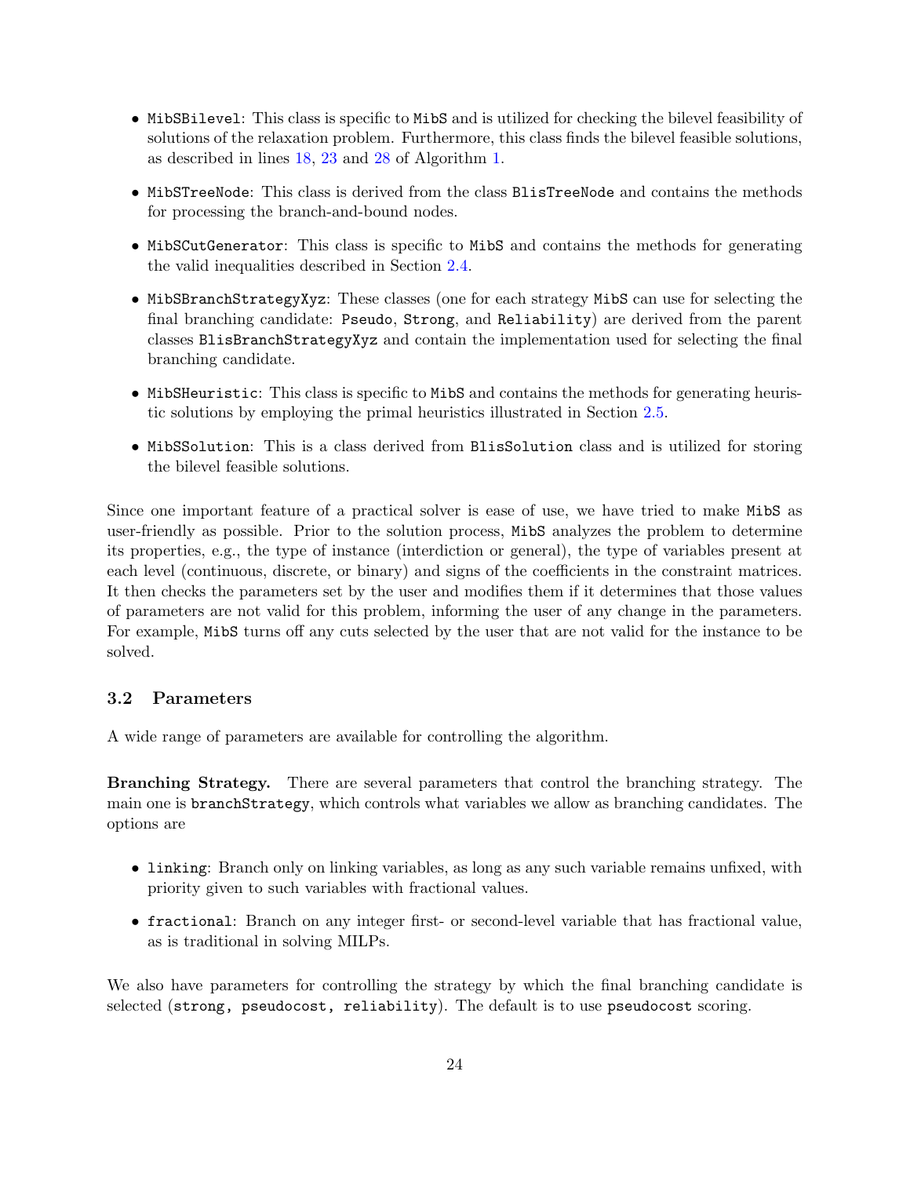- `MibSBilevel`: This class is specific to `MibS` and is utilized for checking the bilevel feasibility of solutions of the relaxation problem. Furthermore, this class finds the bilevel feasible solutions, as described in lines 18, 23 and 28 of Algorithm 1.

- `MibSTreeNode`: This class is derived from the class `BlisTreeNode` and contains the methods for processing the branch-and-bound nodes.

- `MibSCutGenerator`: This class is specific to `MibS` and contains the methods for generating the valid inequalities described in Section 2.4.

- `MibSBranchStrategyXyz`: These classes (one for each strategy `MibS` can use for selecting the final branching candidate: `Pseudo`, `Strong`, and `Reliability`) are derived from the parent classes `BlisBranchStrategyXyz` and contain the implementation used for selecting the final branching candidate.

- `MibSHeuristic`: This class is specific to `MibS` and contains the methods for generating heuristic solutions by employing the primal heuristics illustrated in Section 2.5.

- `MibSSolution`: This is a class derived from `BlisSolution` class and is utilized for storing the bilevel feasible solutions.

Since one important feature of a practical solver is ease of use, we have tried to make `MibS` as user-friendly as possible. Prior to the solution process, `MibS` analyzes the problem to determine its properties, e.g., the type of instance (interdiction or general), the type of variables present at each level (continuous, discrete, or binary) and signs of the coefficients in the constraint matrices. It then checks the parameters set by the user and modifies them if it determines that those values of parameters are not valid for this problem, informing the user of any change in the parameters. For example, `MibS` turns off any cuts selected by the user that are not valid for the instance to be solved.

### 3.2 Parameters

A wide range of parameters are available for controlling the algorithm.

**Branching Strategy.** There are several parameters that control the branching strategy. The main one is `branchStrategy`, which controls what variables we allow as branching candidates. The options are

- `linking`: Branch only on linking variables, as long as any such variable remains unfixed, with priority given to such variables with fractional values.

- `fractional`: Branch on any integer first- or second-level variable that has fractional value, as is traditional in solving MILPs.

We also have parameters for controlling the strategy by which the final branching candidate is selected (`strong, pseudocost, reliability`). The default is to use `pseudocost` scoring.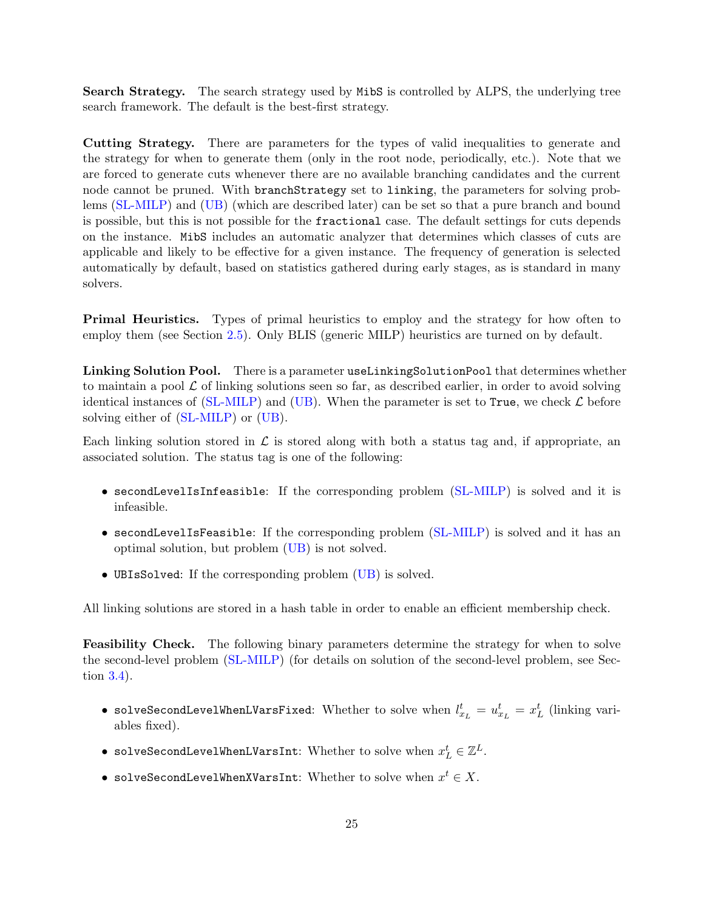**Search Strategy.** The search strategy used by `MibS` is controlled by ALPS, the underlying tree search framework. The default is the best-first strategy.

**Cutting Strategy.** There are parameters for the types of valid inequalities to generate and the strategy for when to generate them (only in the root node, periodically, etc.). Note that we are forced to generate cuts whenever there are no available branching candidates and the current node cannot be pruned. With `branchStrategy` set to `linking`, the parameters for solving problems (SL-MILP) and (UB) (which are described later) can be set so that a pure branch and bound is possible, but this is not possible for the `fractional` case. The default settings for cuts depends on the instance. `MibS` includes an automatic analyzer that determines which classes of cuts are applicable and likely to be effective for a given instance. The frequency of generation is selected automatically by default, based on statistics gathered during early stages, as is standard in many solvers.

**Primal Heuristics.** Types of primal heuristics to employ and the strategy for how often to employ them (see Section 2.5). Only BLIS (generic MILP) heuristics are turned on by default.

**Linking Solution Pool.** There is a parameter `useLinkingSolutionPool` that determines whether to maintain a pool $\mathcal{L}$ of linking solutions seen so far, as described earlier, in order to avoid solving identical instances of (SL-MILP) and (UB). When the parameter is set to `True`, we check $\mathcal{L}$ before solving either of (SL-MILP) or (UB).

Each linking solution stored in $\mathcal{L}$ is stored along with both a status tag and, if appropriate, an associated solution. The status tag is one of the following:

- `secondLevelIsInfeasible`: If the corresponding problem (SL-MILP) is solved and it is infeasible.
- `secondLevelIsFeasible`: If the corresponding problem (SL-MILP) is solved and it has an optimal solution, but problem (UB) is not solved.
- `UBIsSolved`: If the corresponding problem (UB) is solved.

All linking solutions are stored in a hash table in order to enable an efficient membership check.

**Feasibility Check.** The following binary parameters determine the strategy for when to solve the second-level problem (SL-MILP) (for details on solution of the second-level problem, see Section 3.4).

- `solveSecondLevelWhenLVarsFixed`: Whether to solve when $l^t_{x_L} = u^t_{x_L} = x^t_L$ (linking variables fixed).
- `solveSecondLevelWhenLVarsInt`: Whether to solve when $x^t_L \in \mathbb{Z}^L$.
- `solveSecondLevelWhenXVarsInt`: Whether to solve when $x^t \in X$.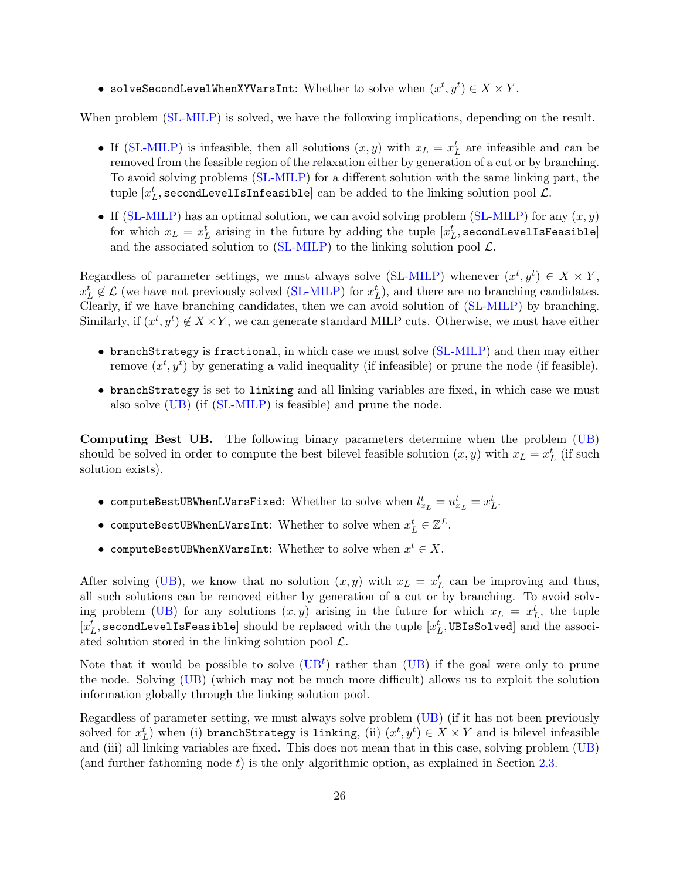- `solveSecondLevelWhenXYVarsInt`: Whether to solve when $(x^t, y^t) \in X \times Y$.

When problem (SL-MILP) is solved, we have the following implications, depending on the result.

- If (SL-MILP) is infeasible, then all solutions $(x, y)$ with $x_L = x_L^t$ are infeasible and can be removed from the feasible region of the relaxation either by generation of a cut or by branching. To avoid solving problems (SL-MILP) for a different solution with the same linking part, the tuple $[x_L^t,$ `secondLevelIsInfeasible`$]$ can be added to the linking solution pool $\mathcal{L}$.
- If (SL-MILP) has an optimal solution, we can avoid solving problem (SL-MILP) for any $(x, y)$ for which $x_L = x_L^t$ arising in the future by adding the tuple $[x_L^t,$ `secondLevelIsFeasible`$]$ and the associated solution to (SL-MILP) to the linking solution pool $\mathcal{L}$.

Regardless of parameter settings, we must always solve (SL-MILP) whenever $(x^t, y^t) \in X \times Y$, $x_L^t \notin \mathcal{L}$ (we have not previously solved (SL-MILP) for $x_L^t$), and there are no branching candidates. Clearly, if we have branching candidates, then we can avoid solution of (SL-MILP) by branching. Similarly, if $(x^t, y^t) \notin X \times Y$, we can generate standard MILP cuts. Otherwise, we must have either

- `branchStrategy` is `fractional`, in which case we must solve (SL-MILP) and then may either remove $(x^t, y^t)$ by generating a valid inequality (if infeasible) or prune the node (if feasible).
- `branchStrategy` is set to `linking` and all linking variables are fixed, in which case we must also solve (UB) (if (SL-MILP) is feasible) and prune the node.

**Computing Best UB.** The following binary parameters determine when the problem (UB) should be solved in order to compute the best bilevel feasible solution $(x, y)$ with $x_L = x_L^t$ (if such solution exists).

- `computeBestUBWhenLVarsFixed`: Whether to solve when $l_{x_L}^t = u_{x_L}^t = x_L^t$.
- `computeBestUBWhenLVarsInt`: Whether to solve when $x_L^t \in \mathbb{Z}^L$.
- `computeBestUBWhenXVarsInt`: Whether to solve when $x^t \in X$.

After solving (UB), we know that no solution $(x, y)$ with $x_L = x_L^t$ can be improving and thus, all such solutions can be removed either by generation of a cut or by branching. To avoid solving problem (UB) for any solutions $(x, y)$ arising in the future for which $x_L = x_L^t$, the tuple $[x_L^t,$ `secondLevelIsFeasible`$]$ should be replaced with the tuple $[x_L^t,$ `UBIsSolved`$]$ and the associated solution stored in the linking solution pool $\mathcal{L}$.

Note that it would be possible to solve (UB$^t$) rather than (UB) if the goal were only to prune the node. Solving (UB) (which may not be much more difficult) allows us to exploit the solution information globally through the linking solution pool.

Regardless of parameter setting, we must always solve problem (UB) (if it has not been previously solved for $x_L^t$) when (i) `branchStrategy` is `linking`, (ii) $(x^t, y^t) \in X \times Y$ and is bilevel infeasible and (iii) all linking variables are fixed. This does not mean that in this case, solving problem (UB) (and further fathoming node $t$) is the only algorithmic option, as explained in Section 2.3.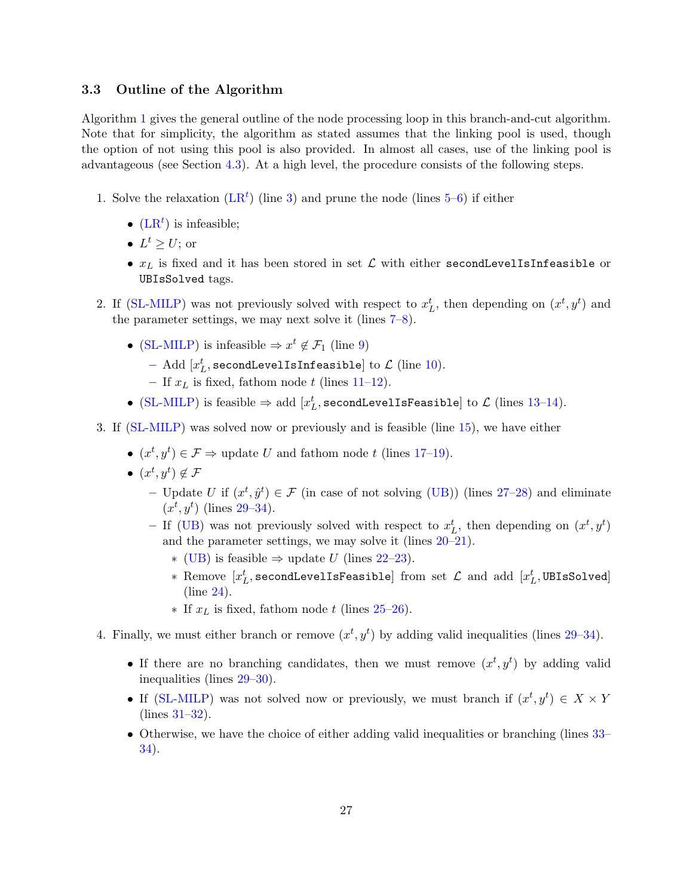### 3.3 Outline of the Algorithm

Algorithm 1 gives the general outline of the node processing loop in this branch-and-cut algorithm. Note that for simplicity, the algorithm as stated assumes that the linking pool is used, though the option of not using this pool is also provided. In almost all cases, use of the linking pool is advantageous (see Section 4.3). At a high level, the procedure consists of the following steps.

1. Solve the relaxation (LR$^t$) (line 3) and prune the node (lines 5–6) if either
   - (LR$^t$) is infeasible;
   - $L^t \geq U$; or
   - $x_L$ is fixed and it has been stored in set $\mathcal{L}$ with either `secondLevelIsInfeasible` or `UBIsSolved` tags.
2. If (SL-MILP) was not previously solved with respect to $x^t_L$, then depending on $(x^t, y^t)$ and the parameter settings, we may next solve it (lines 7–8).
   - (SL-MILP) is infeasible $\Rightarrow x^t \notin \mathcal{F}_1$ (line 9)
     - Add $[x^t_L,$ `secondLevelIsInfeasible`$]$ to $\mathcal{L}$ (line 10).
     - If $x_L$ is fixed, fathom node $t$ (lines 11–12).
   - (SL-MILP) is feasible $\Rightarrow$ add $[x^t_L,$ `secondLevelIsFeasible`$]$ to $\mathcal{L}$ (lines 13–14).
3. If (SL-MILP) was solved now or previously and is feasible (line 15), we have either
   - $(x^t, y^t) \in \mathcal{F} \Rightarrow$ update $U$ and fathom node $t$ (lines 17–19).
   - $(x^t, y^t) \notin \mathcal{F}$
     - Update $U$ if $(x^t, \hat{y}^t) \in \mathcal{F}$ (in case of not solving (UB)) (lines 27–28) and eliminate $(x^t, y^t)$ (lines 29–34).
     - If (UB) was not previously solved with respect to $x^t_L$, then depending on $(x^t, y^t)$ and the parameter settings, we may solve it (lines 20–21).
       * (UB) is feasible $\Rightarrow$ update $U$ (lines 22–23).
       * Remove $[x^t_L,$ `secondLevelIsFeasible`$]$ from set $\mathcal{L}$ and add $[x^t_L,$ `UBIsSolved`$]$ (line 24).
       * If $x_L$ is fixed, fathom node $t$ (lines 25–26).
4. Finally, we must either branch or remove $(x^t, y^t)$ by adding valid inequalities (lines 29–34).
   - If there are no branching candidates, then we must remove $(x^t, y^t)$ by adding valid inequalities (lines 29–30).
   - If (SL-MILP) was not solved now or previously, we must branch if $(x^t, y^t) \in X \times Y$ (lines 31–32).
   - Otherwise, we have the choice of either adding valid inequalities or branching (lines 33–34).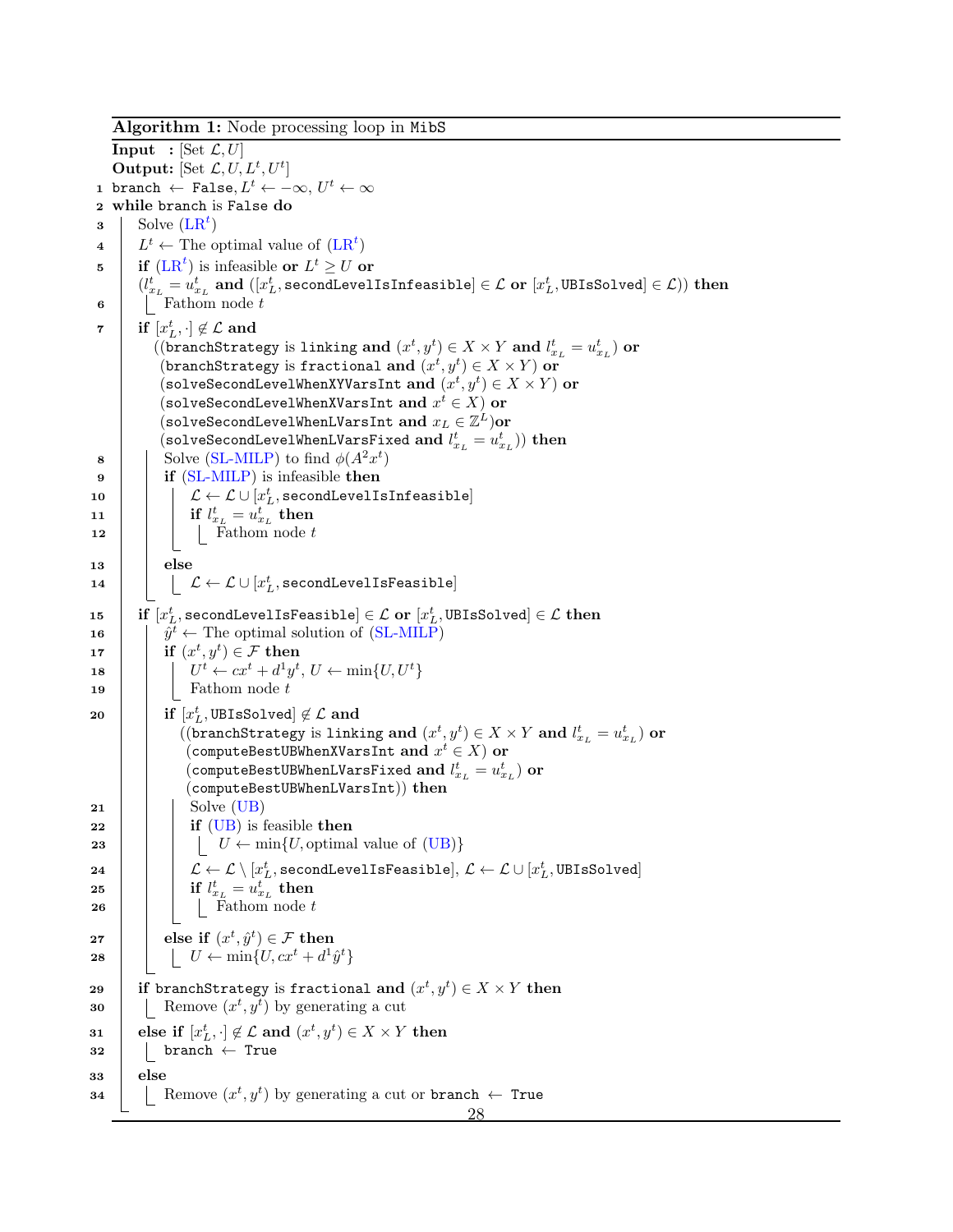**Algorithm 1:** Node processing loop in MibS

**Input :** [Set $\mathcal{L}, U$]

**Output:** [Set $\mathcal{L}, U, L^t, U^t$]

```
1  branch ← False, L^t ← −∞, U^t ← ∞
2  while branch is False do
3      Solve (LR^t)
4      L^t ← The optimal value of (LR^t)
5      if (LR^t) is infeasible or L^t ≥ U or
       (l^t_{x_L} = u^t_{x_L} and ([x^t_L, secondLevelIsInfeasible] ∈ L or [x^t_L, UBIsSolved] ∈ L)) then
6          Fathom node t
7      if [x^t_L, ·] ∉ L and
           ((branchStrategy is linking and (x^t, y^t) ∈ X × Y and l^t_{x_L} = u^t_{x_L}) or
           (branchStrategy is fractional and (x^t, y^t) ∈ X × Y) or
           (solveSecondLevelWhenXYVarsInt and (x^t, y^t) ∈ X × Y) or
           (solveSecondLevelWhenXVarsInt and x^t ∈ X) or
           (solveSecondLevelWhenLVarsInt and x_L ∈ Z^L) or
           (solveSecondLevelWhenLVarsFixed and l^t_{x_L} = u^t_{x_L})) then
8          Solve (SL-MILP) to find φ(A^2 x^t)
9          if (SL-MILP) is infeasible then
10             L ← L ∪ [x^t_L, secondLevelIsInfeasible]
11             if l^t_{x_L} = u^t_{x_L} then
12                 Fathom node t
13         else
14             L ← L ∪ [x^t_L, secondLevelIsFeasible]
15     if [x^t_L, secondLevelIsFeasible] ∈ L or [x^t_L, UBIsSolved] ∈ L then
16         ŷ^t ← The optimal solution of (SL-MILP)
17         if (x^t, y^t) ∈ F then
18             U^t ← cx^t + d^1 y^t, U ← min{U, U^t}
19             Fathom node t
20         if [x^t_L, UBIsSolved] ∉ L and
               ((branchStrategy is linking and (x^t, y^t) ∈ X × Y and l^t_{x_L} = u^t_{x_L}) or
               (computeBestUBWhenXVarsInt and x^t ∈ X) or
               (computeBestUBWhenLVarsFixed and l^t_{x_L} = u^t_{x_L}) or
               (computeBestUBWhenLVarsInt)) then
21             Solve (UB)
22             if (UB) is feasible then
23                 U ← min{U, optimal value of (UB)}
24             L ← L \ [x^t_L, secondLevelIsFeasible], L ← L ∪ [x^t_L, UBIsSolved]
25             if l^t_{x_L} = u^t_{x_L} then
26                 Fathom node t
27         else if (x^t, ŷ^t) ∈ F then
28             U ← min{U, cx^t + d^1 ŷ^t}
29     if branchStrategy is fractional and (x^t, y^t) ∈ X × Y then
30         Remove (x^t, y^t) by generating a cut
31     else if [x^t_L, ·] ∉ L and (x^t, y^t) ∈ X × Y then
32         branch ← True
33     else
34         Remove (x^t, y^t) by generating a cut or branch ← True
```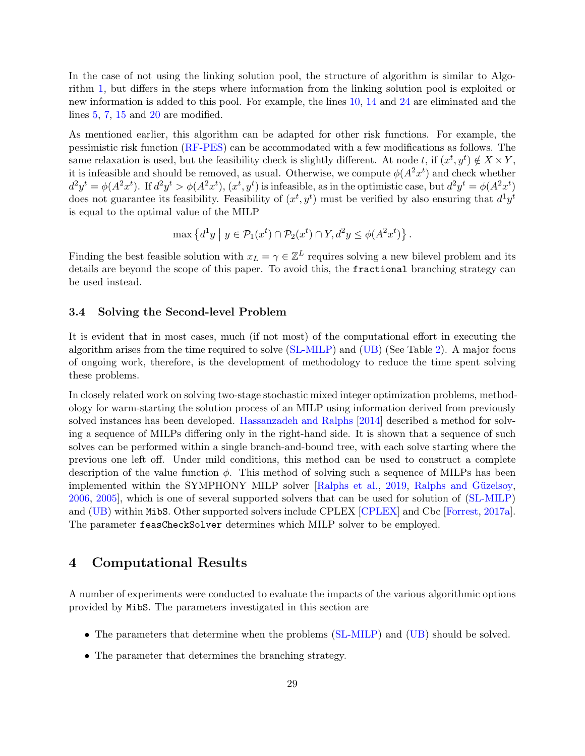In the case of not using the linking solution pool, the structure of algorithm is similar to Algorithm 1, but differs in the steps where information from the linking solution pool is exploited or new information is added to this pool. For example, the lines 10, 14 and 24 are eliminated and the lines 5, 7, 15 and 20 are modified.

As mentioned earlier, this algorithm can be adapted for other risk functions. For example, the pessimistic risk function (RF-PES) can be accommodated with a few modifications as follows. The same relaxation is used, but the feasibility check is slightly different. At node $t$, if $(x^t, y^t) \notin X \times Y$, it is infeasible and should be removed, as usual. Otherwise, we compute $\phi(A^2 x^t)$ and check whether $d^2 y^t = \phi(A^2 x^t)$. If $d^2 y^t > \phi(A^2 x^t)$, $(x^t, y^t)$ is infeasible, as in the optimistic case, but $d^2 y^t = \phi(A^2 x^t)$ does not guarantee its feasibility. Feasibility of $(x^t, y^t)$ must be verified by also ensuring that $d^1 y^t$ is equal to the optimal value of the MILP

$$\max \left\{ d^1 y \;\middle|\; y \in \mathcal{P}_1(x^t) \cap \mathcal{P}_2(x^t) \cap Y, d^2 y \leq \phi(A^2 x^t) \right\}.$$

Finding the best feasible solution with $x_L = \gamma \in \mathbb{Z}^L$ requires solving a new bilevel problem and its details are beyond the scope of this paper. To avoid this, the `fractional` branching strategy can be used instead.

### 3.4 Solving the Second-level Problem

It is evident that in most cases, much (if not most) of the computational effort in executing the algorithm arises from the time required to solve (SL-MILP) and (UB) (See Table 2). A major focus of ongoing work, therefore, is the development of methodology to reduce the time spent solving these problems.

In closely related work on solving two-stage stochastic mixed integer optimization problems, methodology for warm-starting the solution process of an MILP using information derived from previously solved instances has been developed. Hassanzadeh and Ralphs [2014] described a method for solving a sequence of MILPs differing only in the right-hand side. It is shown that a sequence of such solves can be performed within a single branch-and-bound tree, with each solve starting where the previous one left off. Under mild conditions, this method can be used to construct a complete description of the value function $\phi$. This method of solving such a sequence of MILPs has been implemented within the SYMPHONY MILP solver [Ralphs et al., 2019, Ralphs and Güzelsoy, 2006, 2005], which is one of several supported solvers that can be used for solution of (SL-MILP) and (UB) within `MibS`. Other supported solvers include CPLEX [CPLEX] and Cbc [Forrest, 2017a]. The parameter `feasCheckSolver` determines which MILP solver to be employed.

## 4 Computational Results

A number of experiments were conducted to evaluate the impacts of the various algorithmic options provided by `MibS`. The parameters investigated in this section are

- The parameters that determine when the problems (SL-MILP) and (UB) should be solved.
- The parameter that determines the branching strategy.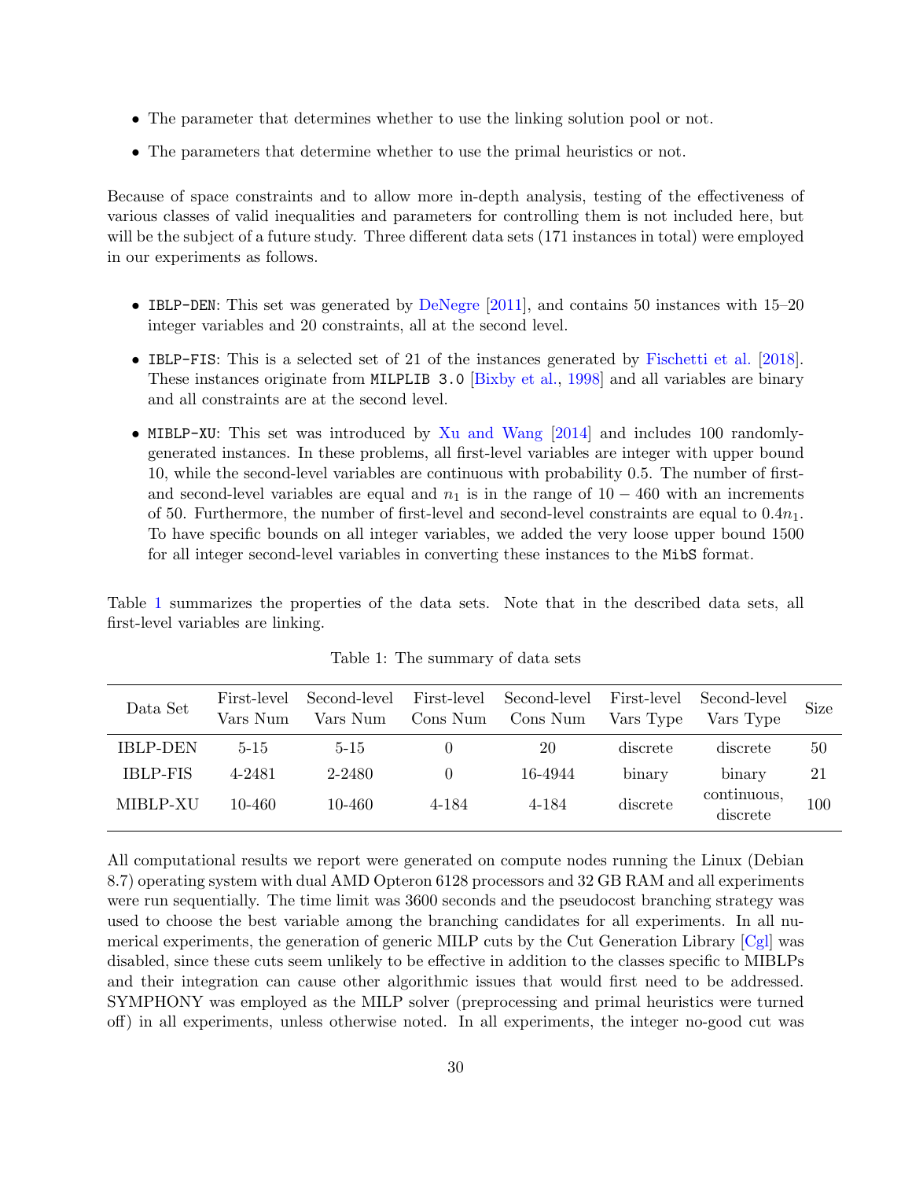- The parameter that determines whether to use the linking solution pool or not.
- The parameters that determine whether to use the primal heuristics or not.

Because of space constraints and to allow more in-depth analysis, testing of the effectiveness of various classes of valid inequalities and parameters for controlling them is not included here, but will be the subject of a future study. Three different data sets (171 instances in total) were employed in our experiments as follows.

- `IBLP-DEN`: This set was generated by DeNegre [2011], and contains 50 instances with 15–20 integer variables and 20 constraints, all at the second level.
- `IBLP-FIS`: This is a selected set of 21 of the instances generated by Fischetti et al. [2018]. These instances originate from `MILPLIB 3.0` [Bixby et al., 1998] and all variables are binary and all constraints are at the second level.
- `MIBLP-XU`: This set was introduced by Xu and Wang [2014] and includes 100 randomly-generated instances. In these problems, all first-level variables are integer with upper bound 10, while the second-level variables are continuous with probability 0.5. The number of first- and second-level variables are equal and $n_1$ is in the range of $10 - 460$ with an increments of 50. Furthermore, the number of first-level and second-level constraints are equal to $0.4n_1$. To have specific bounds on all integer variables, we added the very loose upper bound 1500 for all integer second-level variables in converting these instances to the `MibS` format.

Table 1 summarizes the properties of the data sets. Note that in the described data sets, all first-level variables are linking.

Table 1: The summary of data sets

| Data Set | First-level Vars Num | Second-level Vars Num | First-level Cons Num | Second-level Cons Num | First-level Vars Type | Second-level Vars Type | Size |
|---|---|---|---|---|---|---|---|
| IBLP-DEN | 5-15 | 5-15 | 0 | 20 | discrete | discrete | 50 |
| IBLP-FIS | 4-2481 | 2-2480 | 0 | 16-4944 | binary | binary | 21 |
| MIBLP-XU | 10-460 | 10-460 | 4-184 | 4-184 | discrete | continuous, discrete | 100 |

All computational results we report were generated on compute nodes running the Linux (Debian 8.7) operating system with dual AMD Opteron 6128 processors and 32 GB RAM and all experiments were run sequentially. The time limit was 3600 seconds and the pseudocost branching strategy was used to choose the best variable among the branching candidates for all experiments. In all numerical experiments, the generation of generic MILP cuts by the Cut Generation Library [Cgl] was disabled, since these cuts seem unlikely to be effective in addition to the classes specific to MIBLPs and their integration can cause other algorithmic issues that would first need to be addressed. SYMPHONY was employed as the MILP solver (preprocessing and primal heuristics were turned off) in all experiments, unless otherwise noted. In all experiments, the integer no-good cut was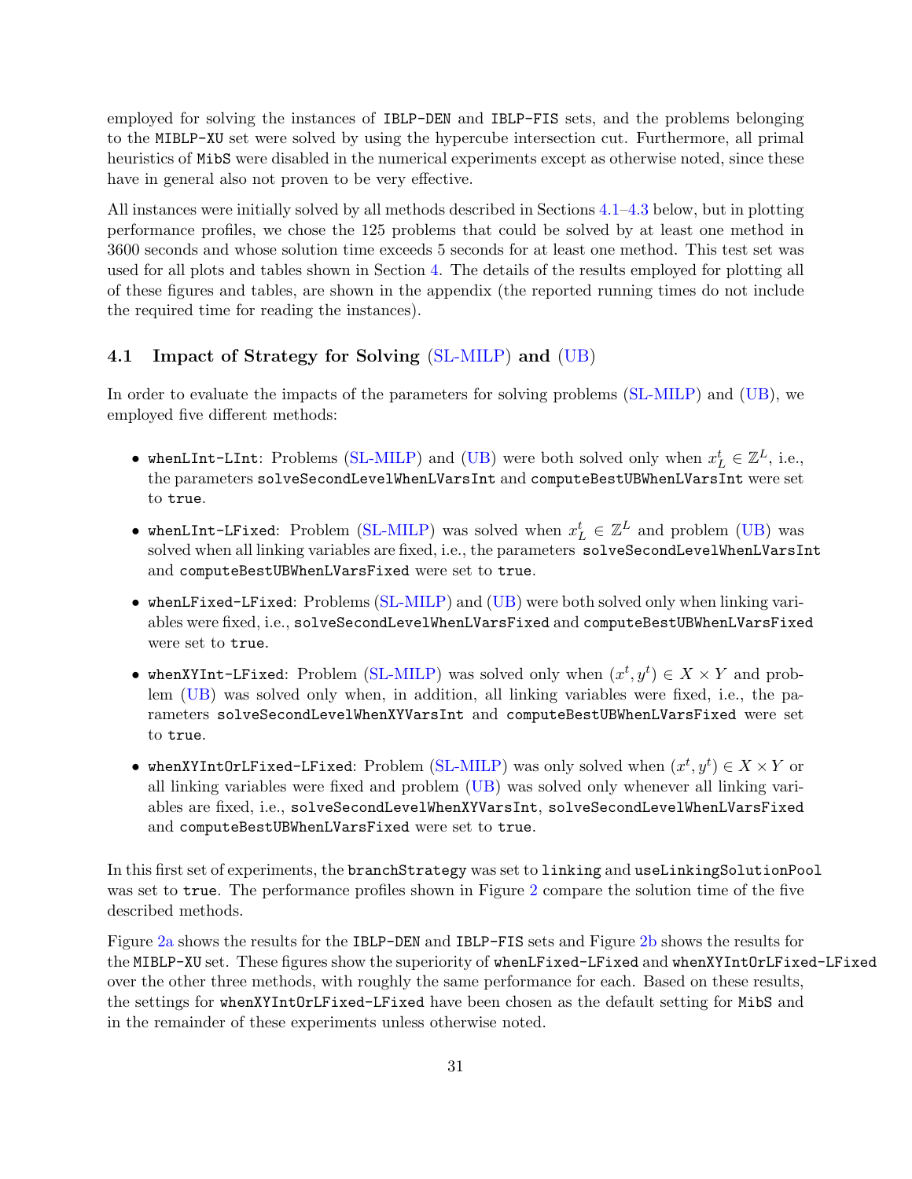employed for solving the instances of IBLP-DEN and IBLP-FIS sets, and the problems belonging to the MIBLP-XU set were solved by using the hypercube intersection cut. Furthermore, all primal heuristics of MibS were disabled in the numerical experiments except as otherwise noted, since these have in general also not proven to be very effective.

All instances were initially solved by all methods described in Sections 4.1–4.3 below, but in plotting performance profiles, we chose the 125 problems that could be solved by at least one method in 3600 seconds and whose solution time exceeds 5 seconds for at least one method. This test set was used for all plots and tables shown in Section 4. The details of the results employed for plotting all of these figures and tables, are shown in the appendix (the reported running times do not include the required time for reading the instances).

## 4.1 Impact of Strategy for Solving (SL-MILP) and (UB)

In order to evaluate the impacts of the parameters for solving problems (SL-MILP) and (UB), we employed five different methods:

- `whenLInt-LInt`: Problems (SL-MILP) and (UB) were both solved only when $x_L^t \in \mathbb{Z}^L$, i.e., the parameters `solveSecondLevelWhenLVarsInt` and `computeBestUBWhenLVarsInt` were set to `true`.
- `whenLInt-LFixed`: Problem (SL-MILP) was solved when $x_L^t \in \mathbb{Z}^L$ and problem (UB) was solved when all linking variables are fixed, i.e., the parameters `solveSecondLevelWhenLVarsInt` and `computeBestUBWhenLVarsFixed` were set to `true`.
- `whenLFixed-LFixed`: Problems (SL-MILP) and (UB) were both solved only when linking variables were fixed, i.e., `solveSecondLevelWhenLVarsFixed` and `computeBestUBWhenLVarsFixed` were set to `true`.
- `whenXYInt-LFixed`: Problem (SL-MILP) was solved only when $(x^t, y^t) \in X \times Y$ and problem (UB) was solved only when, in addition, all linking variables were fixed, i.e., the parameters `solveSecondLevelWhenXYVarsInt` and `computeBestUBWhenLVarsFixed` were set to `true`.
- `whenXYIntOrLFixed-LFixed`: Problem (SL-MILP) was only solved when $(x^t, y^t) \in X \times Y$ or all linking variables were fixed and problem (UB) was solved only whenever all linking variables are fixed, i.e., `solveSecondLevelWhenXYVarsInt`, `solveSecondLevelWhenLVarsFixed` and `computeBestUBWhenLVarsFixed` were set to `true`.

In this first set of experiments, the `branchStrategy` was set to `linking` and `useLinkingSolutionPool` was set to `true`. The performance profiles shown in Figure 2 compare the solution time of the five described methods.

Figure 2a shows the results for the IBLP-DEN and IBLP-FIS sets and Figure 2b shows the results for the MIBLP-XU set. These figures show the superiority of `whenLFixed-LFixed` and `whenXYIntOrLFixed-LFixed` over the other three methods, with roughly the same performance for each. Based on these results, the settings for `whenXYIntOrLFixed-LFixed` have been chosen as the default setting for MibS and in the remainder of these experiments unless otherwise noted.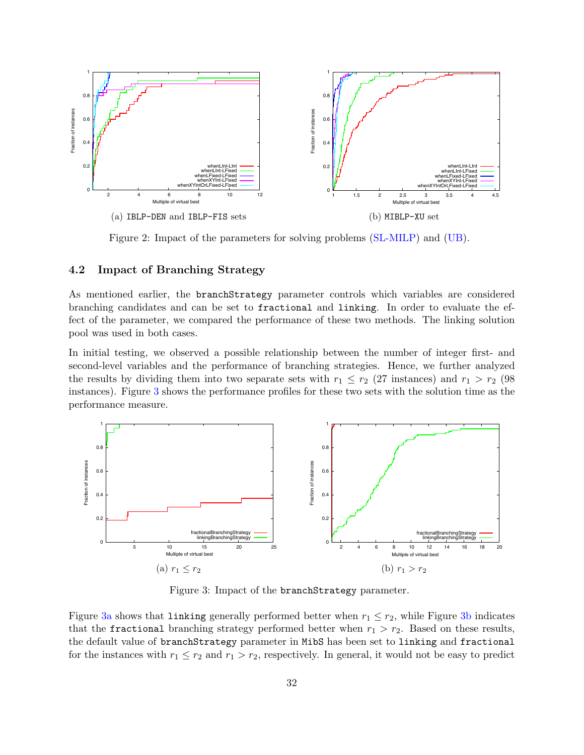(a) IBLP-DEN and IBLP-FIS sets

(b) MIBLP-XU set

Figure 2: Impact of the parameters for solving problems (SL-MILP) and (UB).

### 4.2 Impact of Branching Strategy

As mentioned earlier, the `branchStrategy` parameter controls which variables are considered branching candidates and can be set to `fractional` and `linking`. In order to evaluate the effect of the parameter, we compared the performance of these two methods. The linking solution pool was used in both cases.

In initial testing, we observed a possible relationship between the number of integer first- and second-level variables and the performance of branching strategies. Hence, we further analyzed the results by dividing them into two separate sets with $r_1 \leq r_2$ (27 instances) and $r_1 > r_2$ (98 instances). Figure 3 shows the performance profiles for these two sets with the solution time as the performance measure.

(a) $r_1 \leq r_2$

(b) $r_1 > r_2$

Figure 3: Impact of the `branchStrategy` parameter.

Figure 3a shows that `linking` generally performed better when $r_1 \leq r_2$, while Figure 3b indicates that the `fractional` branching strategy performed better when $r_1 > r_2$. Based on these results, the default value of `branchStrategy` parameter in `MibS` has been set to `linking` and `fractional` for the instances with $r_1 \leq r_2$ and $r_1 > r_2$, respectively. In general, it would not be easy to predict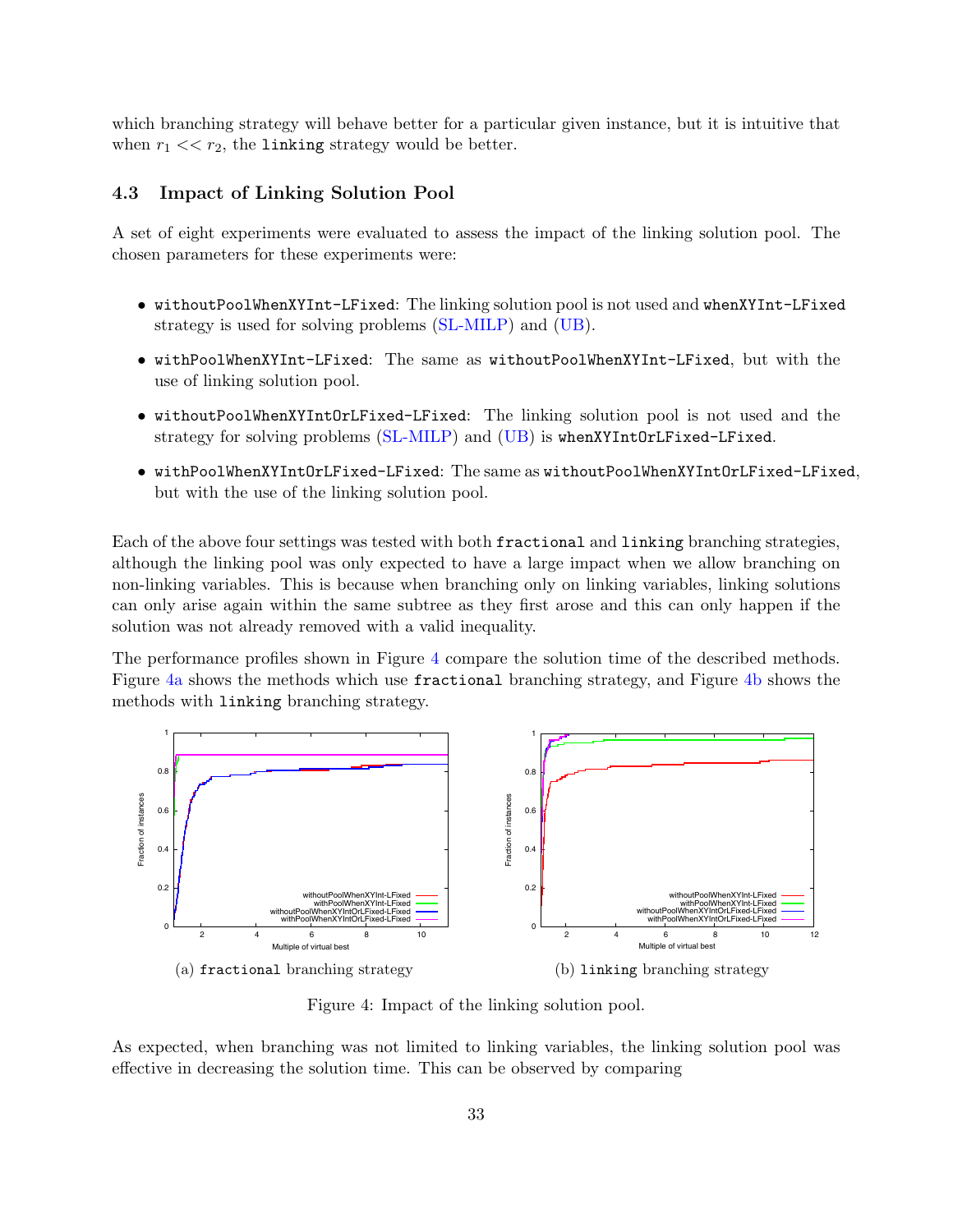which branching strategy will behave better for a particular given instance, but it is intuitive that when $r_1 << r_2$, the `linking` strategy would be better.

### 4.3 Impact of Linking Solution Pool

A set of eight experiments were evaluated to assess the impact of the linking solution pool. The chosen parameters for these experiments were:

- `withoutPoolWhenXYInt-LFixed`: The linking solution pool is not used and `whenXYInt-LFixed` strategy is used for solving problems (SL-MILP) and (UB).
- `withPoolWhenXYInt-LFixed`: The same as `withoutPoolWhenXYInt-LFixed`, but with the use of linking solution pool.
- `withoutPoolWhenXYIntOrLFixed-LFixed`: The linking solution pool is not used and the strategy for solving problems (SL-MILP) and (UB) is `whenXYIntOrLFixed-LFixed`.
- `withPoolWhenXYIntOrLFixed-LFixed`: The same as `withoutPoolWhenXYIntOrLFixed-LFixed`, but with the use of the linking solution pool.

Each of the above four settings was tested with both `fractional` and `linking` branching strategies, although the linking pool was only expected to have a large impact when we allow branching on non-linking variables. This is because when branching only on linking variables, linking solutions can only arise again within the same subtree as they first arose and this can only happen if the solution was not already removed with a valid inequality.

The performance profiles shown in Figure 4 compare the solution time of the described methods. Figure 4a shows the methods which use `fractional` branching strategy, and Figure 4b shows the methods with `linking` branching strategy.

(a) `fractional` branching strategy

(b) `linking` branching strategy

Figure 4: Impact of the linking solution pool.

As expected, when branching was not limited to linking variables, the linking solution pool was effective in decreasing the solution time. This can be observed by comparing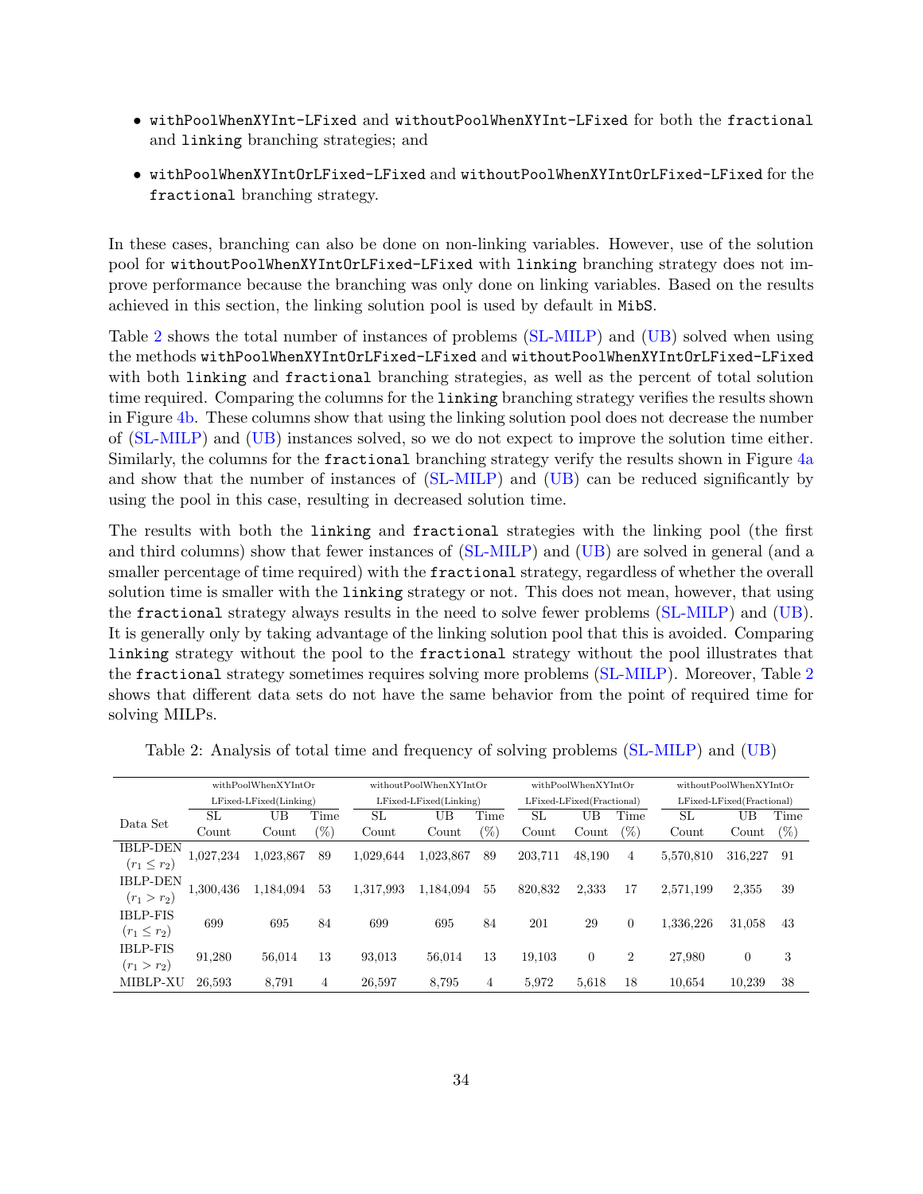- `withPoolWhenXYInt-LFixed` and `withoutPoolWhenXYInt-LFixed` for both the `fractional` and `linking` branching strategies; and
- `withPoolWhenXYIntOrLFixed-LFixed` and `withoutPoolWhenXYIntOrLFixed-LFixed` for the `fractional` branching strategy.

In these cases, branching can also be done on non-linking variables. However, use of the solution pool for `withoutPoolWhenXYIntOrLFixed-LFixed` with `linking` branching strategy does not improve performance because the branching was only done on linking variables. Based on the results achieved in this section, the linking solution pool is used by default in `MibS`.

Table 2 shows the total number of instances of problems (SL-MILP) and (UB) solved when using the methods `withPoolWhenXYIntOrLFixed-LFixed` and `withoutPoolWhenXYIntOrLFixed-LFixed` with both `linking` and `fractional` branching strategies, as well as the percent of total solution time required. Comparing the columns for the `linking` branching strategy verifies the results shown in Figure 4b. These columns show that using the linking solution pool does not decrease the number of (SL-MILP) and (UB) instances solved, so we do not expect to improve the solution time either. Similarly, the columns for the `fractional` branching strategy verify the results shown in Figure 4a and show that the number of instances of (SL-MILP) and (UB) can be reduced significantly by using the pool in this case, resulting in decreased solution time.

The results with both the `linking` and `fractional` strategies with the linking pool (the first and third columns) show that fewer instances of (SL-MILP) and (UB) are solved in general (and a smaller percentage of time required) with the `fractional` strategy, regardless of whether the overall solution time is smaller with the `linking` strategy or not. This does not mean, however, that using the `fractional` strategy always results in the need to solve fewer problems (SL-MILP) and (UB). It is generally only by taking advantage of the linking solution pool that this is avoided. Comparing `linking` strategy without the pool to the `fractional` strategy without the pool illustrates that the `fractional` strategy sometimes requires solving more problems (SL-MILP). Moreover, Table 2 shows that different data sets do not have the same behavior from the point of required time for solving MILPs.

Table 2: Analysis of total time and frequency of solving problems (SL-MILP) and (UB)

| Data Set | withPoolWhenXYIntOr LFixed-LFixed(Linking) | | | withoutPoolWhenXYIntOr LFixed-LFixed(Linking) | | | withPoolWhenXYIntOr LFixed-LFixed(Fractional) | | | withoutPoolWhenXYIntOr LFixed-LFixed(Fractional) | | |
|---|---|---|---|---|---|---|---|---|---|---|---|---|
| | SL Count | UB Count | Time (%) | SL Count | UB Count | Time (%) | SL Count | UB Count | Time (%) | SL Count | UB Count | Time (%) |
| IBLP-DEN ($r_1 \leq r_2$) | 1,027,234 | 1,023,867 | 89 | 1,029,644 | 1,023,867 | 89 | 203,711 | 48,190 | 4 | 5,570,810 | 316,227 | 91 |
| IBLP-DEN ($r_1 > r_2$) | 1,300,436 | 1,184,094 | 53 | 1,317,993 | 1,184,094 | 55 | 820,832 | 2,333 | 17 | 2,571,199 | 2,355 | 39 |
| IBLP-FIS ($r_1 \leq r_2$) | 699 | 695 | 84 | 699 | 695 | 84 | 201 | 29 | 0 | 1,336,226 | 31,058 | 43 |
| IBLP-FIS ($r_1 > r_2$) | 91,280 | 56,014 | 13 | 93,013 | 56,014 | 13 | 19,103 | 0 | 2 | 27,980 | 0 | 3 |
| MIBLP-XU | 26,593 | 8,791 | 4 | 26,597 | 8,795 | 4 | 5,972 | 5,618 | 18 | 10,654 | 10,239 | 38 |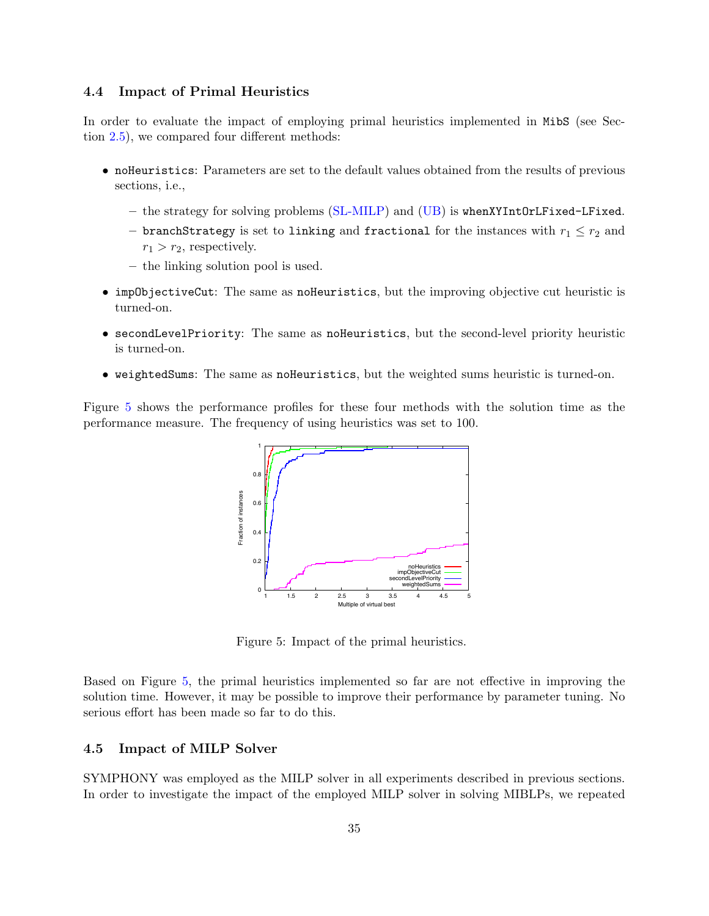### 4.4 Impact of Primal Heuristics

In order to evaluate the impact of employing primal heuristics implemented in `MibS` (see Section 2.5), we compared four different methods:

- `noHeuristics`: Parameters are set to the default values obtained from the results of previous sections, i.e.,
  - the strategy for solving problems (SL-MILP) and (UB) is `whenXYIntOrLFixed-LFixed`.
  - `branchStrategy` is set to `linking` and `fractional` for the instances with $r_1 \leq r_2$ and $r_1 > r_2$, respectively.
  - the linking solution pool is used.
- `impObjectiveCut`: The same as `noHeuristics`, but the improving objective cut heuristic is turned-on.
- `secondLevelPriority`: The same as `noHeuristics`, but the second-level priority heuristic is turned-on.
- `weightedSums`: The same as `noHeuristics`, but the weighted sums heuristic is turned-on.

Figure 5 shows the performance profiles for these four methods with the solution time as the performance measure. The frequency of using heuristics was set to 100.

Figure 5: Impact of the primal heuristics.

Based on Figure 5, the primal heuristics implemented so far are not effective in improving the solution time. However, it may be possible to improve their performance by parameter tuning. No serious effort has been made so far to do this.

### 4.5 Impact of MILP Solver

SYMPHONY was employed as the MILP solver in all experiments described in previous sections. In order to investigate the impact of the employed MILP solver in solving MIBLPs, we repeated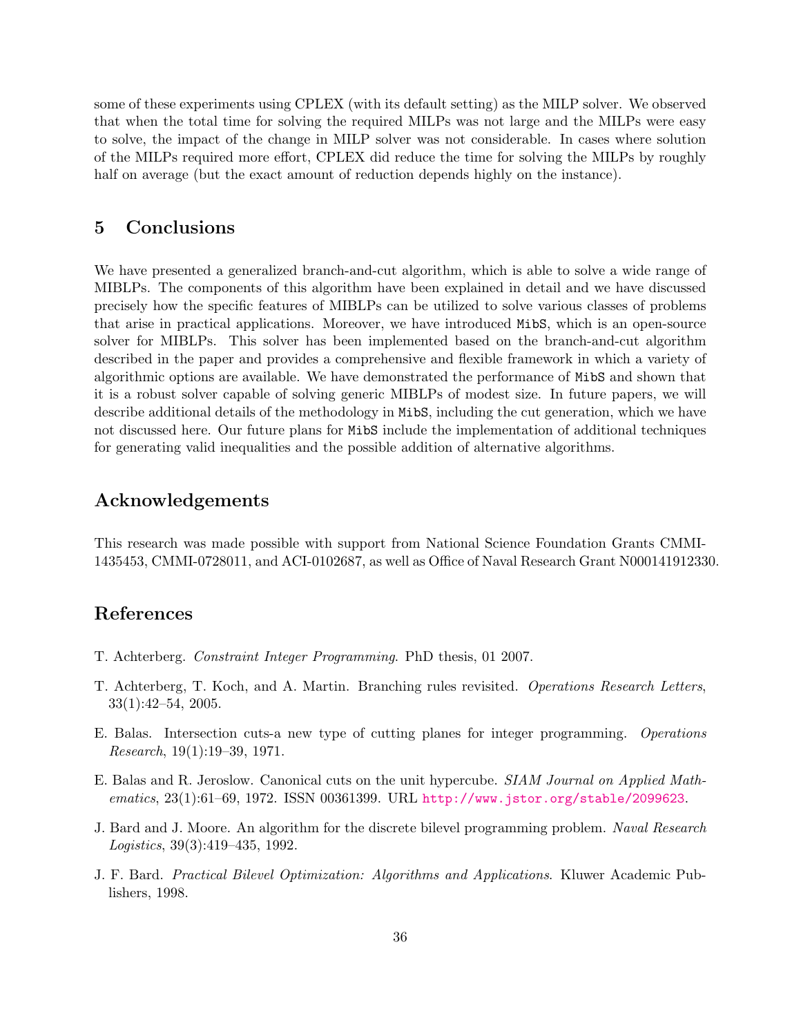some of these experiments using CPLEX (with its default setting) as the MILP solver. We observed that when the total time for solving the required MILPs was not large and the MILPs were easy to solve, the impact of the change in MILP solver was not considerable. In cases where solution of the MILPs required more effort, CPLEX did reduce the time for solving the MILPs by roughly half on average (but the exact amount of reduction depends highly on the instance).

## 5 Conclusions

We have presented a generalized branch-and-cut algorithm, which is able to solve a wide range of MIBLPs. The components of this algorithm have been explained in detail and we have discussed precisely how the specific features of MIBLPs can be utilized to solve various classes of problems that arise in practical applications. Moreover, we have introduced `MibS`, which is an open-source solver for MIBLPs. This solver has been implemented based on the branch-and-cut algorithm described in the paper and provides a comprehensive and flexible framework in which a variety of algorithmic options are available. We have demonstrated the performance of `MibS` and shown that it is a robust solver capable of solving generic MIBLPs of modest size. In future papers, we will describe additional details of the methodology in `MibS`, including the cut generation, which we have not discussed here. Our future plans for `MibS` include the implementation of additional techniques for generating valid inequalities and the possible addition of alternative algorithms.

## Acknowledgements

This research was made possible with support from National Science Foundation Grants CMMI-1435453, CMMI-0728011, and ACI-0102687, as well as Office of Naval Research Grant N000141912330.

## References

T. Achterberg. *Constraint Integer Programming*. PhD thesis, 01 2007.

T. Achterberg, T. Koch, and A. Martin. Branching rules revisited. *Operations Research Letters*, 33(1):42–54, 2005.

E. Balas. Intersection cuts-a new type of cutting planes for integer programming. *Operations Research*, 19(1):19–39, 1971.

E. Balas and R. Jeroslow. Canonical cuts on the unit hypercube. *SIAM Journal on Applied Mathematics*, 23(1):61–69, 1972. ISSN 00361399. URL http://www.jstor.org/stable/2099623.

J. Bard and J. Moore. An algorithm for the discrete bilevel programming problem. *Naval Research Logistics*, 39(3):419–435, 1992.

J. F. Bard. *Practical Bilevel Optimization: Algorithms and Applications*. Kluwer Academic Publishers, 1998.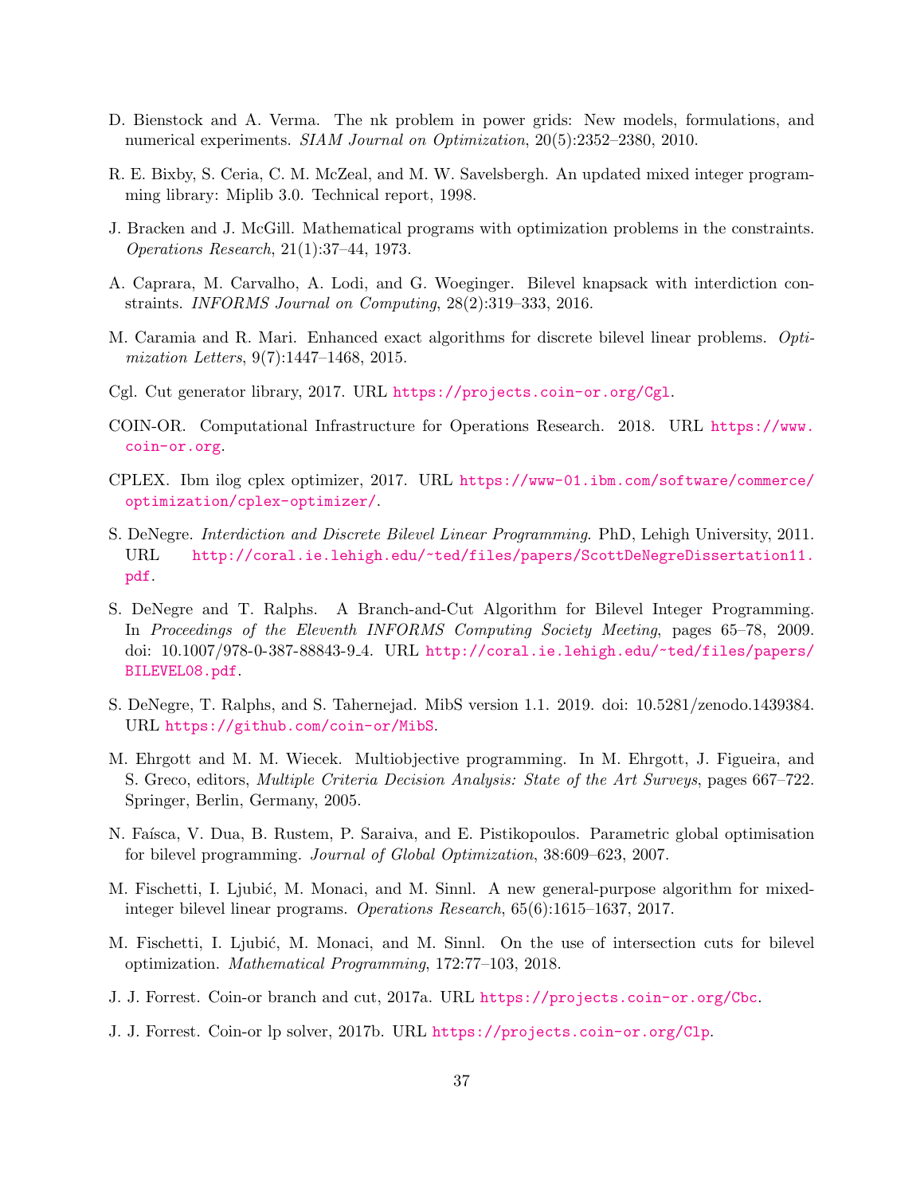D. Bienstock and A. Verma. The nk problem in power grids: New models, formulations, and numerical experiments. *SIAM Journal on Optimization*, 20(5):2352–2380, 2010.

R. E. Bixby, S. Ceria, C. M. McZeal, and M. W. Savelsbergh. An updated mixed integer programming library: Miplib 3.0. Technical report, 1998.

J. Bracken and J. McGill. Mathematical programs with optimization problems in the constraints. *Operations Research*, 21(1):37–44, 1973.

A. Caprara, M. Carvalho, A. Lodi, and G. Woeginger. Bilevel knapsack with interdiction constraints. *INFORMS Journal on Computing*, 28(2):319–333, 2016.

M. Caramia and R. Mari. Enhanced exact algorithms for discrete bilevel linear problems. *Optimization Letters*, 9(7):1447–1468, 2015.

Cgl. Cut generator library, 2017. URL https://projects.coin-or.org/Cgl.

COIN-OR. Computational Infrastructure for Operations Research. 2018. URL https://www.coin-or.org.

CPLEX. Ibm ilog cplex optimizer, 2017. URL https://www-01.ibm.com/software/commerce/optimization/cplex-optimizer/.

S. DeNegre. *Interdiction and Discrete Bilevel Linear Programming*. PhD, Lehigh University, 2011. URL http://coral.ie.lehigh.edu/~ted/files/papers/ScottDeNegreDissertation11.pdf.

S. DeNegre and T. Ralphs. A Branch-and-Cut Algorithm for Bilevel Integer Programming. In *Proceedings of the Eleventh INFORMS Computing Society Meeting*, pages 65–78, 2009. doi: 10.1007/978-0-387-88843-9_4. URL http://coral.ie.lehigh.edu/~ted/files/papers/BILEVEL08.pdf.

S. DeNegre, T. Ralphs, and S. Tahernejad. MibS version 1.1. 2019. doi: 10.5281/zenodo.1439384. URL https://github.com/coin-or/MibS.

M. Ehrgott and M. M. Wiecek. Multiobjective programming. In M. Ehrgott, J. Figueira, and S. Greco, editors, *Multiple Criteria Decision Analysis: State of the Art Surveys*, pages 667–722. Springer, Berlin, Germany, 2005.

N. Faísca, V. Dua, B. Rustem, P. Saraiva, and E. Pistikopoulos. Parametric global optimisation for bilevel programming. *Journal of Global Optimization*, 38:609–623, 2007.

M. Fischetti, I. Ljubić, M. Monaci, and M. Sinnl. A new general-purpose algorithm for mixed-integer bilevel linear programs. *Operations Research*, 65(6):1615–1637, 2017.

M. Fischetti, I. Ljubić, M. Monaci, and M. Sinnl. On the use of intersection cuts for bilevel optimization. *Mathematical Programming*, 172:77–103, 2018.

J. J. Forrest. Coin-or branch and cut, 2017a. URL https://projects.coin-or.org/Cbc.

J. J. Forrest. Coin-or lp solver, 2017b. URL https://projects.coin-or.org/Clp.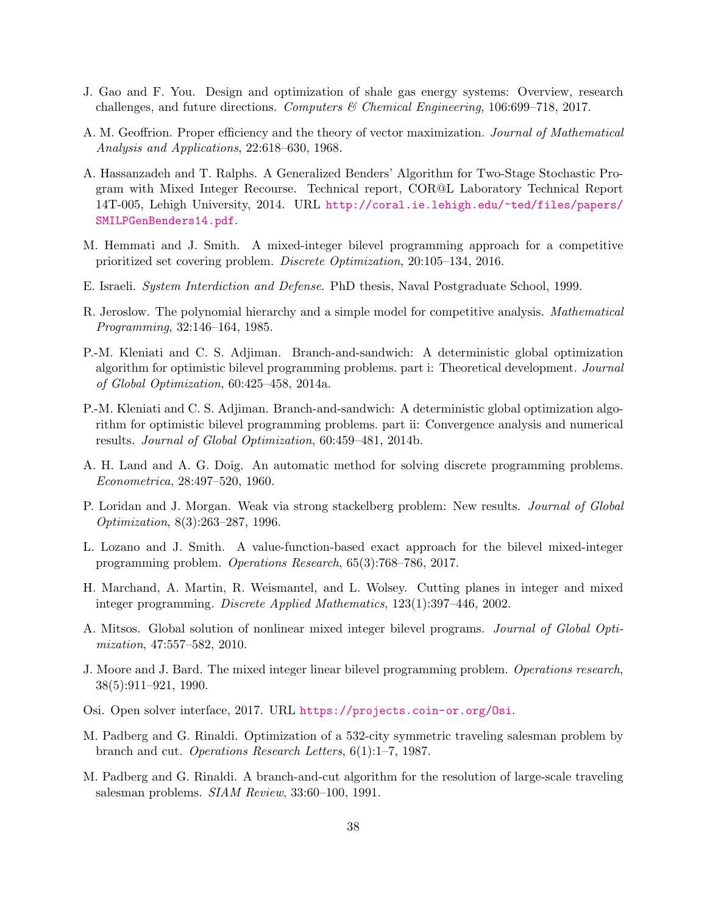J. Gao and F. You. Design and optimization of shale gas energy systems: Overview, research challenges, and future directions. *Computers & Chemical Engineering*, 106:699–718, 2017.

A. M. Geoffrion. Proper efficiency and the theory of vector maximization. *Journal of Mathematical Analysis and Applications*, 22:618–630, 1968.

A. Hassanzadeh and T. Ralphs. A Generalized Benders' Algorithm for Two-Stage Stochastic Program with Mixed Integer Recourse. Technical report, COR@L Laboratory Technical Report 14T-005, Lehigh University, 2014. URL http://coral.ie.lehigh.edu/~ted/files/papers/SMILPGenBenders14.pdf.

M. Hemmati and J. Smith. A mixed-integer bilevel programming approach for a competitive prioritized set covering problem. *Discrete Optimization*, 20:105–134, 2016.

E. Israeli. *System Interdiction and Defense*. PhD thesis, Naval Postgraduate School, 1999.

R. Jeroslow. The polynomial hierarchy and a simple model for competitive analysis. *Mathematical Programming*, 32:146–164, 1985.

P.-M. Kleniati and C. S. Adjiman. Branch-and-sandwich: A deterministic global optimization algorithm for optimistic bilevel programming problems. part i: Theoretical development. *Journal of Global Optimization*, 60:425–458, 2014a.

P.-M. Kleniati and C. S. Adjiman. Branch-and-sandwich: A deterministic global optimization algorithm for optimistic bilevel programming problems. part ii: Convergence analysis and numerical results. *Journal of Global Optimization*, 60:459–481, 2014b.

A. H. Land and A. G. Doig. An automatic method for solving discrete programming problems. *Econometrica*, 28:497–520, 1960.

P. Loridan and J. Morgan. Weak via strong stackelberg problem: New results. *Journal of Global Optimization*, 8(3):263–287, 1996.

L. Lozano and J. Smith. A value-function-based exact approach for the bilevel mixed-integer programming problem. *Operations Research*, 65(3):768–786, 2017.

H. Marchand, A. Martin, R. Weismantel, and L. Wolsey. Cutting planes in integer and mixed integer programming. *Discrete Applied Mathematics*, 123(1):397–446, 2002.

A. Mitsos. Global solution of nonlinear mixed integer bilevel programs. *Journal of Global Optimization*, 47:557–582, 2010.

J. Moore and J. Bard. The mixed integer linear bilevel programming problem. *Operations research*, 38(5):911–921, 1990.

Osi. Open solver interface, 2017. URL https://projects.coin-or.org/Osi.

M. Padberg and G. Rinaldi. Optimization of a 532-city symmetric traveling salesman problem by branch and cut. *Operations Research Letters*, 6(1):1–7, 1987.

M. Padberg and G. Rinaldi. A branch-and-cut algorithm for the resolution of large-scale traveling salesman problems. *SIAM Review*, 33:60–100, 1991.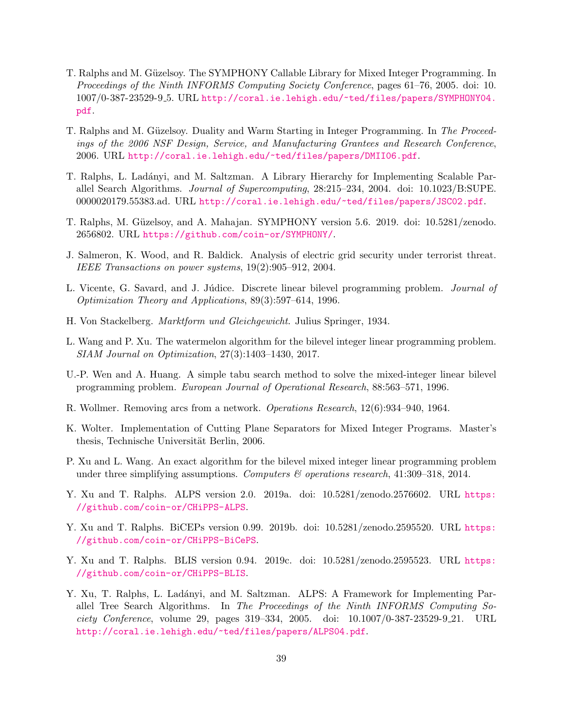T. Ralphs and M. Güzelsoy. The SYMPHONY Callable Library for Mixed Integer Programming. In *Proceedings of the Ninth INFORMS Computing Society Conference*, pages 61–76, 2005. doi: 10.1007/0-387-23529-9_5. URL http://coral.ie.lehigh.edu/~ted/files/papers/SYMPHONY04.pdf.

T. Ralphs and M. Güzelsoy. Duality and Warm Starting in Integer Programming. In *The Proceedings of the 2006 NSF Design, Service, and Manufacturing Grantees and Research Conference*, 2006. URL http://coral.ie.lehigh.edu/~ted/files/papers/DMII06.pdf.

T. Ralphs, L. Ladányi, and M. Saltzman. A Library Hierarchy for Implementing Scalable Parallel Search Algorithms. *Journal of Supercomputing*, 28:215–234, 2004. doi: 10.1023/B:SUPE.0000020179.55383.ad. URL http://coral.ie.lehigh.edu/~ted/files/papers/JSC02.pdf.

T. Ralphs, M. Güzelsoy, and A. Mahajan. SYMPHONY version 5.6. 2019. doi: 10.5281/zenodo.2656802. URL https://github.com/coin-or/SYMPHONY/.

J. Salmeron, K. Wood, and R. Baldick. Analysis of electric grid security under terrorist threat. *IEEE Transactions on power systems*, 19(2):905–912, 2004.

L. Vicente, G. Savard, and J. Júdice. Discrete linear bilevel programming problem. *Journal of Optimization Theory and Applications*, 89(3):597–614, 1996.

H. Von Stackelberg. *Marktform und Gleichgewicht*. Julius Springer, 1934.

L. Wang and P. Xu. The watermelon algorithm for the bilevel integer linear programming problem. *SIAM Journal on Optimization*, 27(3):1403–1430, 2017.

U.-P. Wen and A. Huang. A simple tabu search method to solve the mixed-integer linear bilevel programming problem. *European Journal of Operational Research*, 88:563–571, 1996.

R. Wollmer. Removing arcs from a network. *Operations Research*, 12(6):934–940, 1964.

K. Wolter. Implementation of Cutting Plane Separators for Mixed Integer Programs. Master's thesis, Technische Universität Berlin, 2006.

P. Xu and L. Wang. An exact algorithm for the bilevel mixed integer linear programming problem under three simplifying assumptions. *Computers & operations research*, 41:309–318, 2014.

Y. Xu and T. Ralphs. ALPS version 2.0. 2019a. doi: 10.5281/zenodo.2576602. URL https://github.com/coin-or/CHiPPS-ALPS.

Y. Xu and T. Ralphs. BiCEPs version 0.99. 2019b. doi: 10.5281/zenodo.2595520. URL https://github.com/coin-or/CHiPPS-BiCePS.

Y. Xu and T. Ralphs. BLIS version 0.94. 2019c. doi: 10.5281/zenodo.2595523. URL https://github.com/coin-or/CHiPPS-BLIS.

Y. Xu, T. Ralphs, L. Ladányi, and M. Saltzman. ALPS: A Framework for Implementing Parallel Tree Search Algorithms. In *The Proceedings of the Ninth INFORMS Computing Society Conference*, volume 29, pages 319–334, 2005. doi: 10.1007/0-387-23529-9_21. URL http://coral.ie.lehigh.edu/~ted/files/papers/ALPS04.pdf.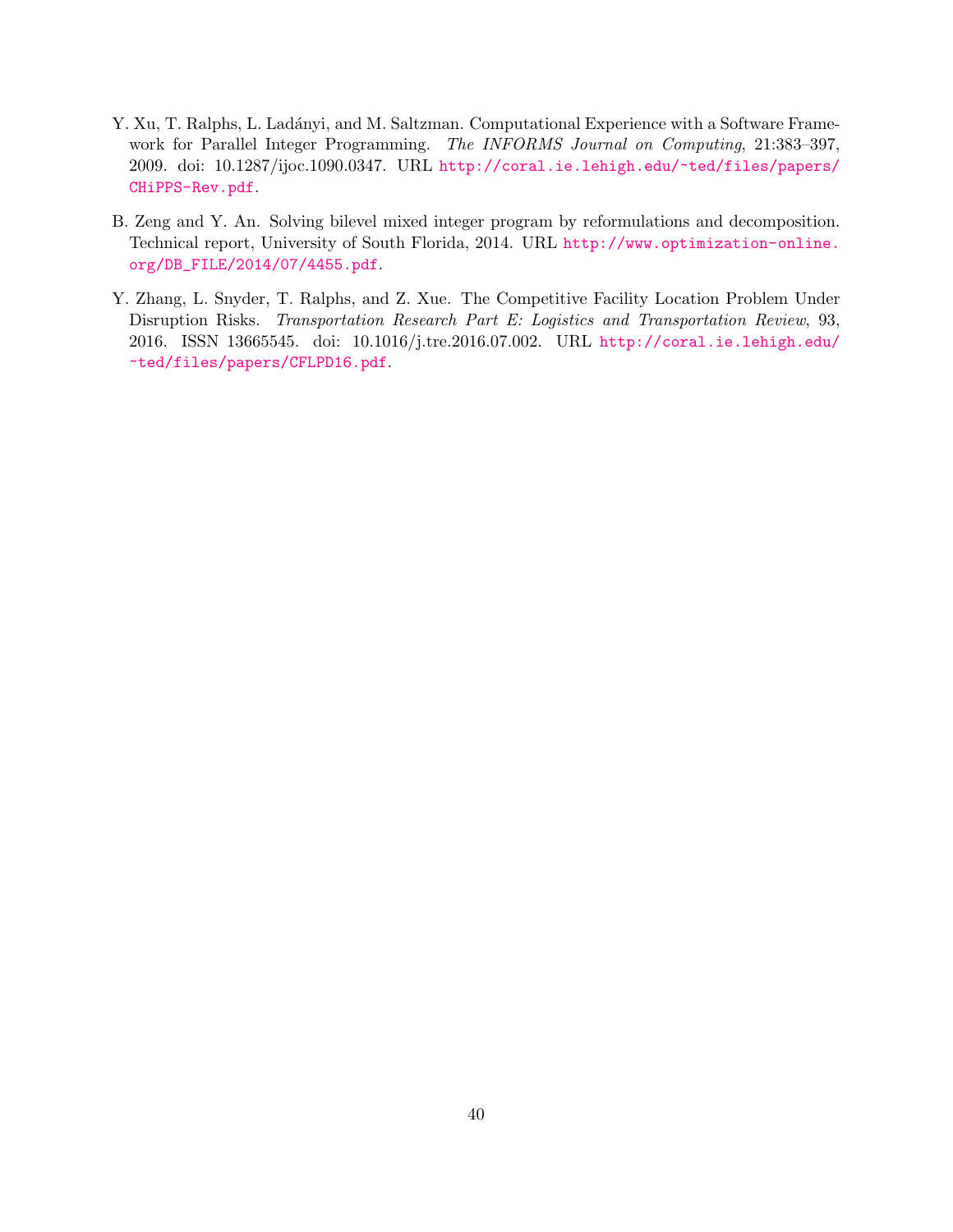Y. Xu, T. Ralphs, L. Ladányi, and M. Saltzman. Computational Experience with a Software Framework for Parallel Integer Programming. *The INFORMS Journal on Computing*, 21:383–397, 2009. doi: 10.1287/ijoc.1090.0347. URL http://coral.ie.lehigh.edu/~ted/files/papers/CHiPPS-Rev.pdf.

B. Zeng and Y. An. Solving bilevel mixed integer program by reformulations and decomposition. Technical report, University of South Florida, 2014. URL http://www.optimization-online.org/DB_FILE/2014/07/4455.pdf.

Y. Zhang, L. Snyder, T. Ralphs, and Z. Xue. The Competitive Facility Location Problem Under Disruption Risks. *Transportation Research Part E: Logistics and Transportation Review*, 93, 2016. ISSN 13665545. doi: 10.1016/j.tre.2016.07.002. URL http://coral.ie.lehigh.edu/~ted/files/papers/CFLPD16.pdf.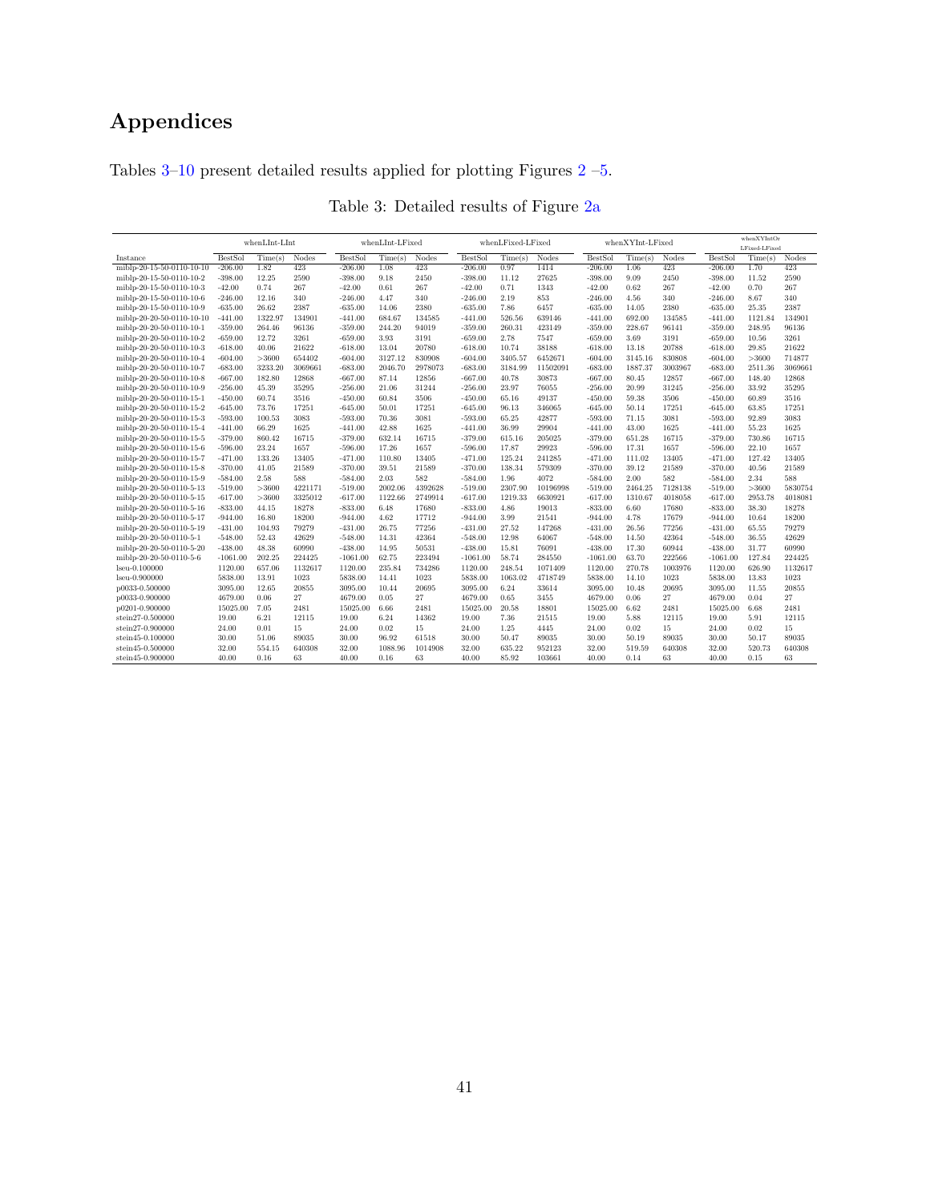# Appendices

Tables 3–10 present detailed results applied for plotting Figures 2 –5.

Table 3: Detailed results of Figure 2a

| Instance | whenLInt-LInt | | | whenLInt-LFixed | | | whenLFixed-LFixed | | | whenXYInt-LFixed | | | whenXYIntOr LFixed-LFixed | | |
|---|---|---|---|---|---|---|---|---|---|---|---|---|---|---|---|
| | BestSol | Time(s) | Nodes | BestSol | Time(s) | Nodes | BestSol | Time(s) | Nodes | BestSol | Time(s) | Nodes | BestSol | Time(s) | Nodes |
| miblp-20-15-50-0110-10-10 | -206.00 | 1.82 | 423 | -206.00 | 1.08 | 423 | -206.00 | 0.97 | 1414 | -206.00 | 1.06 | 423 | -206.00 | 1.70 | 423 |
| miblp-20-15-50-0110-10-2 | -398.00 | 12.25 | 2590 | -398.00 | 9.18 | 2450 | -398.00 | 11.12 | 27625 | -398.00 | 9.09 | 2450 | -398.00 | 11.52 | 2590 |
| miblp-20-15-50-0110-10-3 | -42.00 | 0.74 | 267 | -42.00 | 0.61 | 267 | -42.00 | 0.71 | 1343 | -42.00 | 0.62 | 267 | -42.00 | 0.70 | 267 |
| miblp-20-15-50-0110-10-6 | -246.00 | 12.16 | 340 | -246.00 | 4.47 | 340 | -246.00 | 2.19 | 853 | -246.00 | 4.56 | 340 | -246.00 | 8.67 | 340 |
| miblp-20-15-50-0110-10-9 | -635.00 | 26.62 | 2387 | -635.00 | 14.06 | 2380 | -635.00 | 7.86 | 6457 | -635.00 | 14.05 | 2380 | -635.00 | 25.35 | 2387 |
| miblp-20-20-50-0110-10-10 | -441.00 | 1322.97 | 134901 | -441.00 | 684.67 | 134585 | -441.00 | 526.56 | 639146 | -441.00 | 692.00 | 134585 | -441.00 | 1121.84 | 134901 |
| miblp-20-20-50-0110-10-1 | -359.00 | 264.46 | 96136 | -359.00 | 244.20 | 94019 | -359.00 | 260.31 | 423149 | -359.00 | 228.67 | 96141 | -359.00 | 248.95 | 96136 |
| miblp-20-20-50-0110-10-2 | -659.00 | 12.72 | 3261 | -659.00 | 3.93 | 3191 | -659.00 | 2.78 | 7547 | -659.00 | 3.69 | 3191 | -659.00 | 10.56 | 3261 |
| miblp-20-20-50-0110-10-3 | -618.00 | 40.06 | 21622 | -618.00 | 13.04 | 20780 | -618.00 | 10.74 | 38188 | -618.00 | 13.18 | 20788 | -618.00 | 29.85 | 21622 |
| miblp-20-20-50-0110-10-4 | -604.00 | >3600 | 654402 | -604.00 | 3127.12 | 830908 | -604.00 | 3405.57 | 6452671 | -604.00 | 3145.16 | 830808 | -604.00 | >3600 | 714877 |
| miblp-20-20-50-0110-10-7 | -683.00 | 3233.20 | 3069661 | -683.00 | 2046.70 | 2978073 | -683.00 | 3184.99 | 11502091 | -683.00 | 1887.37 | 3003967 | -683.00 | 2511.36 | 3069661 |
| miblp-20-20-50-0110-10-8 | -667.00 | 182.80 | 12868 | -667.00 | 87.14 | 12856 | -667.00 | 40.78 | 30873 | -667.00 | 80.45 | 12857 | -667.00 | 148.40 | 12868 |
| miblp-20-20-50-0110-10-9 | -256.00 | 45.39 | 35295 | -256.00 | 21.06 | 31244 | -256.00 | 23.97 | 76055 | -256.00 | 20.99 | 31245 | -256.00 | 33.92 | 35295 |
| miblp-20-20-50-0110-15-1 | -450.00 | 60.74 | 3516 | -450.00 | 60.84 | 3506 | -450.00 | 65.16 | 49137 | -450.00 | 59.38 | 3506 | -450.00 | 60.89 | 3516 |
| miblp-20-20-50-0110-15-2 | -645.00 | 73.76 | 17251 | -645.00 | 50.01 | 17251 | -645.00 | 96.13 | 346065 | -645.00 | 50.14 | 17251 | -645.00 | 63.85 | 17251 |
| miblp-20-20-50-0110-15-3 | -593.00 | 100.53 | 3083 | -593.00 | 70.36 | 3081 | -593.00 | 65.25 | 42877 | -593.00 | 71.15 | 3081 | -593.00 | 92.89 | 3083 |
| miblp-20-20-50-0110-15-4 | -441.00 | 66.29 | 1625 | -441.00 | 42.88 | 1625 | -441.00 | 36.99 | 29904 | -441.00 | 43.00 | 1625 | -441.00 | 55.23 | 1625 |
| miblp-20-20-50-0110-15-5 | -379.00 | 860.42 | 16715 | -379.00 | 632.14 | 16715 | -379.00 | 615.16 | 205025 | -379.00 | 651.28 | 16715 | -379.00 | 730.86 | 16715 |
| miblp-20-20-50-0110-15-6 | -596.00 | 23.24 | 1657 | -596.00 | 17.26 | 1657 | -596.00 | 17.87 | 29923 | -596.00 | 17.31 | 1657 | -596.00 | 22.10 | 1657 |
| miblp-20-20-50-0110-15-7 | -471.00 | 133.26 | 13405 | -471.00 | 110.80 | 13405 | -471.00 | 125.24 | 241285 | -471.00 | 111.02 | 13405 | -471.00 | 127.42 | 13405 |
| miblp-20-20-50-0110-15-8 | -370.00 | 41.05 | 21589 | -370.00 | 39.51 | 21589 | -370.00 | 138.34 | 579309 | -370.00 | 39.12 | 21589 | -370.00 | 40.56 | 21589 |
| miblp-20-20-50-0110-15-9 | -584.00 | 2.58 | 588 | -584.00 | 2.03 | 582 | -584.00 | 1.96 | 4072 | -584.00 | 2.00 | 582 | -584.00 | 2.34 | 588 |
| miblp-20-20-50-0110-5-13 | -519.00 | >3600 | 4221171 | -519.00 | 2002.06 | 4392628 | -519.00 | 2307.90 | 10196998 | -519.00 | 2464.25 | 7128138 | -519.00 | >3600 | 5830754 |
| miblp-20-20-50-0110-5-15 | -617.00 | >3600 | 3325012 | -617.00 | 1122.66 | 2749914 | -617.00 | 1219.33 | 6630921 | -617.00 | 1310.67 | 4018058 | -617.00 | 2953.78 | 4018081 |
| miblp-20-20-50-0110-5-16 | -833.00 | 44.15 | 18278 | -833.00 | 6.48 | 17680 | -833.00 | 4.86 | 19013 | -833.00 | 6.60 | 17680 | -833.00 | 38.30 | 18278 |
| miblp-20-20-50-0110-5-17 | -944.00 | 16.80 | 18200 | -944.00 | 4.62 | 17712 | -944.00 | 3.99 | 21541 | -944.00 | 4.78 | 17679 | -944.00 | 10.64 | 18200 |
| miblp-20-20-50-0110-5-19 | -431.00 | 104.93 | 79279 | -431.00 | 26.75 | 77256 | -431.00 | 27.52 | 147268 | -431.00 | 26.56 | 77256 | -431.00 | 65.55 | 79279 |
| miblp-20-20-50-0110-5-1 | -548.00 | 52.43 | 42629 | -548.00 | 14.31 | 42364 | -548.00 | 12.98 | 64067 | -548.00 | 14.50 | 42364 | -548.00 | 36.55 | 42629 |
| miblp-20-20-50-0110-5-20 | -438.00 | 48.38 | 60990 | -438.00 | 14.95 | 50531 | -438.00 | 15.81 | 76091 | -438.00 | 17.30 | 60944 | -438.00 | 31.77 | 60990 |
| miblp-20-20-50-0110-5-6 | -1061.00 | 202.25 | 224425 | -1061.00 | 62.75 | 223494 | -1061.00 | 58.74 | 284550 | -1061.00 | 63.70 | 222566 | -1061.00 | 127.84 | 224425 |
| lseu-0.100000 | 1120.00 | 657.06 | 1132617 | 1120.00 | 235.84 | 734286 | 1120.00 | 248.54 | 1071409 | 1120.00 | 270.78 | 1003976 | 1120.00 | 626.90 | 1132617 |
| lseu-0.900000 | 5838.00 | 13.91 | 1023 | 5838.00 | 14.41 | 1023 | 5838.00 | 1063.02 | 4718749 | 5838.00 | 14.10 | 1023 | 5838.00 | 13.83 | 1023 |
| p0033-0.500000 | 3095.00 | 12.65 | 20855 | 3095.00 | 10.44 | 20695 | 3095.00 | 6.24 | 33614 | 3095.00 | 10.48 | 20695 | 3095.00 | 11.55 | 20855 |
| p0033-0.900000 | 4679.00 | 0.06 | 27 | 4679.00 | 0.05 | 27 | 4679.00 | 0.65 | 3455 | 4679.00 | 0.06 | 27 | 4679.00 | 0.04 | 27 |
| p0201-0.900000 | 15025.00 | 7.05 | 2481 | 15025.00 | 6.66 | 2481 | 15025.00 | 20.58 | 18801 | 15025.00 | 6.62 | 2481 | 15025.00 | 6.68 | 2481 |
| stein27-0.500000 | 19.00 | 6.21 | 12115 | 19.00 | 6.24 | 14362 | 19.00 | 7.36 | 21515 | 19.00 | 5.88 | 12115 | 19.00 | 5.91 | 12115 |
| stein27-0.900000 | 24.00 | 0.01 | 15 | 24.00 | 0.02 | 15 | 24.00 | 1.25 | 4445 | 24.00 | 0.02 | 15 | 24.00 | 0.02 | 15 |
| stein45-0.100000 | 30.00 | 51.06 | 89035 | 30.00 | 96.92 | 61518 | 30.00 | 50.47 | 89035 | 30.00 | 50.19 | 89035 | 30.00 | 50.17 | 89035 |
| stein45-0.500000 | 32.00 | 554.15 | 640308 | 32.00 | 1088.96 | 1014908 | 32.00 | 635.22 | 952123 | 32.00 | 519.59 | 640308 | 32.00 | 520.73 | 640308 |
| stein45-0.900000 | 40.00 | 0.16 | 63 | 40.00 | 0.16 | 63 | 40.00 | 85.92 | 103661 | 40.00 | 0.14 | 63 | 40.00 | 0.15 | 63 |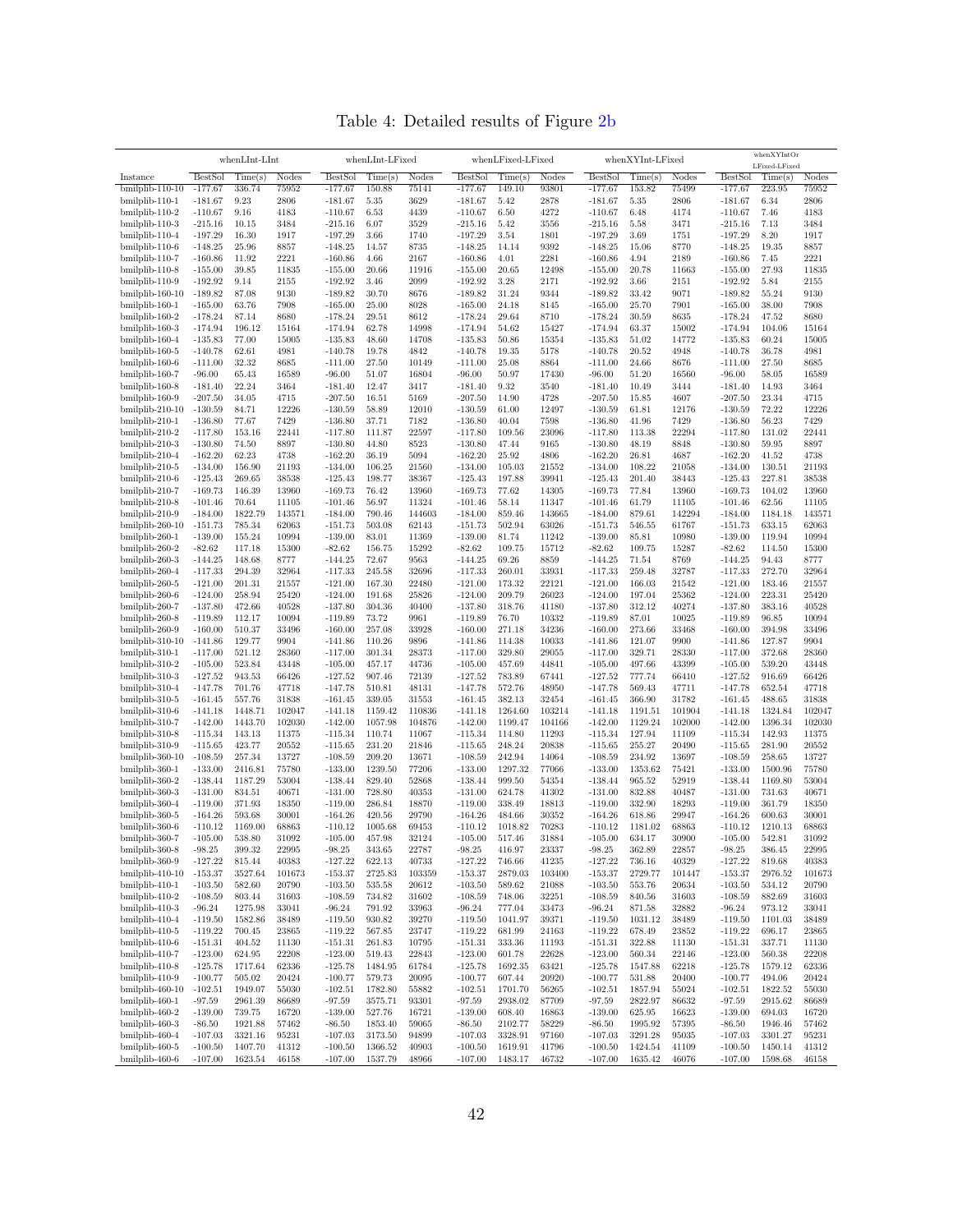# Table 4: Detailed results of Figure 2b

| | whenLInt-LInt | | | whenLInt-LFixed | | | whenLFixed-LFixed | | | whenXYInt-LFixed | | | whenXYIntOr LFixed-LFixed | | |
|---|---|---|---|---|---|---|---|---|---|---|---|---|---|---|---|
| Instance | BestSol | Time(s) | Nodes | BestSol | Time(s) | Nodes | BestSol | Time(s) | Nodes | BestSol | Time(s) | Nodes | BestSol | Time(s) | Nodes |
| bmilplib-110-10 | -177.67 | 336.74 | 75952 | -177.67 | 150.88 | 75141 | -177.67 | 149.10 | 93801 | -177.67 | 153.82 | 75499 | -177.67 | 223.95 | 75952 |
| bmilplib-110-1 | -181.67 | 9.23 | 2806 | -181.67 | 5.35 | 3629 | -181.67 | 5.42 | 2878 | -181.67 | 5.35 | 2806 | -181.67 | 6.34 | 2806 |
| bmilplib-110-2 | -110.67 | 9.16 | 4183 | -110.67 | 6.53 | 4439 | -110.67 | 6.50 | 4272 | -110.67 | 6.48 | 4174 | -110.67 | 7.46 | 4183 |
| bmilplib-110-3 | -215.16 | 10.15 | 3484 | -215.16 | 6.07 | 3529 | -215.16 | 5.42 | 3556 | -215.16 | 5.58 | 3471 | -215.16 | 7.13 | 3484 |
| bmilplib-110-4 | -197.29 | 16.30 | 1917 | -197.29 | 3.66 | 1740 | -197.29 | 3.54 | 1801 | -197.29 | 3.69 | 1751 | -197.29 | 8.20 | 1917 |
| bmilplib-110-6 | -148.25 | 25.96 | 8857 | -148.25 | 14.57 | 8735 | -148.25 | 14.14 | 9392 | -148.25 | 15.06 | 8770 | -148.25 | 19.35 | 8857 |
| bmilplib-110-7 | -160.86 | 11.92 | 2221 | -160.86 | 4.66 | 2167 | -160.86 | 4.01 | 2281 | -160.86 | 4.94 | 2189 | -160.86 | 7.45 | 2221 |
| bmilplib-110-8 | -155.00 | 39.85 | 11835 | -155.00 | 20.66 | 11916 | -155.00 | 20.65 | 12498 | -155.00 | 20.78 | 11663 | -155.00 | 27.93 | 11835 |
| bmilplib-110-9 | -192.92 | 9.14 | 2155 | -192.92 | 3.46 | 2099 | -192.92 | 3.28 | 2171 | -192.92 | 3.66 | 2151 | -192.92 | 5.84 | 2155 |
| bmilplib-160-10 | -189.82 | 87.08 | 9130 | -189.82 | 30.70 | 8676 | -189.82 | 31.24 | 9344 | -189.82 | 33.42 | 9071 | -189.82 | 55.24 | 9130 |
| bmilplib-160-1 | -165.00 | 63.76 | 7908 | -165.00 | 25.00 | 8028 | -165.00 | 24.18 | 8145 | -165.00 | 25.70 | 7901 | -165.00 | 38.00 | 7908 |
| bmilplib-160-2 | -178.24 | 87.14 | 8680 | -178.24 | 29.51 | 8612 | -178.24 | 29.64 | 8710 | -178.24 | 30.59 | 8635 | -178.24 | 47.52 | 8680 |
| bmilplib-160-3 | -174.94 | 196.12 | 15164 | -174.94 | 62.78 | 14998 | -174.94 | 54.62 | 15427 | -174.94 | 63.37 | 15002 | -174.94 | 104.06 | 15164 |
| bmilplib-160-4 | -135.83 | 77.00 | 15005 | -135.83 | 48.60 | 14708 | -135.83 | 50.86 | 15354 | -135.83 | 51.02 | 14772 | -135.83 | 60.24 | 15005 |
| bmilplib-160-5 | -140.78 | 62.61 | 4981 | -140.78 | 19.78 | 4842 | -140.78 | 19.35 | 5178 | -140.78 | 20.52 | 4948 | -140.78 | 36.78 | 4981 |
| bmilplib-160-6 | -111.00 | 32.32 | 8685 | -111.00 | 27.50 | 10149 | -111.00 | 25.08 | 8864 | -111.00 | 24.66 | 8676 | -111.00 | 27.50 | 8685 |
| bmilplib-160-7 | -96.00 | 65.43 | 16589 | -96.00 | 51.07 | 16804 | -96.00 | 50.97 | 17430 | -96.00 | 51.20 | 16560 | -96.00 | 58.05 | 16589 |
| bmilplib-160-8 | -181.40 | 22.24 | 3464 | -181.40 | 12.47 | 3417 | -181.40 | 9.32 | 3540 | -181.40 | 10.49 | 3444 | -181.40 | 14.93 | 3464 |
| bmilplib-160-9 | -207.50 | 34.05 | 4715 | -207.50 | 16.51 | 5169 | -207.50 | 14.90 | 4728 | -207.50 | 15.85 | 4607 | -207.50 | 23.34 | 4715 |
| bmilplib-210-10 | -130.59 | 84.71 | 12226 | -130.59 | 58.89 | 12010 | -130.59 | 61.00 | 12497 | -130.59 | 61.81 | 12176 | -130.59 | 72.22 | 12226 |
| bmilplib-210-1 | -136.80 | 77.67 | 7429 | -136.80 | 37.71 | 7182 | -136.80 | 40.04 | 7598 | -136.80 | 41.96 | 7429 | -136.80 | 56.23 | 7429 |
| bmilplib-210-2 | -117.80 | 153.16 | 22441 | -117.80 | 111.87 | 22597 | -117.80 | 109.56 | 23096 | -117.80 | 113.38 | 22294 | -117.80 | 131.02 | 22441 |
| bmilplib-210-3 | -130.80 | 74.50 | 8897 | -130.80 | 44.80 | 8523 | -130.80 | 47.44 | 9165 | -130.80 | 48.19 | 8848 | -130.80 | 59.95 | 8897 |
| bmilplib-210-4 | -162.20 | 62.23 | 4738 | -162.20 | 36.19 | 5094 | -162.20 | 25.92 | 4806 | -162.20 | 26.81 | 4687 | -162.20 | 41.52 | 4738 |
| bmilplib-210-5 | -134.00 | 156.90 | 21193 | -134.00 | 106.25 | 21560 | -134.00 | 105.03 | 21552 | -134.00 | 108.22 | 21058 | -134.00 | 130.51 | 21193 |
| bmilplib-210-6 | -125.43 | 269.65 | 38538 | -125.43 | 198.77 | 38367 | -125.43 | 197.88 | 39941 | -125.43 | 201.40 | 38443 | -125.43 | 227.81 | 38538 |
| bmilplib-210-7 | -169.73 | 146.39 | 13960 | -169.73 | 76.42 | 13960 | -169.73 | 77.62 | 14305 | -169.73 | 77.84 | 13960 | -169.73 | 104.02 | 13960 |
| bmilplib-210-8 | -101.46 | 70.64 | 11105 | -101.46 | 56.97 | 11324 | -101.46 | 58.14 | 11347 | -101.46 | 61.79 | 11105 | -101.46 | 62.56 | 11105 |
| bmilplib-210-9 | -184.00 | 1822.79 | 143571 | -184.00 | 790.46 | 144603 | -184.00 | 859.46 | 143665 | -184.00 | 879.61 | 142294 | -184.00 | 1184.18 | 143571 |
| bmilplib-260-10 | -151.73 | 785.34 | 62063 | -151.73 | 503.08 | 62143 | -151.73 | 502.94 | 63026 | -151.73 | 546.55 | 61767 | -151.73 | 633.15 | 62063 |
| bmilplib-260-1 | -139.00 | 155.24 | 10994 | -139.00 | 83.01 | 11369 | -139.00 | 81.74 | 11242 | -139.00 | 85.81 | 10980 | -139.00 | 119.94 | 10994 |
| bmilplib-260-2 | -82.62 | 117.18 | 15300 | -82.62 | 156.75 | 15292 | -82.62 | 109.75 | 15712 | -82.62 | 109.75 | 15287 | -82.62 | 114.50 | 15300 |
| bmilplib-260-3 | -144.25 | 148.68 | 8777 | -144.25 | 72.67 | 9563 | -144.25 | 69.26 | 8859 | -144.25 | 71.54 | 8769 | -144.25 | 94.43 | 8777 |
| bmilplib-260-4 | -117.33 | 294.39 | 32964 | -117.33 | 245.58 | 32696 | -117.33 | 260.01 | 33931 | -117.33 | 259.48 | 32787 | -117.33 | 272.70 | 32964 |
| bmilplib-260-5 | -121.00 | 201.31 | 21557 | -121.00 | 167.30 | 22480 | -121.00 | 173.32 | 22121 | -121.00 | 166.03 | 21542 | -121.00 | 183.46 | 21557 |
| bmilplib-260-6 | -124.00 | 258.94 | 25420 | -124.00 | 191.68 | 25826 | -124.00 | 209.79 | 26023 | -124.00 | 197.04 | 25362 | -124.00 | 223.31 | 25420 |
| bmilplib-260-7 | -137.80 | 472.66 | 40528 | -137.80 | 304.36 | 40400 | -137.80 | 318.76 | 41180 | -137.80 | 312.12 | 40274 | -137.80 | 383.16 | 40528 |
| bmilplib-260-8 | -119.89 | 112.17 | 10094 | -119.89 | 73.72 | 9961 | -119.89 | 76.70 | 10332 | -119.89 | 87.01 | 10025 | -119.89 | 96.85 | 10094 |
| bmilplib-260-9 | -160.00 | 510.37 | 33496 | -160.00 | 257.08 | 33928 | -160.00 | 271.18 | 34236 | -160.00 | 273.66 | 33468 | -160.00 | 394.98 | 33496 |
| bmilplib-310-10 | -141.86 | 129.77 | 9904 | -141.86 | 110.26 | 9896 | -141.86 | 114.38 | 10033 | -141.86 | 121.07 | 9900 | -141.86 | 127.87 | 9904 |
| bmilplib-310-1 | -117.00 | 521.12 | 28360 | -117.00 | 301.34 | 28373 | -117.00 | 329.80 | 29055 | -117.00 | 329.71 | 28330 | -117.00 | 372.68 | 28360 |
| bmilplib-310-2 | -105.00 | 523.84 | 43448 | -105.00 | 457.17 | 44736 | -105.00 | 457.69 | 44841 | -105.00 | 497.66 | 43399 | -105.00 | 539.20 | 43448 |
| bmilplib-310-3 | -127.52 | 943.53 | 66426 | -127.52 | 907.46 | 72139 | -127.52 | 783.89 | 67441 | -127.52 | 777.74 | 66410 | -127.52 | 916.69 | 66426 |
| bmilplib-310-4 | -147.78 | 701.76 | 47718 | -147.78 | 510.81 | 48131 | -147.78 | 572.76 | 48950 | -147.78 | 569.43 | 47711 | -147.78 | 652.54 | 47718 |
| bmilplib-310-5 | -161.45 | 557.76 | 31838 | -161.45 | 339.05 | 31553 | -161.45 | 382.13 | 32454 | -161.45 | 366.90 | 31782 | -161.45 | 488.65 | 31838 |
| bmilplib-310-6 | -141.18 | 1448.71 | 102047 | -141.18 | 1159.42 | 110836 | -141.18 | 1264.60 | 103214 | -141.18 | 1191.51 | 101904 | -141.18 | 1324.84 | 102047 |
| bmilplib-310-7 | -142.00 | 1443.70 | 102030 | -142.00 | 1057.98 | 104876 | -142.00 | 1199.47 | 104166 | -142.00 | 1129.24 | 102000 | -142.00 | 1396.34 | 102030 |
| bmilplib-310-8 | -115.34 | 143.13 | 11375 | -115.34 | 110.74 | 11067 | -115.34 | 114.80 | 11293 | -115.34 | 127.94 | 11109 | -115.34 | 142.93 | 11375 |
| bmilplib-310-9 | -115.65 | 423.77 | 20552 | -115.65 | 231.20 | 21846 | -115.65 | 248.24 | 20838 | -115.65 | 255.27 | 20490 | -115.65 | 281.90 | 20552 |
| bmilplib-360-10 | -108.59 | 257.34 | 13727 | -108.59 | 209.20 | 13671 | -108.59 | 242.94 | 14064 | -108.59 | 234.92 | 13697 | -108.59 | 258.65 | 13727 |
| bmilplib-360-1 | -133.00 | 2416.81 | 75780 | -133.00 | 1239.50 | 77206 | -133.00 | 1297.32 | 77066 | -133.00 | 1353.62 | 75421 | -133.00 | 1500.96 | 75780 |
| bmilplib-360-2 | -138.44 | 1187.29 | 53004 | -138.44 | 829.40 | 52868 | -138.44 | 999.50 | 54354 | -138.44 | 965.52 | 52919 | -138.44 | 1169.80 | 53004 |
| bmilplib-360-3 | -131.00 | 834.51 | 40671 | -131.00 | 728.80 | 40353 | -131.00 | 624.78 | 41302 | -131.00 | 832.88 | 40487 | -131.00 | 731.63 | 40671 |
| bmilplib-360-4 | -119.00 | 371.93 | 18350 | -119.00 | 286.84 | 18870 | -119.00 | 338.49 | 18813 | -119.00 | 332.90 | 18293 | -119.00 | 361.79 | 18350 |
| bmilplib-360-5 | -164.26 | 593.68 | 30001 | -164.26 | 420.56 | 29790 | -164.26 | 484.66 | 30352 | -164.26 | 618.86 | 29947 | -164.26 | 600.63 | 30001 |
| bmilplib-360-6 | -110.12 | 1169.00 | 68863 | -110.12 | 1005.68 | 69453 | -110.12 | 1018.82 | 70283 | -110.12 | 1181.02 | 68863 | -110.12 | 1210.13 | 68863 |
| bmilplib-360-7 | -105.00 | 538.80 | 31092 | -105.00 | 457.98 | 32124 | -105.00 | 517.46 | 31884 | -105.00 | 634.17 | 30900 | -105.00 | 542.81 | 31092 |
| bmilplib-360-8 | -98.25 | 399.32 | 22995 | -98.25 | 343.65 | 22787 | -98.25 | 416.97 | 23337 | -98.25 | 362.89 | 22857 | -98.25 | 386.45 | 22995 |
| bmilplib-360-9 | -127.22 | 815.44 | 40383 | -127.22 | 622.13 | 40733 | -127.22 | 746.66 | 41235 | -127.22 | 736.16 | 40329 | -127.22 | 819.68 | 40383 |
| bmilplib-410-10 | -153.37 | 3527.64 | 101673 | -153.37 | 2725.83 | 103359 | -153.37 | 2879.03 | 103400 | -153.37 | 2729.77 | 101447 | -153.37 | 2976.52 | 101673 |
| bmilplib-410-1 | -103.50 | 582.60 | 20790 | -103.50 | 535.58 | 20612 | -103.50 | 589.62 | 21088 | -103.50 | 553.76 | 20634 | -103.50 | 534.12 | 20790 |
| bmilplib-410-2 | -108.59 | 803.44 | 31603 | -108.59 | 734.82 | 31602 | -108.59 | 748.06 | 32251 | -108.59 | 840.56 | 31603 | -108.59 | 882.69 | 31603 |
| bmilplib-410-3 | -96.24 | 1275.98 | 33041 | -96.24 | 791.92 | 33963 | -96.24 | 777.04 | 33473 | -96.24 | 871.58 | 32882 | -96.24 | 973.12 | 33041 |
| bmilplib-410-4 | -119.50 | 1582.86 | 38489 | -119.50 | 930.82 | 39270 | -119.50 | 1041.97 | 39371 | -119.50 | 1031.12 | 38489 | -119.50 | 1101.03 | 38489 |
| bmilplib-410-5 | -119.22 | 700.45 | 23865 | -119.22 | 567.85 | 23747 | -119.22 | 681.99 | 24163 | -119.22 | 678.49 | 23852 | -119.22 | 696.17 | 23865 |
| bmilplib-410-6 | -151.31 | 404.52 | 11130 | -151.31 | 261.83 | 10795 | -151.31 | 333.36 | 11193 | -151.31 | 322.88 | 11130 | -151.31 | 337.71 | 11130 |
| bmilplib-410-7 | -123.00 | 624.95 | 22208 | -123.00 | 519.43 | 22843 | -123.00 | 601.78 | 22628 | -123.00 | 560.34 | 22146 | -123.00 | 560.38 | 22208 |
| bmilplib-410-8 | -125.78 | 1717.64 | 62336 | -125.78 | 1484.95 | 61784 | -125.78 | 1692.35 | 63421 | -125.78 | 1547.88 | 62218 | -125.78 | 1579.12 | 62336 |
| bmilplib-410-9 | -100.77 | 505.02 | 20424 | -100.77 | 579.73 | 20095 | -100.77 | 607.44 | 20920 | -100.77 | 531.88 | 20400 | -100.77 | 494.06 | 20424 |
| bmilplib-460-10 | -102.51 | 1949.07 | 55030 | -102.51 | 1782.80 | 55882 | -102.51 | 1701.70 | 56265 | -102.51 | 1857.94 | 55024 | -102.51 | 1822.52 | 55030 |
| bmilplib-460-1 | -97.59 | 2961.39 | 86689 | -97.59 | 3575.71 | 93301 | -97.59 | 2938.02 | 87709 | -97.59 | 2822.97 | 86632 | -97.59 | 2915.62 | 86689 |
| bmilplib-460-2 | -139.00 | 739.75 | 16720 | -139.00 | 527.76 | 16721 | -139.00 | 608.40 | 16863 | -139.00 | 625.95 | 16623 | -139.00 | 694.03 | 16720 |
| bmilplib-460-3 | -86.50 | 1921.88 | 57462 | -86.50 | 1853.40 | 59065 | -86.50 | 2102.77 | 58229 | -86.50 | 1995.92 | 57395 | -86.50 | 1946.46 | 57462 |
| bmilplib-460-4 | -107.03 | 3321.16 | 95231 | -107.03 | 3173.50 | 94899 | -107.03 | 3328.91 | 97160 | -107.03 | 3291.28 | 95035 | -107.03 | 3301.27 | 95231 |
| bmilplib-460-5 | -100.50 | 1407.70 | 41312 | -100.50 | 1366.52 | 40903 | -100.50 | 1619.91 | 41796 | -100.50 | 1424.54 | 41109 | -100.50 | 1450.14 | 41312 |
| bmilplib-460-6 | -107.00 | 1623.54 | 46158 | -107.00 | 1537.79 | 48966 | -107.00 | 1483.17 | 46732 | -107.00 | 1635.42 | 46076 | -107.00 | 1598.68 | 46158 |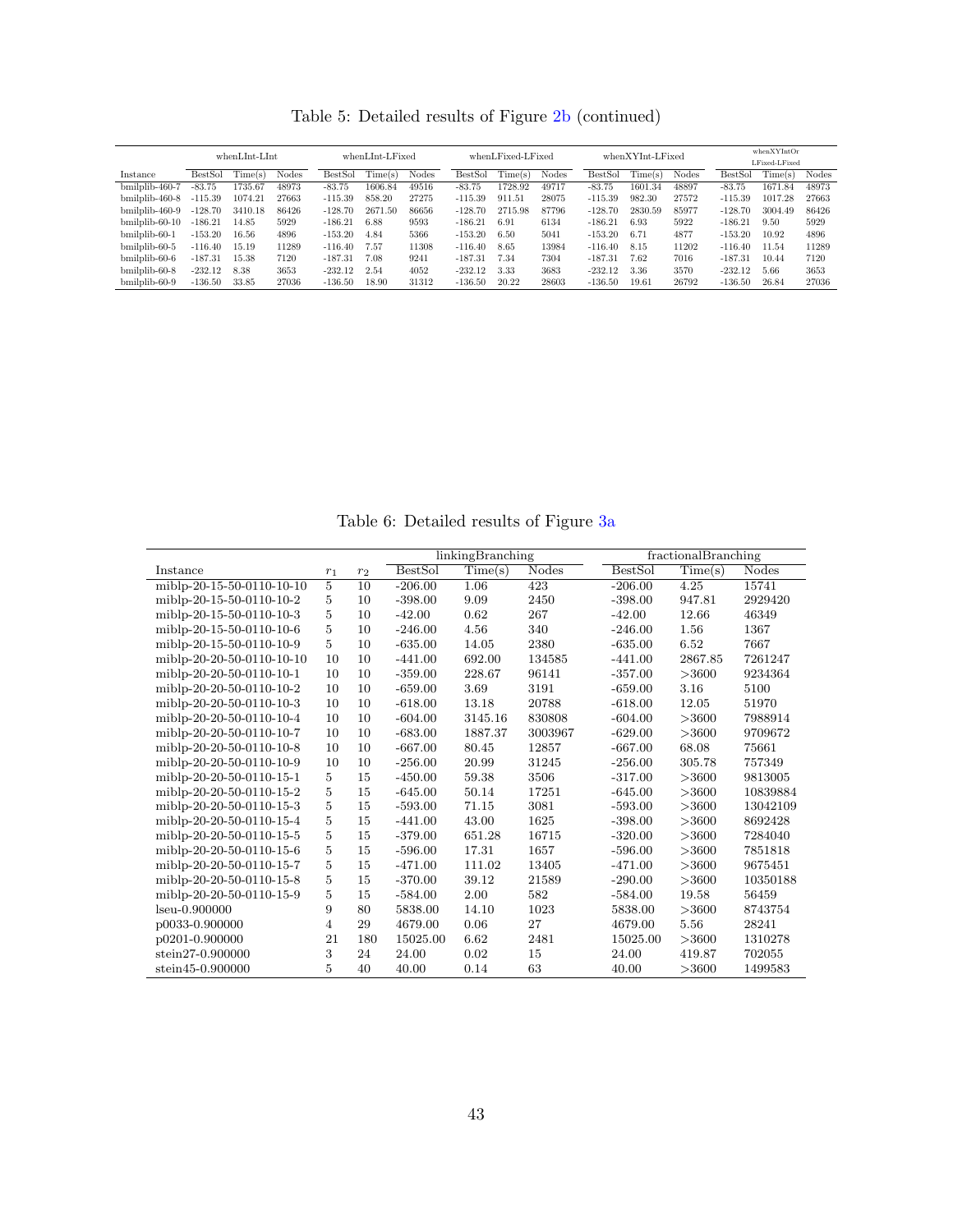Table 5: Detailed results of Figure 2b (continued)

| | whenLInt-LInt | | | whenLInt-LFixed | | | whenLFixed-LFixed | | | whenXYInt-LFixed | | | whenXYIntOr LFixed-LFixed | | |
|---|---|---|---|---|---|---|---|---|---|---|---|---|---|---|---|
| Instance | BestSol | Time(s) | Nodes | BestSol | Time(s) | Nodes | BestSol | Time(s) | Nodes | BestSol | Time(s) | Nodes | BestSol | Time(s) | Nodes |
| bmilplib-460-7 | -83.75 | 1735.67 | 48973 | -83.75 | 1606.84 | 49516 | -83.75 | 1728.92 | 49717 | -83.75 | 1601.34 | 48897 | -83.75 | 1671.84 | 48973 |
| bmilplib-460-8 | -115.39 | 1074.21 | 27663 | -115.39 | 858.20 | 27275 | -115.39 | 911.51 | 28075 | -115.39 | 982.30 | 27572 | -115.39 | 1017.28 | 27663 |
| bmilplib-460-9 | -128.70 | 3410.18 | 86426 | -128.70 | 2671.50 | 86656 | -128.70 | 2715.98 | 87796 | -128.70 | 2830.59 | 85977 | -128.70 | 3004.49 | 86426 |
| bmilplib-60-10 | -186.21 | 14.85 | 5929 | -186.21 | 6.88 | 9593 | -186.21 | 6.91 | 6134 | -186.21 | 6.93 | 5922 | -186.21 | 9.50 | 5929 |
| bmilplib-60-1 | -153.20 | 16.56 | 4896 | -153.20 | 4.84 | 5366 | -153.20 | 6.50 | 5041 | -153.20 | 6.71 | 4877 | -153.20 | 10.92 | 4896 |
| bmilplib-60-5 | -116.40 | 15.19 | 11289 | -116.40 | 7.57 | 11308 | -116.40 | 8.65 | 13984 | -116.40 | 8.15 | 11202 | -116.40 | 11.54 | 11289 |
| bmilplib-60-6 | -187.31 | 15.38 | 7120 | -187.31 | 7.08 | 9241 | -187.31 | 7.34 | 7304 | -187.31 | 7.62 | 7016 | -187.31 | 10.44 | 7120 |
| bmilplib-60-8 | -232.12 | 8.38 | 3653 | -232.12 | 2.54 | 4052 | -232.12 | 3.33 | 3683 | -232.12 | 3.36 | 3570 | -232.12 | 5.66 | 3653 |
| bmilplib-60-9 | -136.50 | 33.85 | 27036 | -136.50 | 18.90 | 31312 | -136.50 | 20.22 | 28603 | -136.50 | 19.61 | 26792 | -136.50 | 26.84 | 27036 |

Table 6: Detailed results of Figure 3a

| | | | linkingBranching | | | fractionalBranching | | |
|---|---|---|---|---|---|---|---|---|
| Instance | $r_1$ | $r_2$ | BestSol | Time(s) | Nodes | BestSol | Time(s) | Nodes |
| miblp-20-15-50-0110-10-10 | 5 | 10 | -206.00 | 1.06 | 423 | -206.00 | 4.25 | 15741 |
| miblp-20-15-50-0110-10-2 | 5 | 10 | -398.00 | 9.09 | 2450 | -398.00 | 947.81 | 2929420 |
| miblp-20-15-50-0110-10-3 | 5 | 10 | -42.00 | 0.62 | 267 | -42.00 | 12.66 | 46349 |
| miblp-20-15-50-0110-10-6 | 5 | 10 | -246.00 | 4.56 | 340 | -246.00 | 1.56 | 1367 |
| miblp-20-15-50-0110-10-9 | 5 | 10 | -635.00 | 14.05 | 2380 | -635.00 | 6.52 | 7667 |
| miblp-20-20-50-0110-10-10 | 10 | 10 | -441.00 | 692.00 | 134585 | -441.00 | 2867.85 | 7261247 |
| miblp-20-20-50-0110-10-1 | 10 | 10 | -359.00 | 228.67 | 96141 | -357.00 | >3600 | 9234364 |
| miblp-20-20-50-0110-10-2 | 10 | 10 | -659.00 | 3.69 | 3191 | -659.00 | 3.16 | 5100 |
| miblp-20-20-50-0110-10-3 | 10 | 10 | -618.00 | 13.18 | 20788 | -618.00 | 12.05 | 51970 |
| miblp-20-20-50-0110-10-4 | 10 | 10 | -604.00 | 3145.16 | 830808 | -604.00 | >3600 | 7988914 |
| miblp-20-20-50-0110-10-7 | 10 | 10 | -683.00 | 1887.37 | 3003967 | -629.00 | >3600 | 9709672 |
| miblp-20-20-50-0110-10-8 | 10 | 10 | -667.00 | 80.45 | 12857 | -667.00 | 68.08 | 75661 |
| miblp-20-20-50-0110-10-9 | 10 | 10 | -256.00 | 20.99 | 31245 | -256.00 | 305.78 | 757349 |
| miblp-20-20-50-0110-15-1 | 5 | 15 | -450.00 | 59.38 | 3506 | -317.00 | >3600 | 9813005 |
| miblp-20-20-50-0110-15-2 | 5 | 15 | -645.00 | 50.14 | 17251 | -645.00 | >3600 | 10839884 |
| miblp-20-20-50-0110-15-3 | 5 | 15 | -593.00 | 71.15 | 3081 | -593.00 | >3600 | 13042109 |
| miblp-20-20-50-0110-15-4 | 5 | 15 | -441.00 | 43.00 | 1625 | -398.00 | >3600 | 8692428 |
| miblp-20-20-50-0110-15-5 | 5 | 15 | -379.00 | 651.28 | 16715 | -320.00 | >3600 | 7284040 |
| miblp-20-20-50-0110-15-6 | 5 | 15 | -596.00 | 17.31 | 1657 | -596.00 | >3600 | 7851818 |
| miblp-20-20-50-0110-15-7 | 5 | 15 | -471.00 | 111.02 | 13405 | -471.00 | >3600 | 9675451 |
| miblp-20-20-50-0110-15-8 | 5 | 15 | -370.00 | 39.12 | 21589 | -290.00 | >3600 | 10350188 |
| miblp-20-20-50-0110-15-9 | 5 | 15 | -584.00 | 2.00 | 582 | -584.00 | 19.58 | 56459 |
| lseu-0.900000 | 9 | 80 | 5838.00 | 14.10 | 1023 | 5838.00 | >3600 | 8743754 |
| p0033-0.900000 | 4 | 29 | 4679.00 | 0.06 | 27 | 4679.00 | 5.56 | 28241 |
| p0201-0.900000 | 21 | 180 | 15025.00 | 6.62 | 2481 | 15025.00 | >3600 | 1310278 |
| stein27-0.900000 | 3 | 24 | 24.00 | 0.02 | 15 | 24.00 | 419.87 | 702055 |
| stein45-0.900000 | 5 | 40 | 40.00 | 0.14 | 63 | 40.00 | >3600 | 1499583 |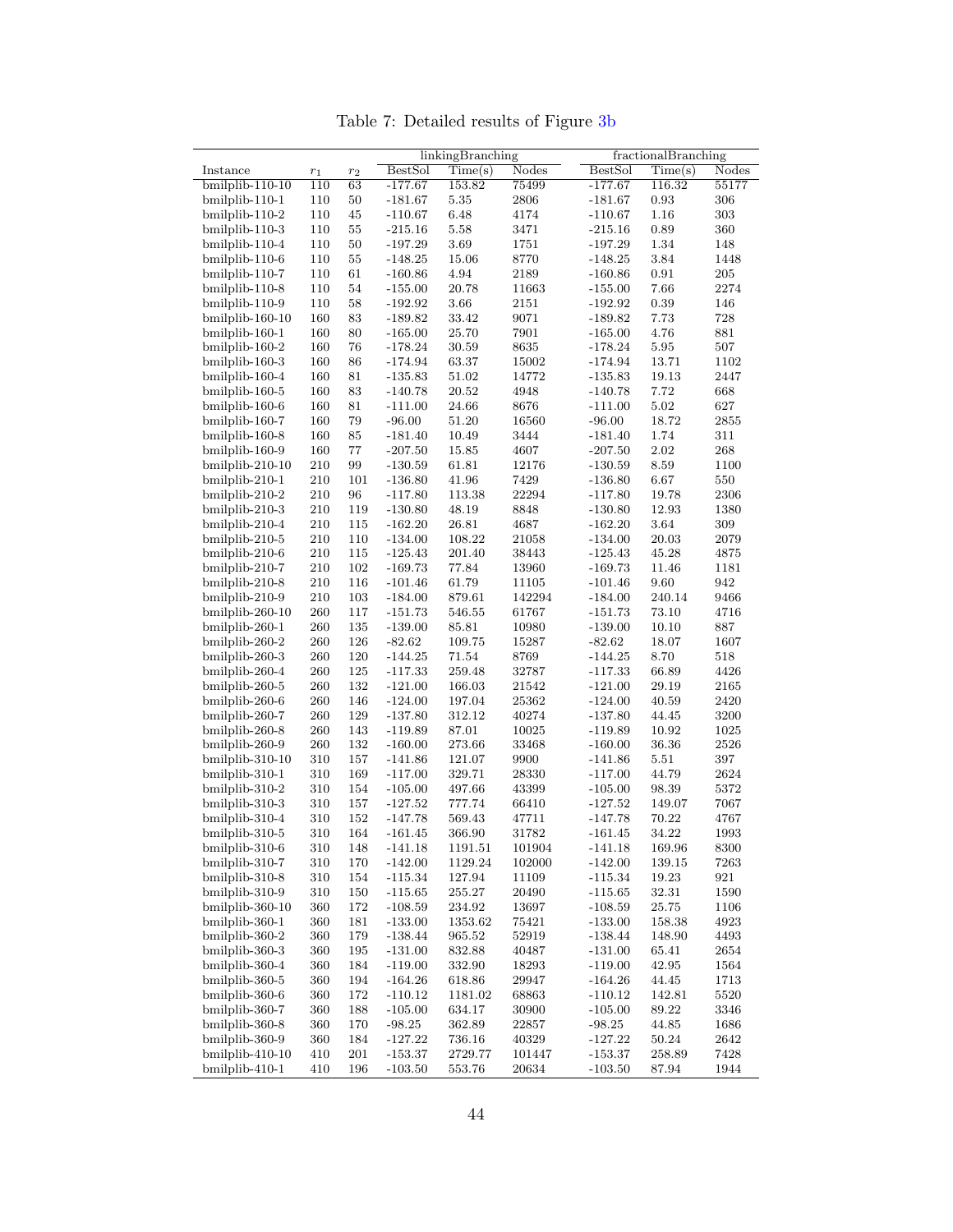Table 7: Detailed results of Figure 3b

| Instance | $r_1$ | $r_2$ | linkingBranching | | | fractionalBranching | | |
|---|---|---|---|---|---|---|---|---|
| | | | BestSol | Time(s) | Nodes | BestSol | Time(s) | Nodes |
| bmilplib-110-10 | 110 | 63 | -177.67 | 153.82 | 75499 | -177.67 | 116.32 | 55177 |
| bmilplib-110-1 | 110 | 50 | -181.67 | 5.35 | 2806 | -181.67 | 0.93 | 306 |
| bmilplib-110-2 | 110 | 45 | -110.67 | 6.48 | 4174 | -110.67 | 1.16 | 303 |
| bmilplib-110-3 | 110 | 55 | -215.16 | 5.58 | 3471 | -215.16 | 0.89 | 360 |
| bmilplib-110-4 | 110 | 50 | -197.29 | 3.69 | 1751 | -197.29 | 1.34 | 148 |
| bmilplib-110-6 | 110 | 55 | -148.25 | 15.06 | 8770 | -148.25 | 3.84 | 1448 |
| bmilplib-110-7 | 110 | 61 | -160.86 | 4.94 | 2189 | -160.86 | 0.91 | 205 |
| bmilplib-110-8 | 110 | 54 | -155.00 | 20.78 | 11663 | -155.00 | 7.66 | 2274 |
| bmilplib-110-9 | 110 | 58 | -192.92 | 3.66 | 2151 | -192.92 | 0.39 | 146 |
| bmilplib-160-10 | 160 | 83 | -189.82 | 33.42 | 9071 | -189.82 | 7.73 | 728 |
| bmilplib-160-1 | 160 | 80 | -165.00 | 25.70 | 7901 | -165.00 | 4.76 | 881 |
| bmilplib-160-2 | 160 | 76 | -178.24 | 30.59 | 8635 | -178.24 | 5.95 | 507 |
| bmilplib-160-3 | 160 | 86 | -174.94 | 63.37 | 15002 | -174.94 | 13.71 | 1102 |
| bmilplib-160-4 | 160 | 81 | -135.83 | 51.02 | 14772 | -135.83 | 19.13 | 2447 |
| bmilplib-160-5 | 160 | 83 | -140.78 | 20.52 | 4948 | -140.78 | 7.72 | 668 |
| bmilplib-160-6 | 160 | 81 | -111.00 | 24.66 | 8676 | -111.00 | 5.02 | 627 |
| bmilplib-160-7 | 160 | 79 | -96.00 | 51.20 | 16560 | -96.00 | 18.72 | 2855 |
| bmilplib-160-8 | 160 | 85 | -181.40 | 10.49 | 3444 | -181.40 | 1.74 | 311 |
| bmilplib-160-9 | 160 | 77 | -207.50 | 15.85 | 4607 | -207.50 | 2.02 | 268 |
| bmilplib-210-10 | 210 | 99 | -130.59 | 61.81 | 12176 | -130.59 | 8.59 | 1100 |
| bmilplib-210-1 | 210 | 101 | -136.80 | 41.96 | 7429 | -136.80 | 6.67 | 550 |
| bmilplib-210-2 | 210 | 96 | -117.80 | 113.38 | 22294 | -117.80 | 19.78 | 2306 |
| bmilplib-210-3 | 210 | 119 | -130.80 | 48.19 | 8848 | -130.80 | 12.93 | 1380 |
| bmilplib-210-4 | 210 | 115 | -162.20 | 26.81 | 4687 | -162.20 | 3.64 | 309 |
| bmilplib-210-5 | 210 | 110 | -134.00 | 108.22 | 21058 | -134.00 | 20.03 | 2079 |
| bmilplib-210-6 | 210 | 115 | -125.43 | 201.40 | 38443 | -125.43 | 45.28 | 4875 |
| bmilplib-210-7 | 210 | 102 | -169.73 | 77.84 | 13960 | -169.73 | 11.46 | 1181 |
| bmilplib-210-8 | 210 | 116 | -101.46 | 61.79 | 11105 | -101.46 | 9.60 | 942 |
| bmilplib-210-9 | 210 | 103 | -184.00 | 879.61 | 142294 | -184.00 | 240.14 | 9466 |
| bmilplib-260-10 | 260 | 117 | -151.73 | 546.55 | 61767 | -151.73 | 73.10 | 4716 |
| bmilplib-260-1 | 260 | 135 | -139.00 | 85.81 | 10980 | -139.00 | 10.10 | 887 |
| bmilplib-260-2 | 260 | 126 | -82.62 | 109.75 | 15287 | -82.62 | 18.07 | 1607 |
| bmilplib-260-3 | 260 | 120 | -144.25 | 71.54 | 8769 | -144.25 | 8.70 | 518 |
| bmilplib-260-4 | 260 | 125 | -117.33 | 259.48 | 32787 | -117.33 | 66.89 | 4426 |
| bmilplib-260-5 | 260 | 132 | -121.00 | 166.03 | 21542 | -121.00 | 29.19 | 2165 |
| bmilplib-260-6 | 260 | 146 | -124.00 | 197.04 | 25362 | -124.00 | 40.59 | 2420 |
| bmilplib-260-7 | 260 | 129 | -137.80 | 312.12 | 40274 | -137.80 | 44.45 | 3200 |
| bmilplib-260-8 | 260 | 143 | -119.89 | 87.01 | 10025 | -119.89 | 10.92 | 1025 |
| bmilplib-260-9 | 260 | 132 | -160.00 | 273.66 | 33468 | -160.00 | 36.36 | 2526 |
| bmilplib-310-10 | 310 | 157 | -141.86 | 121.07 | 9900 | -141.86 | 5.51 | 397 |
| bmilplib-310-1 | 310 | 169 | -117.00 | 329.71 | 28330 | -117.00 | 44.79 | 2624 |
| bmilplib-310-2 | 310 | 154 | -105.00 | 497.66 | 43399 | -105.00 | 98.39 | 5372 |
| bmilplib-310-3 | 310 | 157 | -127.52 | 777.74 | 66410 | -127.52 | 149.07 | 7067 |
| bmilplib-310-4 | 310 | 152 | -147.78 | 569.43 | 47711 | -147.78 | 70.22 | 4767 |
| bmilplib-310-5 | 310 | 164 | -161.45 | 366.90 | 31782 | -161.45 | 34.22 | 1993 |
| bmilplib-310-6 | 310 | 148 | -141.18 | 1191.51 | 101904 | -141.18 | 169.96 | 8300 |
| bmilplib-310-7 | 310 | 170 | -142.00 | 1129.24 | 102000 | -142.00 | 139.15 | 7263 |
| bmilplib-310-8 | 310 | 154 | -115.34 | 127.94 | 11109 | -115.34 | 19.23 | 921 |
| bmilplib-310-9 | 310 | 150 | -115.65 | 255.27 | 20490 | -115.65 | 32.31 | 1590 |
| bmilplib-360-10 | 360 | 172 | -108.59 | 234.92 | 13697 | -108.59 | 25.75 | 1106 |
| bmilplib-360-1 | 360 | 181 | -133.00 | 1353.62 | 75421 | -133.00 | 158.38 | 4923 |
| bmilplib-360-2 | 360 | 179 | -138.44 | 965.52 | 52919 | -138.44 | 148.90 | 4493 |
| bmilplib-360-3 | 360 | 195 | -131.00 | 832.88 | 40487 | -131.00 | 65.41 | 2654 |
| bmilplib-360-4 | 360 | 184 | -119.00 | 332.90 | 18293 | -119.00 | 42.95 | 1564 |
| bmilplib-360-5 | 360 | 194 | -164.26 | 618.86 | 29947 | -164.26 | 44.45 | 1713 |
| bmilplib-360-6 | 360 | 172 | -110.12 | 1181.02 | 68863 | -110.12 | 142.81 | 5520 |
| bmilplib-360-7 | 360 | 188 | -105.00 | 634.17 | 30900 | -105.00 | 89.22 | 3346 |
| bmilplib-360-8 | 360 | 170 | -98.25 | 362.89 | 22857 | -98.25 | 44.85 | 1686 |
| bmilplib-360-9 | 360 | 184 | -127.22 | 736.16 | 40329 | -127.22 | 50.24 | 2642 |
| bmilplib-410-10 | 410 | 201 | -153.37 | 2729.77 | 101447 | -153.37 | 258.89 | 7428 |
| bmilplib-410-1 | 410 | 196 | -103.50 | 553.76 | 20634 | -103.50 | 87.94 | 1944 |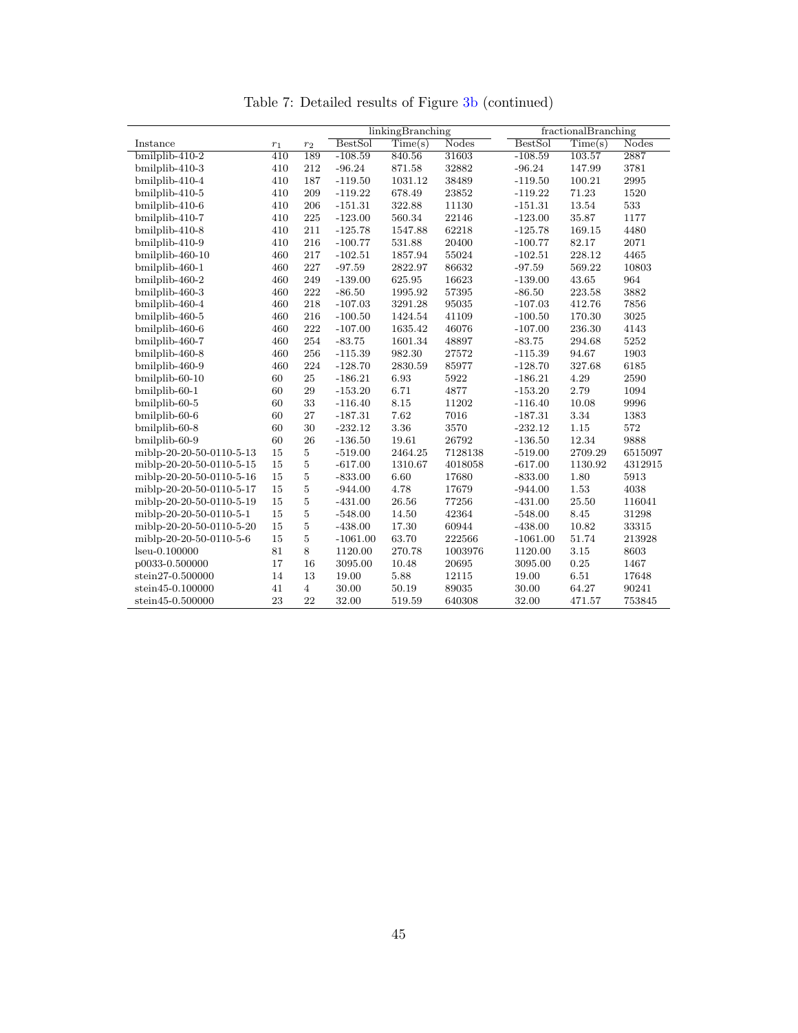Table 7: Detailed results of Figure 3b (continued)

| Instance | $r_1$ | $r_2$ | linkingBranching | | | fractionalBranching | | |
|---|---|---|---|---|---|---|---|---|
| | | | BestSol | Time(s) | Nodes | BestSol | Time(s) | Nodes |
| bmilplib-410-2 | 410 | 189 | -108.59 | 840.56 | 31603 | -108.59 | 103.57 | 2887 |
| bmilplib-410-3 | 410 | 212 | -96.24 | 871.58 | 32882 | -96.24 | 147.99 | 3781 |
| bmilplib-410-4 | 410 | 187 | -119.50 | 1031.12 | 38489 | -119.50 | 100.21 | 2995 |
| bmilplib-410-5 | 410 | 209 | -119.22 | 678.49 | 23852 | -119.22 | 71.23 | 1520 |
| bmilplib-410-6 | 410 | 206 | -151.31 | 322.88 | 11130 | -151.31 | 13.54 | 533 |
| bmilplib-410-7 | 410 | 225 | -123.00 | 560.34 | 22146 | -123.00 | 35.87 | 1177 |
| bmilplib-410-8 | 410 | 211 | -125.78 | 1547.88 | 62218 | -125.78 | 169.15 | 4480 |
| bmilplib-410-9 | 410 | 216 | -100.77 | 531.88 | 20400 | -100.77 | 82.17 | 2071 |
| bmilplib-460-10 | 460 | 217 | -102.51 | 1857.94 | 55024 | -102.51 | 228.12 | 4465 |
| bmilplib-460-1 | 460 | 227 | -97.59 | 2822.97 | 86632 | -97.59 | 569.22 | 10803 |
| bmilplib-460-2 | 460 | 249 | -139.00 | 625.95 | 16623 | -139.00 | 43.65 | 964 |
| bmilplib-460-3 | 460 | 222 | -86.50 | 1995.92 | 57395 | -86.50 | 223.58 | 3882 |
| bmilplib-460-4 | 460 | 218 | -107.03 | 3291.28 | 95035 | -107.03 | 412.76 | 7856 |
| bmilplib-460-5 | 460 | 216 | -100.50 | 1424.54 | 41109 | -100.50 | 170.30 | 3025 |
| bmilplib-460-6 | 460 | 222 | -107.00 | 1635.42 | 46076 | -107.00 | 236.30 | 4143 |
| bmilplib-460-7 | 460 | 254 | -83.75 | 1601.34 | 48897 | -83.75 | 294.68 | 5252 |
| bmilplib-460-8 | 460 | 256 | -115.39 | 982.30 | 27572 | -115.39 | 94.67 | 1903 |
| bmilplib-460-9 | 460 | 224 | -128.70 | 2830.59 | 85977 | -128.70 | 327.68 | 6185 |
| bmilplib-60-10 | 60 | 25 | -186.21 | 6.93 | 5922 | -186.21 | 4.29 | 2590 |
| bmilplib-60-1 | 60 | 29 | -153.20 | 6.71 | 4877 | -153.20 | 2.79 | 1094 |
| bmilplib-60-5 | 60 | 33 | -116.40 | 8.15 | 11202 | -116.40 | 10.08 | 9996 |
| bmilplib-60-6 | 60 | 27 | -187.31 | 7.62 | 7016 | -187.31 | 3.34 | 1383 |
| bmilplib-60-8 | 60 | 30 | -232.12 | 3.36 | 3570 | -232.12 | 1.15 | 572 |
| bmilplib-60-9 | 60 | 26 | -136.50 | 19.61 | 26792 | -136.50 | 12.34 | 9888 |
| miblp-20-20-50-0110-5-13 | 15 | 5 | -519.00 | 2464.25 | 7128138 | -519.00 | 2709.29 | 6515097 |
| miblp-20-20-50-0110-5-15 | 15 | 5 | -617.00 | 1310.67 | 4018058 | -617.00 | 1130.92 | 4312915 |
| miblp-20-20-50-0110-5-16 | 15 | 5 | -833.00 | 6.60 | 17680 | -833.00 | 1.80 | 5913 |
| miblp-20-20-50-0110-5-17 | 15 | 5 | -944.00 | 4.78 | 17679 | -944.00 | 1.53 | 4038 |
| miblp-20-20-50-0110-5-19 | 15 | 5 | -431.00 | 26.56 | 77256 | -431.00 | 25.50 | 116041 |
| miblp-20-20-50-0110-5-1 | 15 | 5 | -548.00 | 14.50 | 42364 | -548.00 | 8.45 | 31298 |
| miblp-20-20-50-0110-5-20 | 15 | 5 | -438.00 | 17.30 | 60944 | -438.00 | 10.82 | 33315 |
| miblp-20-20-50-0110-5-6 | 15 | 5 | -1061.00 | 63.70 | 222566 | -1061.00 | 51.74 | 213928 |
| lseu-0.100000 | 81 | 8 | 1120.00 | 270.78 | 1003976 | 1120.00 | 3.15 | 8603 |
| p0033-0.500000 | 17 | 16 | 3095.00 | 10.48 | 20695 | 3095.00 | 0.25 | 1467 |
| stein27-0.500000 | 14 | 13 | 19.00 | 5.88 | 12115 | 19.00 | 6.51 | 17648 |
| stein45-0.100000 | 41 | 4 | 30.00 | 50.19 | 89035 | 30.00 | 64.27 | 90241 |
| stein45-0.500000 | 23 | 22 | 32.00 | 519.59 | 640308 | 32.00 | 471.57 | 753845 |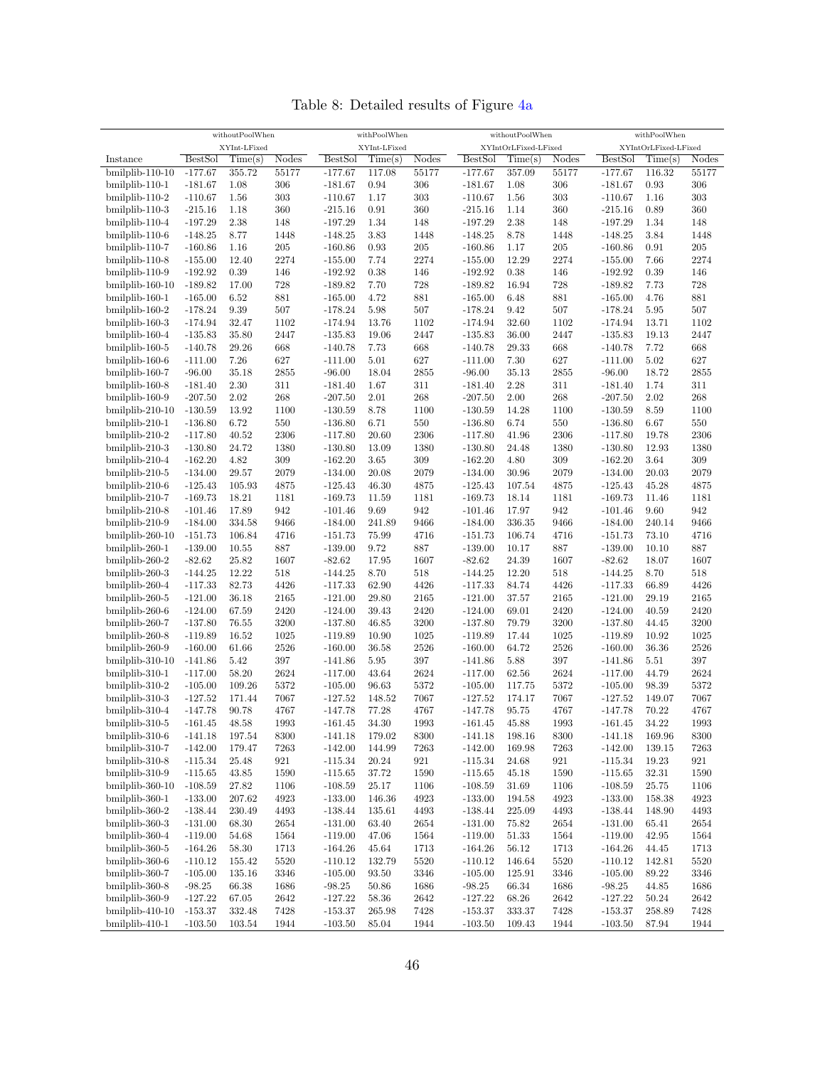Table 8: Detailed results of Figure 4a

| | withoutPoolWhen | | | withPoolWhen | | | withoutPoolWhen | | | withPoolWhen | | |
|---|---|---|---|---|---|---|---|---|---|---|---|---|
| | XYInt-LFixed | | | XYInt-LFixed | | | XYIntOrLFixed-LFixed | | | XYIntOrLFixed-LFixed | | |
| Instance | BestSol | Time(s) | Nodes | BestSol | Time(s) | Nodes | BestSol | Time(s) | Nodes | BestSol | Time(s) | Nodes |
| bmilplib-110-10 | -177.67 | 355.72 | 55177 | -177.67 | 117.08 | 55177 | -177.67 | 357.09 | 55177 | -177.67 | 116.32 | 55177 |
| bmilplib-110-1 | -181.67 | 1.08 | 306 | -181.67 | 0.94 | 306 | -181.67 | 1.08 | 306 | -181.67 | 0.93 | 306 |
| bmilplib-110-2 | -110.67 | 1.56 | 303 | -110.67 | 1.17 | 303 | -110.67 | 1.56 | 303 | -110.67 | 1.16 | 303 |
| bmilplib-110-3 | -215.16 | 1.18 | 360 | -215.16 | 0.91 | 360 | -215.16 | 1.14 | 360 | -215.16 | 0.89 | 360 |
| bmilplib-110-4 | -197.29 | 2.38 | 148 | -197.29 | 1.34 | 148 | -197.29 | 2.38 | 148 | -197.29 | 1.34 | 148 |
| bmilplib-110-6 | -148.25 | 8.77 | 1448 | -148.25 | 3.83 | 1448 | -148.25 | 8.78 | 1448 | -148.25 | 3.84 | 1448 |
| bmilplib-110-7 | -160.86 | 1.16 | 205 | -160.86 | 0.93 | 205 | -160.86 | 1.17 | 205 | -160.86 | 0.91 | 205 |
| bmilplib-110-8 | -155.00 | 12.40 | 2274 | -155.00 | 7.74 | 2274 | -155.00 | 12.29 | 2274 | -155.00 | 7.66 | 2274 |
| bmilplib-110-9 | -192.92 | 0.39 | 146 | -192.92 | 0.38 | 146 | -192.92 | 0.38 | 146 | -192.92 | 0.39 | 146 |
| bmilplib-160-10 | -189.82 | 17.00 | 728 | -189.82 | 7.70 | 728 | -189.82 | 16.94 | 728 | -189.82 | 7.73 | 728 |
| bmilplib-160-1 | -165.00 | 6.52 | 881 | -165.00 | 4.72 | 881 | -165.00 | 6.48 | 881 | -165.00 | 4.76 | 881 |
| bmilplib-160-2 | -178.24 | 9.39 | 507 | -178.24 | 5.98 | 507 | -178.24 | 9.42 | 507 | -178.24 | 5.95 | 507 |
| bmilplib-160-3 | -174.94 | 32.47 | 1102 | -174.94 | 13.76 | 1102 | -174.94 | 32.60 | 1102 | -174.94 | 13.71 | 1102 |
| bmilplib-160-4 | -135.83 | 35.80 | 2447 | -135.83 | 19.06 | 2447 | -135.83 | 36.00 | 2447 | -135.83 | 19.13 | 2447 |
| bmilplib-160-5 | -140.78 | 29.26 | 668 | -140.78 | 7.73 | 668 | -140.78 | 29.33 | 668 | -140.78 | 7.72 | 668 |
| bmilplib-160-6 | -111.00 | 7.26 | 627 | -111.00 | 5.01 | 627 | -111.00 | 7.30 | 627 | -111.00 | 5.02 | 627 |
| bmilplib-160-7 | -96.00 | 35.18 | 2855 | -96.00 | 18.04 | 2855 | -96.00 | 35.13 | 2855 | -96.00 | 18.72 | 2855 |
| bmilplib-160-8 | -181.40 | 2.30 | 311 | -181.40 | 1.67 | 311 | -181.40 | 2.28 | 311 | -181.40 | 1.74 | 311 |
| bmilplib-160-9 | -207.50 | 2.02 | 268 | -207.50 | 2.01 | 268 | -207.50 | 2.00 | 268 | -207.50 | 2.02 | 268 |
| bmilplib-210-10 | -130.59 | 13.92 | 1100 | -130.59 | 8.78 | 1100 | -130.59 | 14.28 | 1100 | -130.59 | 8.59 | 1100 |
| bmilplib-210-1 | -136.80 | 6.72 | 550 | -136.80 | 6.71 | 550 | -136.80 | 6.74 | 550 | -136.80 | 6.67 | 550 |
| bmilplib-210-2 | -117.80 | 40.52 | 2306 | -117.80 | 20.60 | 2306 | -117.80 | 41.96 | 2306 | -117.80 | 19.78 | 2306 |
| bmilplib-210-3 | -130.80 | 24.72 | 1380 | -130.80 | 13.09 | 1380 | -130.80 | 24.48 | 1380 | -130.80 | 12.93 | 1380 |
| bmilplib-210-4 | -162.20 | 4.82 | 309 | -162.20 | 3.65 | 309 | -162.20 | 4.80 | 309 | -162.20 | 3.64 | 309 |
| bmilplib-210-5 | -134.00 | 29.57 | 2079 | -134.00 | 20.08 | 2079 | -134.00 | 30.96 | 2079 | -134.00 | 20.03 | 2079 |
| bmilplib-210-6 | -125.43 | 105.93 | 4875 | -125.43 | 46.30 | 4875 | -125.43 | 107.54 | 4875 | -125.43 | 45.28 | 4875 |
| bmilplib-210-7 | -169.73 | 18.21 | 1181 | -169.73 | 11.59 | 1181 | -169.73 | 18.14 | 1181 | -169.73 | 11.46 | 1181 |
| bmilplib-210-8 | -101.46 | 17.89 | 942 | -101.46 | 9.69 | 942 | -101.46 | 17.97 | 942 | -101.46 | 9.60 | 942 |
| bmilplib-210-9 | -184.00 | 334.58 | 9466 | -184.00 | 241.89 | 9466 | -184.00 | 336.35 | 9466 | -184.00 | 240.14 | 9466 |
| bmilplib-260-10 | -151.73 | 106.84 | 4716 | -151.73 | 75.99 | 4716 | -151.73 | 106.74 | 4716 | -151.73 | 73.10 | 4716 |
| bmilplib-260-1 | -139.00 | 10.55 | 887 | -139.00 | 9.72 | 887 | -139.00 | 10.17 | 887 | -139.00 | 10.10 | 887 |
| bmilplib-260-2 | -82.62 | 25.82 | 1607 | -82.62 | 17.95 | 1607 | -82.62 | 24.39 | 1607 | -82.62 | 18.07 | 1607 |
| bmilplib-260-3 | -144.25 | 12.22 | 518 | -144.25 | 8.70 | 518 | -144.25 | 12.20 | 518 | -144.25 | 8.70 | 518 |
| bmilplib-260-4 | -117.33 | 82.73 | 4426 | -117.33 | 62.90 | 4426 | -117.33 | 84.74 | 4426 | -117.33 | 66.89 | 4426 |
| bmilplib-260-5 | -121.00 | 36.18 | 2165 | -121.00 | 29.80 | 2165 | -121.00 | 37.57 | 2165 | -121.00 | 29.19 | 2165 |
| bmilplib-260-6 | -124.00 | 67.59 | 2420 | -124.00 | 39.43 | 2420 | -124.00 | 69.01 | 2420 | -124.00 | 40.59 | 2420 |
| bmilplib-260-7 | -137.80 | 76.55 | 3200 | -137.80 | 46.85 | 3200 | -137.80 | 79.79 | 3200 | -137.80 | 44.45 | 3200 |
| bmilplib-260-8 | -119.89 | 16.52 | 1025 | -119.89 | 10.90 | 1025 | -119.89 | 17.44 | 1025 | -119.89 | 10.92 | 1025 |
| bmilplib-260-9 | -160.00 | 61.66 | 2526 | -160.00 | 36.58 | 2526 | -160.00 | 64.72 | 2526 | -160.00 | 36.36 | 2526 |
| bmilplib-310-10 | -141.86 | 5.42 | 397 | -141.86 | 5.95 | 397 | -141.86 | 5.88 | 397 | -141.86 | 5.51 | 397 |
| bmilplib-310-1 | -117.00 | 58.20 | 2624 | -117.00 | 43.64 | 2624 | -117.00 | 62.56 | 2624 | -117.00 | 44.79 | 2624 |
| bmilplib-310-2 | -105.00 | 109.26 | 5372 | -105.00 | 96.63 | 5372 | -105.00 | 117.75 | 5372 | -105.00 | 98.39 | 5372 |
| bmilplib-310-3 | -127.52 | 171.44 | 7067 | -127.52 | 148.52 | 7067 | -127.52 | 174.17 | 7067 | -127.52 | 149.07 | 7067 |
| bmilplib-310-4 | -147.78 | 90.78 | 4767 | -147.78 | 77.28 | 4767 | -147.78 | 95.75 | 4767 | -147.78 | 70.22 | 4767 |
| bmilplib-310-5 | -161.45 | 48.58 | 1993 | -161.45 | 34.30 | 1993 | -161.45 | 45.88 | 1993 | -161.45 | 34.22 | 1993 |
| bmilplib-310-6 | -141.18 | 197.54 | 8300 | -141.18 | 179.02 | 8300 | -141.18 | 198.16 | 8300 | -141.18 | 169.96 | 8300 |
| bmilplib-310-7 | -142.00 | 179.47 | 7263 | -142.00 | 144.99 | 7263 | -142.00 | 169.98 | 7263 | -142.00 | 139.15 | 7263 |
| bmilplib-310-8 | -115.34 | 25.48 | 921 | -115.34 | 20.24 | 921 | -115.34 | 24.68 | 921 | -115.34 | 19.23 | 921 |
| bmilplib-310-9 | -115.65 | 43.85 | 1590 | -115.65 | 37.72 | 1590 | -115.65 | 45.18 | 1590 | -115.65 | 32.31 | 1590 |
| bmilplib-360-10 | -108.59 | 27.82 | 1106 | -108.59 | 25.17 | 1106 | -108.59 | 31.69 | 1106 | -108.59 | 25.75 | 1106 |
| bmilplib-360-1 | -133.00 | 207.62 | 4923 | -133.00 | 146.36 | 4923 | -133.00 | 194.58 | 4923 | -133.00 | 158.38 | 4923 |
| bmilplib-360-2 | -138.44 | 230.49 | 4493 | -138.44 | 135.61 | 4493 | -138.44 | 225.09 | 4493 | -138.44 | 148.90 | 4493 |
| bmilplib-360-3 | -131.00 | 68.30 | 2654 | -131.00 | 63.40 | 2654 | -131.00 | 75.82 | 2654 | -131.00 | 65.41 | 2654 |
| bmilplib-360-4 | -119.00 | 54.68 | 1564 | -119.00 | 47.06 | 1564 | -119.00 | 51.33 | 1564 | -119.00 | 42.95 | 1564 |
| bmilplib-360-5 | -164.26 | 58.30 | 1713 | -164.26 | 45.64 | 1713 | -164.26 | 56.12 | 1713 | -164.26 | 44.45 | 1713 |
| bmilplib-360-6 | -110.12 | 155.42 | 5520 | -110.12 | 132.79 | 5520 | -110.12 | 146.64 | 5520 | -110.12 | 142.81 | 5520 |
| bmilplib-360-7 | -105.00 | 135.16 | 3346 | -105.00 | 93.50 | 3346 | -105.00 | 125.91 | 3346 | -105.00 | 89.22 | 3346 |
| bmilplib-360-8 | -98.25 | 66.38 | 1686 | -98.25 | 50.86 | 1686 | -98.25 | 66.34 | 1686 | -98.25 | 44.85 | 1686 |
| bmilplib-360-9 | -127.22 | 67.05 | 2642 | -127.22 | 58.36 | 2642 | -127.22 | 68.26 | 2642 | -127.22 | 50.24 | 2642 |
| bmilplib-410-10 | -153.37 | 332.48 | 7428 | -153.37 | 265.98 | 7428 | -153.37 | 333.37 | 7428 | -153.37 | 258.89 | 7428 |
| bmilplib-410-1 | -103.50 | 103.54 | 1944 | -103.50 | 85.04 | 1944 | -103.50 | 109.43 | 1944 | -103.50 | 87.94 | 1944 |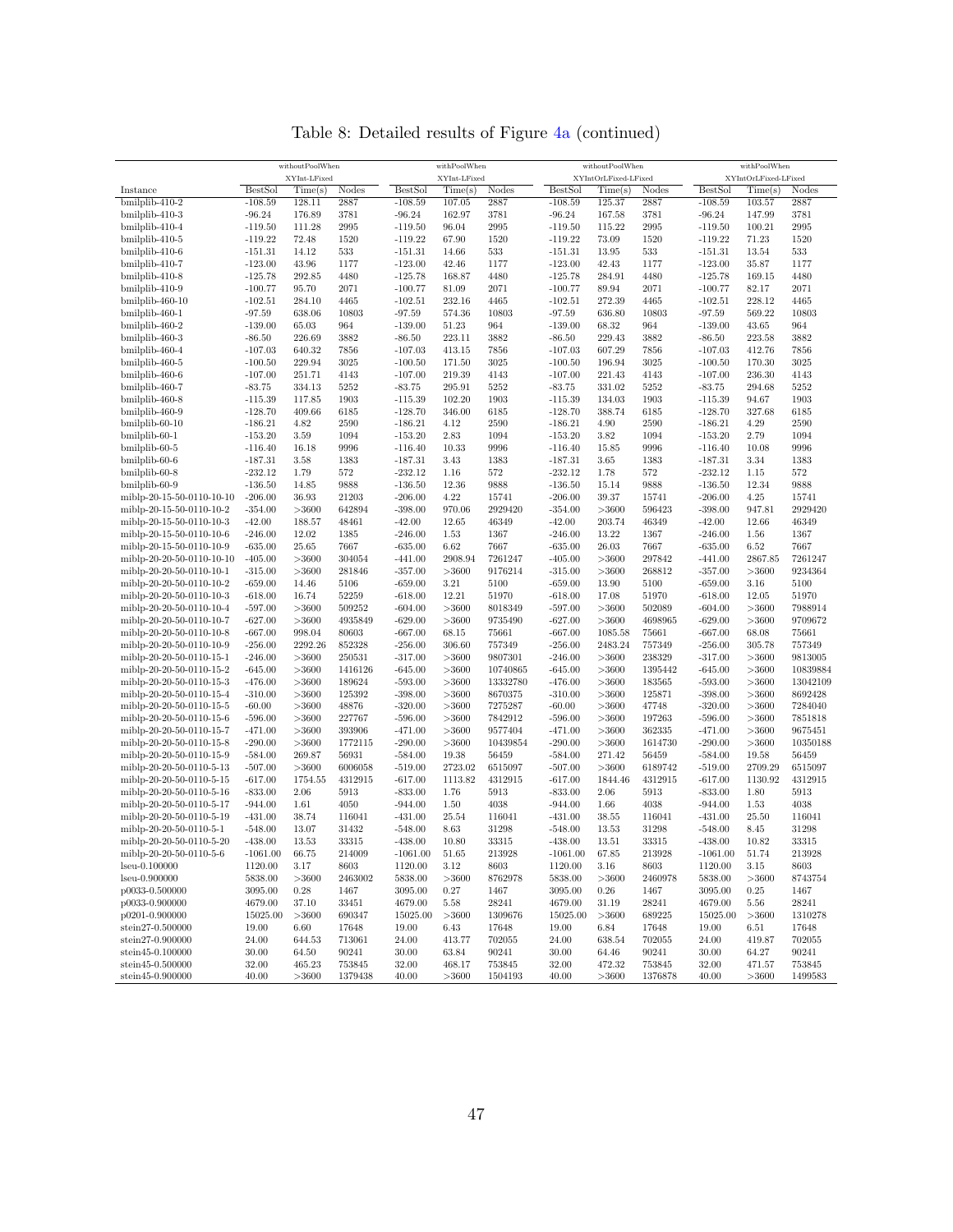Table 8: Detailed results of Figure 4a (continued)

| | withoutPoolWhen XYInt-LFixed | | | withPoolWhen XYInt-LFixed | | | withoutPoolWhen XYIntOrLFixed-LFixed | | | withPoolWhen XYIntOrLFixed-LFixed | | |
|---|---|---|---|---|---|---|---|---|---|---|---|---|
| Instance | BestSol | Time(s) | Nodes | BestSol | Time(s) | Nodes | BestSol | Time(s) | Nodes | BestSol | Time(s) | Nodes |
| bmilplib-410-2 | -108.59 | 128.11 | 2887 | -108.59 | 107.05 | 2887 | -108.59 | 125.37 | 2887 | -108.59 | 103.57 | 2887 |
| bmilplib-410-3 | -96.24 | 176.89 | 3781 | -96.24 | 162.97 | 3781 | -96.24 | 167.58 | 3781 | -96.24 | 147.99 | 3781 |
| bmilplib-410-4 | -119.50 | 111.28 | 2995 | -119.50 | 96.04 | 2995 | -119.50 | 115.22 | 2995 | -119.50 | 100.21 | 2995 |
| bmilplib-410-5 | -119.22 | 72.48 | 1520 | -119.22 | 67.90 | 1520 | -119.22 | 73.09 | 1520 | -119.22 | 71.23 | 1520 |
| bmilplib-410-6 | -151.31 | 14.12 | 533 | -151.31 | 14.66 | 533 | -151.31 | 13.95 | 533 | -151.31 | 13.54 | 533 |
| bmilplib-410-7 | -123.00 | 43.96 | 1177 | -123.00 | 42.46 | 1177 | -123.00 | 42.43 | 1177 | -123.00 | 35.87 | 1177 |
| bmilplib-410-8 | -125.78 | 292.85 | 4480 | -125.78 | 168.87 | 4480 | -125.78 | 284.91 | 4480 | -125.78 | 169.15 | 4480 |
| bmilplib-410-9 | -100.77 | 95.70 | 2071 | -100.77 | 81.09 | 2071 | -100.77 | 89.94 | 2071 | -100.77 | 82.17 | 2071 |
| bmilplib-460-10 | -102.51 | 284.10 | 4465 | -102.51 | 232.16 | 4465 | -102.51 | 272.39 | 4465 | -102.51 | 228.12 | 4465 |
| bmilplib-460-1 | -97.59 | 638.06 | 10803 | -97.59 | 574.36 | 10803 | -97.59 | 636.80 | 10803 | -97.59 | 569.22 | 10803 |
| bmilplib-460-2 | -139.00 | 65.03 | 964 | -139.00 | 51.23 | 964 | -139.00 | 68.32 | 964 | -139.00 | 43.65 | 964 |
| bmilplib-460-3 | -86.50 | 226.69 | 3882 | -86.50 | 223.11 | 3882 | -86.50 | 229.43 | 3882 | -86.50 | 223.58 | 3882 |
| bmilplib-460-4 | -107.03 | 640.32 | 7856 | -107.03 | 413.15 | 7856 | -107.03 | 607.29 | 7856 | -107.03 | 412.76 | 7856 |
| bmilplib-460-5 | -100.50 | 229.94 | 3025 | -100.50 | 171.50 | 3025 | -100.50 | 196.94 | 3025 | -100.50 | 170.30 | 3025 |
| bmilplib-460-6 | -107.00 | 251.71 | 4143 | -107.00 | 219.39 | 4143 | -107.00 | 221.43 | 4143 | -107.00 | 236.30 | 4143 |
| bmilplib-460-7 | -83.75 | 334.13 | 5252 | -83.75 | 295.91 | 5252 | -83.75 | 331.02 | 5252 | -83.75 | 294.68 | 5252 |
| bmilplib-460-8 | -115.39 | 117.85 | 1903 | -115.39 | 102.20 | 1903 | -115.39 | 134.03 | 1903 | -115.39 | 94.67 | 1903 |
| bmilplib-460-9 | -128.70 | 409.66 | 6185 | -128.70 | 346.00 | 6185 | -128.70 | 388.74 | 6185 | -128.70 | 327.68 | 6185 |
| bmilplib-60-10 | -186.21 | 4.82 | 2590 | -186.21 | 4.12 | 2590 | -186.21 | 4.90 | 2590 | -186.21 | 4.29 | 2590 |
| bmilplib-60-1 | -153.20 | 3.59 | 1094 | -153.20 | 2.83 | 1094 | -153.20 | 3.82 | 1094 | -153.20 | 2.79 | 1094 |
| bmilplib-60-5 | -116.40 | 16.18 | 9996 | -116.40 | 10.33 | 9996 | -116.40 | 15.85 | 9996 | -116.40 | 10.08 | 9996 |
| bmilplib-60-6 | -187.31 | 3.58 | 1383 | -187.31 | 3.43 | 1383 | -187.31 | 3.65 | 1383 | -187.31 | 3.34 | 1383 |
| bmilplib-60-8 | -232.12 | 1.79 | 572 | -232.12 | 1.16 | 572 | -232.12 | 1.78 | 572 | -232.12 | 1.15 | 572 |
| bmilplib-60-9 | -136.50 | 14.85 | 9888 | -136.50 | 12.36 | 9888 | -136.50 | 15.14 | 9888 | -136.50 | 12.34 | 9888 |
| miblp-20-15-50-0110-10-10 | -206.00 | 36.93 | 21203 | -206.00 | 4.22 | 15741 | -206.00 | 39.37 | 15741 | -206.00 | 4.25 | 15741 |
| miblp-20-15-50-0110-10-2 | -354.00 | >3600 | 642894 | -398.00 | 970.06 | 2929420 | -354.00 | >3600 | 596423 | -398.00 | 947.81 | 2929420 |
| miblp-20-15-50-0110-10-3 | -42.00 | 188.57 | 48461 | -42.00 | 12.65 | 46349 | -42.00 | 203.74 | 46349 | -42.00 | 12.66 | 46349 |
| miblp-20-15-50-0110-10-6 | -246.00 | 12.02 | 1385 | -246.00 | 1.53 | 1367 | -246.00 | 13.22 | 1367 | -246.00 | 1.56 | 1367 |
| miblp-20-15-50-0110-10-9 | -635.00 | 25.65 | 7667 | -635.00 | 6.62 | 7667 | -635.00 | 26.03 | 7667 | -635.00 | 6.52 | 7667 |
| miblp-20-20-50-0110-10-10 | -405.00 | >3600 | 304054 | -441.00 | 2908.94 | 7261247 | -405.00 | >3600 | 297842 | -441.00 | 2867.85 | 7261247 |
| miblp-20-20-50-0110-10-1 | -315.00 | >3600 | 281846 | -357.00 | >3600 | 9176214 | -315.00 | >3600 | 268812 | -357.00 | >3600 | 9234364 |
| miblp-20-20-50-0110-10-2 | -659.00 | 14.46 | 5106 | -659.00 | 3.21 | 5100 | -659.00 | 13.90 | 5100 | -659.00 | 3.16 | 5100 |
| miblp-20-20-50-0110-10-3 | -618.00 | 16.74 | 52259 | -618.00 | 12.21 | 51970 | -618.00 | 17.08 | 51970 | -618.00 | 12.05 | 51970 |
| miblp-20-20-50-0110-10-4 | -597.00 | >3600 | 509252 | -604.00 | >3600 | 8018349 | -597.00 | >3600 | 502089 | -604.00 | >3600 | 7988914 |
| miblp-20-20-50-0110-10-7 | -627.00 | >3600 | 4935849 | -629.00 | >3600 | 9735490 | -627.00 | >3600 | 4698965 | -629.00 | >3600 | 9709672 |
| miblp-20-20-50-0110-10-8 | -667.00 | 998.04 | 80603 | -667.00 | 68.15 | 75661 | -667.00 | 1085.58 | 75661 | -667.00 | 68.08 | 75661 |
| miblp-20-20-50-0110-10-9 | -256.00 | 2292.26 | 852328 | -256.00 | 306.60 | 757349 | -256.00 | 2483.24 | 757349 | -256.00 | 305.78 | 757349 |
| miblp-20-20-50-0110-15-1 | -246.00 | >3600 | 250531 | -317.00 | >3600 | 9807301 | -246.00 | >3600 | 238329 | -317.00 | >3600 | 9813005 |
| miblp-20-20-50-0110-15-2 | -645.00 | >3600 | 1416126 | -645.00 | >3600 | 10740865 | -645.00 | >3600 | 1395442 | -645.00 | >3600 | 10839884 |
| miblp-20-20-50-0110-15-3 | -476.00 | >3600 | 189624 | -593.00 | >3600 | 13332780 | -476.00 | >3600 | 183565 | -593.00 | >3600 | 13042109 |
| miblp-20-20-50-0110-15-4 | -310.00 | >3600 | 125392 | -398.00 | >3600 | 8670375 | -310.00 | >3600 | 125871 | -398.00 | >3600 | 8692428 |
| miblp-20-20-50-0110-15-5 | -60.00 | >3600 | 48876 | -320.00 | >3600 | 7275287 | -60.00 | >3600 | 47748 | -320.00 | >3600 | 7284040 |
| miblp-20-20-50-0110-15-6 | -596.00 | >3600 | 227767 | -596.00 | >3600 | 7842912 | -596.00 | >3600 | 197263 | -596.00 | >3600 | 7851818 |
| miblp-20-20-50-0110-15-7 | -471.00 | >3600 | 393906 | -471.00 | >3600 | 9577404 | -471.00 | >3600 | 362335 | -471.00 | >3600 | 9675451 |
| miblp-20-20-50-0110-15-8 | -290.00 | >3600 | 1772115 | -290.00 | >3600 | 10439854 | -290.00 | >3600 | 1614730 | -290.00 | >3600 | 10350188 |
| miblp-20-20-50-0110-15-9 | -584.00 | 269.87 | 56931 | -584.00 | 19.38 | 56459 | -584.00 | 271.42 | 56459 | -584.00 | 19.58 | 56459 |
| miblp-20-20-50-0110-5-13 | -507.00 | >3600 | 6006058 | -519.00 | 2723.02 | 6515097 | -507.00 | >3600 | 6189742 | -519.00 | 2709.29 | 6515097 |
| miblp-20-20-50-0110-5-15 | -617.00 | 1754.55 | 4312915 | -617.00 | 1113.82 | 4312915 | -617.00 | 1844.46 | 4312915 | -617.00 | 1130.92 | 4312915 |
| miblp-20-20-50-0110-5-16 | -833.00 | 2.06 | 5913 | -833.00 | 1.76 | 5913 | -833.00 | 2.06 | 5913 | -833.00 | 1.80 | 5913 |
| miblp-20-20-50-0110-5-17 | -944.00 | 1.61 | 4050 | -944.00 | 1.50 | 4038 | -944.00 | 1.66 | 4038 | -944.00 | 1.53 | 4038 |
| miblp-20-20-50-0110-5-19 | -431.00 | 38.74 | 116041 | -431.00 | 25.54 | 116041 | -431.00 | 38.55 | 116041 | -431.00 | 25.50 | 116041 |
| miblp-20-20-50-0110-5-1 | -548.00 | 13.07 | 31432 | -548.00 | 8.63 | 31298 | -548.00 | 13.53 | 31298 | -548.00 | 8.45 | 31298 |
| miblp-20-20-50-0110-5-20 | -438.00 | 13.53 | 33315 | -438.00 | 10.80 | 33315 | -438.00 | 13.51 | 33315 | -438.00 | 10.82 | 33315 |
| miblp-20-20-50-0110-5-6 | -1061.00 | 66.75 | 214009 | -1061.00 | 51.65 | 213928 | -1061.00 | 67.85 | 213928 | -1061.00 | 51.74 | 213928 |
| lseu-0.100000 | 1120.00 | 3.17 | 8603 | 1120.00 | 3.12 | 8603 | 1120.00 | 3.16 | 8603 | 1120.00 | 3.15 | 8603 |
| lseu-0.900000 | 5838.00 | >3600 | 2463002 | 5838.00 | >3600 | 8762978 | 5838.00 | >3600 | 2460978 | 5838.00 | >3600 | 8743754 |
| p0033-0.500000 | 3095.00 | 0.28 | 1467 | 3095.00 | 0.27 | 1467 | 3095.00 | 0.26 | 1467 | 3095.00 | 0.25 | 1467 |
| p0033-0.900000 | 4679.00 | 37.10 | 33451 | 4679.00 | 5.58 | 28241 | 4679.00 | 31.19 | 28241 | 4679.00 | 5.56 | 28241 |
| p0201-0.900000 | 15025.00 | >3600 | 690347 | 15025.00 | >3600 | 1309676 | 15025.00 | >3600 | 689225 | 15025.00 | >3600 | 1310278 |
| stein27-0.500000 | 19.00 | 6.60 | 17648 | 19.00 | 6.43 | 17648 | 19.00 | 6.84 | 17648 | 19.00 | 6.51 | 17648 |
| stein27-0.900000 | 24.00 | 644.53 | 713061 | 24.00 | 413.77 | 702055 | 24.00 | 638.54 | 702055 | 24.00 | 419.87 | 702055 |
| stein45-0.100000 | 30.00 | 64.50 | 90241 | 30.00 | 63.84 | 90241 | 30.00 | 64.46 | 90241 | 30.00 | 64.27 | 90241 |
| stein45-0.500000 | 32.00 | 465.23 | 753845 | 32.00 | 468.17 | 753845 | 32.00 | 472.32 | 753845 | 32.00 | 471.57 | 753845 |
| stein45-0.900000 | 40.00 | >3600 | 1379438 | 40.00 | >3600 | 1504193 | 40.00 | >3600 | 1376878 | 40.00 | >3600 | 1499583 |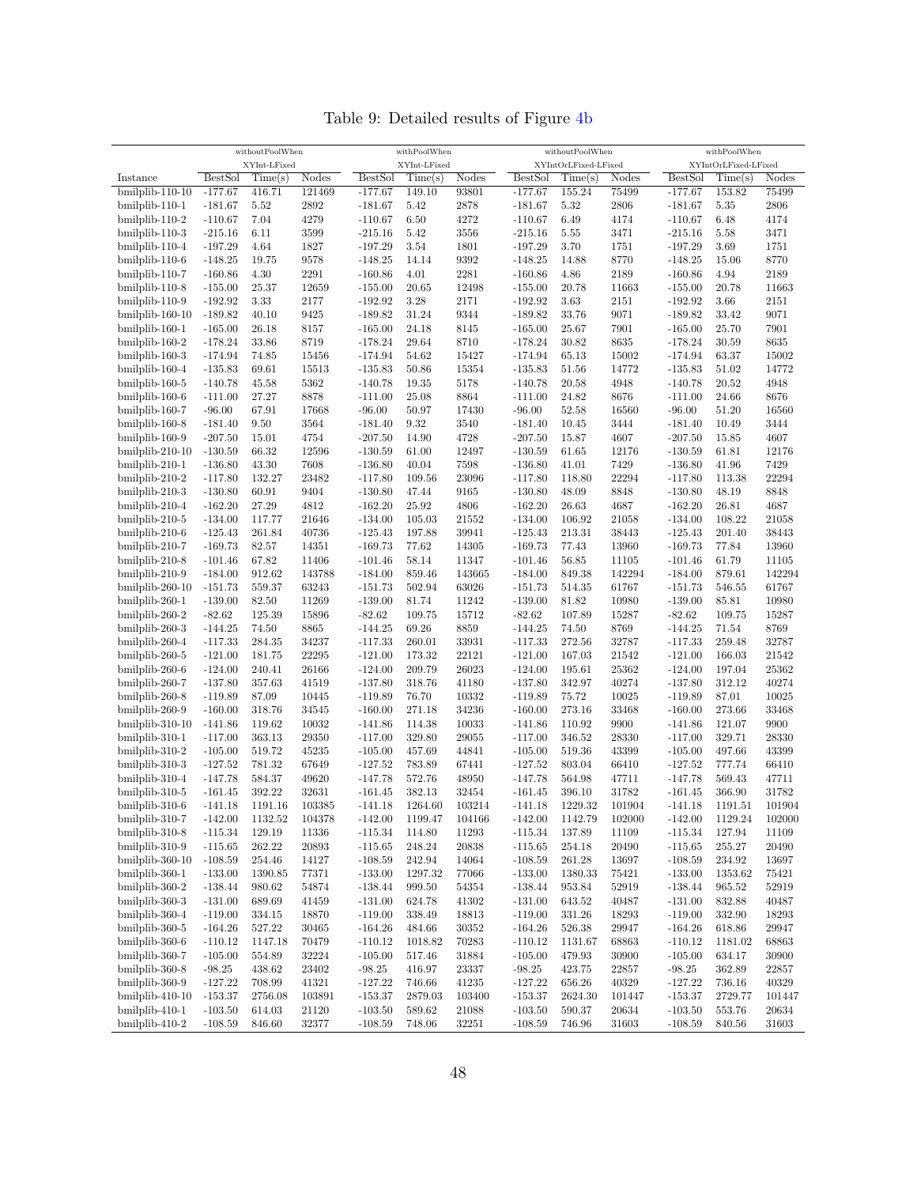# Table 9: Detailed results of Figure 4b

| | withoutPoolWhen XYInt-LFixed | | | withPoolWhen XYInt-LFixed | | | withoutPoolWhen XYIntOrLFixed-LFixed | | | withPoolWhen XYIntOrLFixed-LFixed | | |
|---|---|---|---|---|---|---|---|---|---|---|---|---|
| Instance | BestSol | Time(s) | Nodes | BestSol | Time(s) | Nodes | BestSol | Time(s) | Nodes | BestSol | Time(s) | Nodes |
| bmilplib-110-10 | -177.67 | 416.71 | 121469 | -177.67 | 149.10 | 93801 | -177.67 | 155.24 | 75499 | -177.67 | 153.82 | 75499 |
| bmilplib-110-1 | -181.67 | 5.52 | 2892 | -181.67 | 5.42 | 2878 | -181.67 | 5.32 | 2806 | -181.67 | 5.35 | 2806 |
| bmilplib-110-2 | -110.67 | 7.04 | 4279 | -110.67 | 6.50 | 4272 | -110.67 | 6.49 | 4174 | -110.67 | 6.48 | 4174 |
| bmilplib-110-3 | -215.16 | 6.11 | 3599 | -215.16 | 5.42 | 3556 | -215.16 | 5.55 | 3471 | -215.16 | 5.58 | 3471 |
| bmilplib-110-4 | -197.29 | 4.64 | 1827 | -197.29 | 3.54 | 1801 | -197.29 | 3.70 | 1751 | -197.29 | 3.69 | 1751 |
| bmilplib-110-6 | -148.25 | 19.75 | 9578 | -148.25 | 14.14 | 9392 | -148.25 | 14.88 | 8770 | -148.25 | 15.06 | 8770 |
| bmilplib-110-7 | -160.86 | 4.30 | 2291 | -160.86 | 4.01 | 2281 | -160.86 | 4.86 | 2189 | -160.86 | 4.94 | 2189 |
| bmilplib-110-8 | -155.00 | 25.37 | 12659 | -155.00 | 20.65 | 12498 | -155.00 | 20.78 | 11663 | -155.00 | 20.78 | 11663 |
| bmilplib-110-9 | -192.92 | 3.33 | 2177 | -192.92 | 3.28 | 2171 | -192.92 | 3.63 | 2151 | -192.92 | 3.66 | 2151 |
| bmilplib-160-10 | -189.82 | 40.10 | 9425 | -189.82 | 31.24 | 9344 | -189.82 | 33.76 | 9071 | -189.82 | 33.42 | 9071 |
| bmilplib-160-1 | -165.00 | 26.18 | 8157 | -165.00 | 24.18 | 8145 | -165.00 | 25.67 | 7901 | -165.00 | 25.70 | 7901 |
| bmilplib-160-2 | -178.24 | 33.86 | 8719 | -178.24 | 29.64 | 8710 | -178.24 | 30.82 | 8635 | -178.24 | 30.59 | 8635 |
| bmilplib-160-3 | -174.94 | 74.85 | 15456 | -174.94 | 54.62 | 15427 | -174.94 | 65.13 | 15002 | -174.94 | 63.37 | 15002 |
| bmilplib-160-4 | -135.83 | 69.61 | 15513 | -135.83 | 50.86 | 15354 | -135.83 | 51.56 | 14772 | -135.83 | 51.02 | 14772 |
| bmilplib-160-5 | -140.78 | 45.58 | 5362 | -140.78 | 19.35 | 5178 | -140.78 | 20.58 | 4948 | -140.78 | 20.52 | 4948 |
| bmilplib-160-6 | -111.00 | 27.27 | 8878 | -111.00 | 25.08 | 8864 | -111.00 | 24.82 | 8676 | -111.00 | 24.66 | 8676 |
| bmilplib-160-7 | -96.00 | 67.91 | 17668 | -96.00 | 50.97 | 17430 | -96.00 | 52.58 | 16560 | -96.00 | 51.20 | 16560 |
| bmilplib-160-8 | -181.40 | 9.50 | 3564 | -181.40 | 9.32 | 3540 | -181.40 | 10.45 | 3444 | -181.40 | 10.49 | 3444 |
| bmilplib-160-9 | -207.50 | 15.01 | 4754 | -207.50 | 14.90 | 4728 | -207.50 | 15.87 | 4607 | -207.50 | 15.85 | 4607 |
| bmilplib-210-10 | -130.59 | 66.32 | 12596 | -130.59 | 61.00 | 12497 | -130.59 | 61.65 | 12176 | -130.59 | 61.81 | 12176 |
| bmilplib-210-1 | -136.80 | 43.30 | 7608 | -136.80 | 40.04 | 7598 | -136.80 | 41.01 | 7429 | -136.80 | 41.96 | 7429 |
| bmilplib-210-2 | -117.80 | 132.27 | 23482 | -117.80 | 109.56 | 23096 | -117.80 | 118.80 | 22294 | -117.80 | 113.38 | 22294 |
| bmilplib-210-3 | -130.80 | 60.91 | 9404 | -130.80 | 47.44 | 9165 | -130.80 | 48.09 | 8848 | -130.80 | 48.19 | 8848 |
| bmilplib-210-4 | -162.20 | 27.29 | 4812 | -162.20 | 25.92 | 4806 | -162.20 | 26.63 | 4687 | -162.20 | 26.81 | 4687 |
| bmilplib-210-5 | -134.00 | 117.77 | 21646 | -134.00 | 105.03 | 21552 | -134.00 | 106.92 | 21058 | -134.00 | 108.22 | 21058 |
| bmilplib-210-6 | -125.43 | 261.84 | 40736 | -125.43 | 197.88 | 39941 | -125.43 | 213.31 | 38443 | -125.43 | 201.40 | 38443 |
| bmilplib-210-7 | -169.73 | 82.57 | 14351 | -169.73 | 77.62 | 14305 | -169.73 | 77.43 | 13960 | -169.73 | 77.84 | 13960 |
| bmilplib-210-8 | -101.46 | 67.82 | 11406 | -101.46 | 58.14 | 11347 | -101.46 | 56.85 | 11105 | -101.46 | 61.79 | 11105 |
| bmilplib-210-9 | -184.00 | 912.62 | 143788 | -184.00 | 859.46 | 143665 | -184.00 | 849.38 | 142294 | -184.00 | 879.61 | 142294 |
| bmilplib-260-10 | -151.73 | 559.37 | 63243 | -151.73 | 502.94 | 63026 | -151.73 | 514.35 | 61767 | -151.73 | 546.55 | 61767 |
| bmilplib-260-1 | -139.00 | 82.50 | 11269 | -139.00 | 81.74 | 11242 | -139.00 | 81.82 | 10980 | -139.00 | 85.81 | 10980 |
| bmilplib-260-2 | -82.62 | 125.39 | 15896 | -82.62 | 109.75 | 15712 | -82.62 | 107.89 | 15287 | -82.62 | 109.75 | 15287 |
| bmilplib-260-3 | -144.25 | 74.50 | 8865 | -144.25 | 69.26 | 8859 | -144.25 | 74.50 | 8769 | -144.25 | 71.54 | 8769 |
| bmilplib-260-4 | -117.33 | 284.35 | 34237 | -117.33 | 260.01 | 33931 | -117.33 | 272.56 | 32787 | -117.33 | 259.48 | 32787 |
| bmilplib-260-5 | -121.00 | 181.75 | 22295 | -121.00 | 173.32 | 22121 | -121.00 | 167.03 | 21542 | -121.00 | 166.03 | 21542 |
| bmilplib-260-6 | -124.00 | 240.41 | 26166 | -124.00 | 209.79 | 26023 | -124.00 | 195.61 | 25362 | -124.00 | 197.04 | 25362 |
| bmilplib-260-7 | -137.80 | 357.63 | 41519 | -137.80 | 318.76 | 41180 | -137.80 | 342.97 | 40274 | -137.80 | 312.12 | 40274 |
| bmilplib-260-8 | -119.89 | 87.09 | 10445 | -119.89 | 76.70 | 10332 | -119.89 | 75.72 | 10025 | -119.89 | 87.01 | 10025 |
| bmilplib-260-9 | -160.00 | 318.76 | 34545 | -160.00 | 271.18 | 34236 | -160.00 | 273.16 | 33468 | -160.00 | 273.66 | 33468 |
| bmilplib-310-10 | -141.86 | 119.62 | 10032 | -141.86 | 114.38 | 10033 | -141.86 | 110.92 | 9900 | -141.86 | 121.07 | 9900 |
| bmilplib-310-1 | -117.00 | 363.13 | 29350 | -117.00 | 329.80 | 29055 | -117.00 | 346.52 | 28330 | -117.00 | 329.71 | 28330 |
| bmilplib-310-2 | -105.00 | 519.72 | 45235 | -105.00 | 457.69 | 44841 | -105.00 | 519.36 | 43399 | -105.00 | 497.66 | 43399 |
| bmilplib-310-3 | -127.52 | 781.32 | 67649 | -127.52 | 783.89 | 67441 | -127.52 | 803.04 | 66410 | -127.52 | 777.74 | 66410 |
| bmilplib-310-4 | -147.78 | 584.37 | 49620 | -147.78 | 572.76 | 48950 | -147.78 | 564.98 | 47711 | -147.78 | 569.43 | 47711 |
| bmilplib-310-5 | -161.45 | 392.22 | 32631 | -161.45 | 382.13 | 32454 | -161.45 | 396.10 | 31782 | -161.45 | 366.90 | 31782 |
| bmilplib-310-6 | -141.18 | 1191.16 | 103385 | -141.18 | 1264.60 | 103214 | -141.18 | 1229.32 | 101904 | -141.18 | 1191.51 | 101904 |
| bmilplib-310-7 | -142.00 | 1132.52 | 104378 | -142.00 | 1199.47 | 104166 | -142.00 | 1142.79 | 102000 | -142.00 | 1129.24 | 102000 |
| bmilplib-310-8 | -115.34 | 129.19 | 11336 | -115.34 | 114.80 | 11293 | -115.34 | 137.89 | 11109 | -115.34 | 127.94 | 11109 |
| bmilplib-310-9 | -115.65 | 262.22 | 20893 | -115.65 | 248.24 | 20838 | -115.65 | 254.18 | 20490 | -115.65 | 255.27 | 20490 |
| bmilplib-360-10 | -108.59 | 254.46 | 14127 | -108.59 | 242.94 | 14064 | -108.59 | 261.28 | 13697 | -108.59 | 234.92 | 13697 |
| bmilplib-360-1 | -133.00 | 1390.85 | 77371 | -133.00 | 1297.32 | 77066 | -133.00 | 1380.33 | 75421 | -133.00 | 1353.62 | 75421 |
| bmilplib-360-2 | -138.44 | 980.62 | 54874 | -138.44 | 999.50 | 54354 | -138.44 | 953.84 | 52919 | -138.44 | 965.52 | 52919 |
| bmilplib-360-3 | -131.00 | 689.69 | 41459 | -131.00 | 624.78 | 41302 | -131.00 | 643.52 | 40487 | -131.00 | 832.88 | 40487 |
| bmilplib-360-4 | -119.00 | 334.15 | 18870 | -119.00 | 338.49 | 18813 | -119.00 | 331.26 | 18293 | -119.00 | 332.90 | 18293 |
| bmilplib-360-5 | -164.26 | 527.22 | 30465 | -164.26 | 484.66 | 30352 | -164.26 | 526.38 | 29947 | -164.26 | 618.86 | 29947 |
| bmilplib-360-6 | -110.12 | 1147.18 | 70479 | -110.12 | 1018.82 | 70283 | -110.12 | 1131.67 | 68863 | -110.12 | 1181.02 | 68863 |
| bmilplib-360-7 | -105.00 | 554.89 | 32224 | -105.00 | 517.46 | 31884 | -105.00 | 479.93 | 30900 | -105.00 | 634.17 | 30900 |
| bmilplib-360-8 | -98.25 | 438.62 | 23402 | -98.25 | 416.97 | 23337 | -98.25 | 423.75 | 22857 | -98.25 | 362.89 | 22857 |
| bmilplib-360-9 | -127.22 | 708.99 | 41321 | -127.22 | 746.66 | 41235 | -127.22 | 656.26 | 40329 | -127.22 | 736.16 | 40329 |
| bmilplib-410-10 | -153.37 | 2756.08 | 103891 | -153.37 | 2879.03 | 103400 | -153.37 | 2624.30 | 101447 | -153.37 | 2729.77 | 101447 |
| bmilplib-410-1 | -103.50 | 614.03 | 21120 | -103.50 | 589.62 | 21088 | -103.50 | 590.37 | 20634 | -103.50 | 553.76 | 20634 |
| bmilplib-410-2 | -108.59 | 846.60 | 32377 | -108.59 | 748.06 | 32251 | -108.59 | 746.96 | 31603 | -108.59 | 840.56 | 31603 |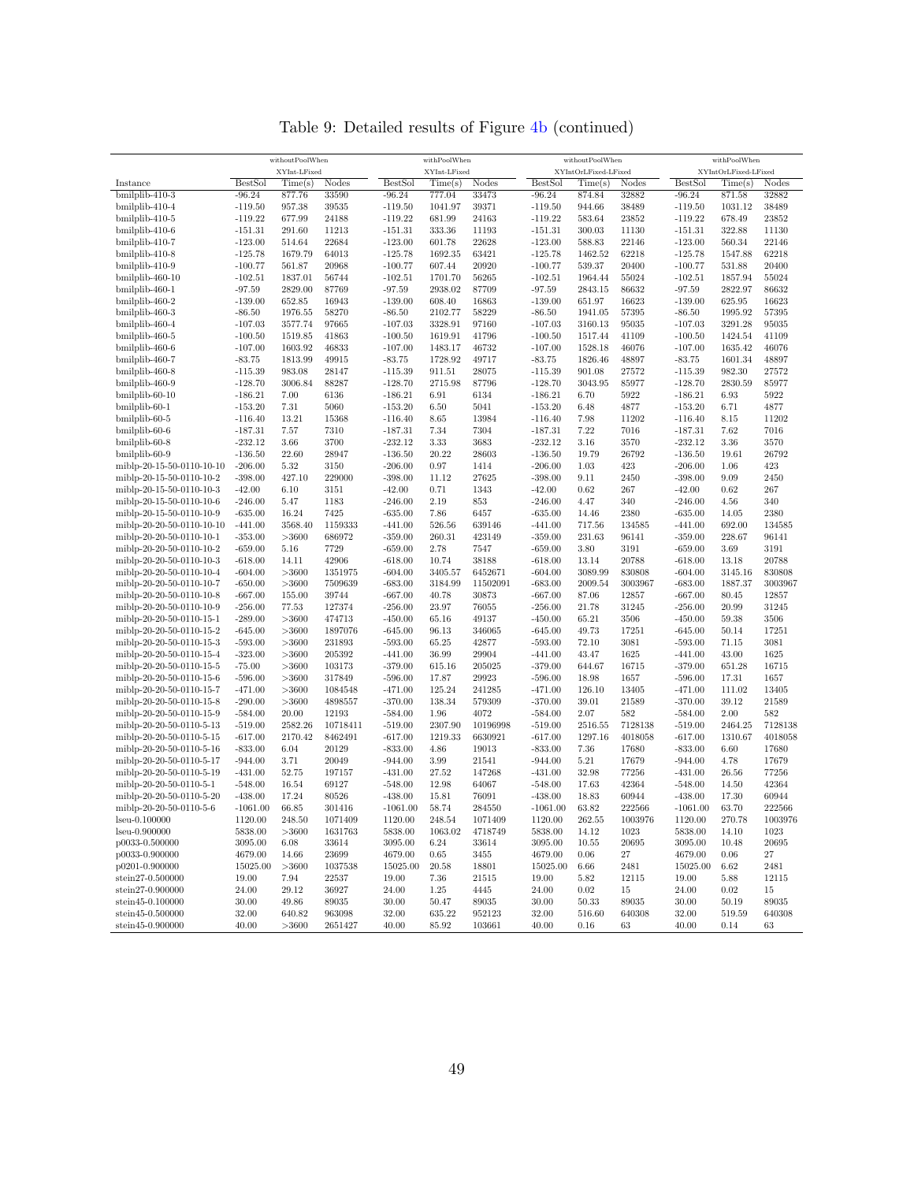# Table 9: Detailed results of Figure 4b (continued)

| | withoutPoolWhen XYInt-LFixed | | | withPoolWhen XYInt-LFixed | | | withoutPoolWhen XYIntOrLFixed-LFixed | | | withPoolWhen XYIntOrLFixed-LFixed | | |
|---|---|---|---|---|---|---|---|---|---|---|---|---|
| Instance | BestSol | Time(s) | Nodes | BestSol | Time(s) | Nodes | BestSol | Time(s) | Nodes | BestSol | Time(s) | Nodes |
| bmilplib-410-3 | -96.24 | 877.76 | 33590 | -96.24 | 777.04 | 33473 | -96.24 | 874.84 | 32882 | -96.24 | 871.58 | 32882 |
| bmilplib-410-4 | -119.50 | 957.38 | 39535 | -119.50 | 1041.97 | 39371 | -119.50 | 944.66 | 38489 | -119.50 | 1031.12 | 38489 |
| bmilplib-410-5 | -119.22 | 677.99 | 24188 | -119.22 | 681.99 | 24163 | -119.22 | 583.64 | 23852 | -119.22 | 678.49 | 23852 |
| bmilplib-410-6 | -151.31 | 291.60 | 11213 | -151.31 | 333.36 | 11193 | -151.31 | 300.03 | 11130 | -151.31 | 322.88 | 11130 |
| bmilplib-410-7 | -123.00 | 514.64 | 22684 | -123.00 | 601.78 | 22628 | -123.00 | 588.83 | 22146 | -123.00 | 560.34 | 22146 |
| bmilplib-410-8 | -125.78 | 1679.79 | 64013 | -125.78 | 1692.35 | 63421 | -125.78 | 1462.52 | 62218 | -125.78 | 1547.88 | 62218 |
| bmilplib-410-9 | -100.77 | 561.87 | 20968 | -100.77 | 607.44 | 20920 | -100.77 | 539.37 | 20400 | -100.77 | 531.88 | 20400 |
| bmilplib-460-10 | -102.51 | 1837.01 | 56744 | -102.51 | 1701.70 | 56265 | -102.51 | 1964.44 | 55024 | -102.51 | 1857.94 | 55024 |
| bmilplib-460-1 | -97.59 | 2829.00 | 87769 | -97.59 | 2938.02 | 87709 | -97.59 | 2843.15 | 86632 | -97.59 | 2822.97 | 86632 |
| bmilplib-460-2 | -139.00 | 652.85 | 16943 | -139.00 | 608.40 | 16863 | -139.00 | 651.97 | 16623 | -139.00 | 625.95 | 16623 |
| bmilplib-460-3 | -86.50 | 1976.55 | 58270 | -86.50 | 2102.77 | 58229 | -86.50 | 1941.05 | 57395 | -86.50 | 1995.92 | 57395 |
| bmilplib-460-4 | -107.03 | 3577.74 | 97665 | -107.03 | 3328.91 | 97160 | -107.03 | 3160.13 | 95035 | -107.03 | 3291.28 | 95035 |
| bmilplib-460-5 | -100.50 | 1519.85 | 41863 | -100.50 | 1619.91 | 41796 | -100.50 | 1517.44 | 41109 | -100.50 | 1424.54 | 41109 |
| bmilplib-460-6 | -107.00 | 1603.92 | 46833 | -107.00 | 1483.17 | 46732 | -107.00 | 1528.18 | 46076 | -107.00 | 1635.42 | 46076 |
| bmilplib-460-7 | -83.75 | 1813.99 | 49915 | -83.75 | 1728.92 | 49717 | -83.75 | 1826.46 | 48897 | -83.75 | 1601.34 | 48897 |
| bmilplib-460-8 | -115.39 | 983.08 | 28147 | -115.39 | 911.51 | 28075 | -115.39 | 901.08 | 27572 | -115.39 | 982.30 | 27572 |
| bmilplib-460-9 | -128.70 | 3006.84 | 88287 | -128.70 | 2715.98 | 87796 | -128.70 | 3043.95 | 85977 | -128.70 | 2830.59 | 85977 |
| bmilplib-60-10 | -186.21 | 7.00 | 6136 | -186.21 | 6.91 | 6134 | -186.21 | 6.70 | 5922 | -186.21 | 6.93 | 5922 |
| bmilplib-60-1 | -153.20 | 7.31 | 5060 | -153.20 | 6.50 | 5041 | -153.20 | 6.48 | 4877 | -153.20 | 6.71 | 4877 |
| bmilplib-60-5 | -116.40 | 13.21 | 15368 | -116.40 | 8.65 | 13984 | -116.40 | 7.98 | 11202 | -116.40 | 8.15 | 11202 |
| bmilplib-60-6 | -187.31 | 7.57 | 7310 | -187.31 | 7.34 | 7304 | -187.31 | 7.22 | 7016 | -187.31 | 7.62 | 7016 |
| bmilplib-60-8 | -232.12 | 3.66 | 3700 | -232.12 | 3.33 | 3683 | -232.12 | 3.16 | 3570 | -232.12 | 3.36 | 3570 |
| bmilplib-60-9 | -136.50 | 22.60 | 28947 | -136.50 | 20.22 | 28603 | -136.50 | 19.79 | 26792 | -136.50 | 19.61 | 26792 |
| miblp-20-15-50-0110-10-10 | -206.00 | 5.32 | 3150 | -206.00 | 0.97 | 1414 | -206.00 | 1.03 | 423 | -206.00 | 1.06 | 423 |
| miblp-20-15-50-0110-10-2 | -398.00 | 427.10 | 229000 | -398.00 | 11.12 | 27625 | -398.00 | 9.11 | 2450 | -398.00 | 9.09 | 2450 |
| miblp-20-15-50-0110-10-3 | -42.00 | 6.10 | 3151 | -42.00 | 0.71 | 1343 | -42.00 | 0.62 | 267 | -42.00 | 0.62 | 267 |
| miblp-20-15-50-0110-10-6 | -246.00 | 5.47 | 1183 | -246.00 | 2.19 | 853 | -246.00 | 4.47 | 340 | -246.00 | 4.56 | 340 |
| miblp-20-15-50-0110-10-9 | -635.00 | 16.24 | 7425 | -635.00 | 7.86 | 6457 | -635.00 | 14.46 | 2380 | -635.00 | 14.05 | 2380 |
| miblp-20-20-50-0110-10-10 | -441.00 | 3568.40 | 1159333 | -441.00 | 526.56 | 639146 | -441.00 | 717.56 | 134585 | -441.00 | 692.00 | 134585 |
| miblp-20-20-50-0110-10-1 | -353.00 | >3600 | 686972 | -359.00 | 260.31 | 423149 | -359.00 | 231.63 | 96141 | -359.00 | 228.67 | 96141 |
| miblp-20-20-50-0110-10-2 | -659.00 | 5.16 | 7729 | -659.00 | 2.78 | 7547 | -659.00 | 3.80 | 3191 | -659.00 | 3.69 | 3191 |
| miblp-20-20-50-0110-10-3 | -618.00 | 14.11 | 42906 | -618.00 | 10.74 | 38188 | -618.00 | 13.14 | 20788 | -618.00 | 13.18 | 20788 |
| miblp-20-20-50-0110-10-4 | -604.00 | >3600 | 1351975 | -604.00 | 3405.57 | 6452671 | -604.00 | 3089.99 | 830808 | -604.00 | 3145.16 | 830808 |
| miblp-20-20-50-0110-10-7 | -650.00 | >3600 | 7509639 | -683.00 | 3184.99 | 11502091 | -683.00 | 2009.54 | 3003967 | -683.00 | 1887.37 | 3003967 |
| miblp-20-20-50-0110-10-8 | -667.00 | 155.00 | 39744 | -667.00 | 40.78 | 30873 | -667.00 | 87.06 | 12857 | -667.00 | 80.45 | 12857 |
| miblp-20-20-50-0110-10-9 | -256.00 | 77.53 | 127374 | -256.00 | 23.97 | 76055 | -256.00 | 21.78 | 31245 | -256.00 | 20.99 | 31245 |
| miblp-20-20-50-0110-15-1 | -289.00 | >3600 | 474713 | -450.00 | 65.16 | 49137 | -450.00 | 65.21 | 3506 | -450.00 | 59.38 | 3506 |
| miblp-20-20-50-0110-15-2 | -645.00 | >3600 | 1897076 | -645.00 | 96.13 | 346065 | -645.00 | 49.73 | 17251 | -645.00 | 50.14 | 17251 |
| miblp-20-20-50-0110-15-3 | -593.00 | >3600 | 231893 | -593.00 | 65.25 | 42877 | -593.00 | 72.10 | 3081 | -593.00 | 71.15 | 3081 |
| miblp-20-20-50-0110-15-4 | -323.00 | >3600 | 205392 | -441.00 | 36.99 | 29904 | -441.00 | 43.47 | 1625 | -441.00 | 43.00 | 1625 |
| miblp-20-20-50-0110-15-5 | -75.00 | >3600 | 103173 | -379.00 | 615.16 | 205025 | -379.00 | 644.67 | 16715 | -379.00 | 651.28 | 16715 |
| miblp-20-20-50-0110-15-6 | -596.00 | >3600 | 317849 | -596.00 | 17.87 | 29923 | -596.00 | 18.98 | 1657 | -596.00 | 17.31 | 1657 |
| miblp-20-20-50-0110-15-7 | -471.00 | >3600 | 1084548 | -471.00 | 125.24 | 241285 | -471.00 | 126.10 | 13405 | -471.00 | 111.02 | 13405 |
| miblp-20-20-50-0110-15-8 | -290.00 | >3600 | 4898557 | -370.00 | 138.34 | 579309 | -370.00 | 39.01 | 21589 | -370.00 | 39.12 | 21589 |
| miblp-20-20-50-0110-15-9 | -584.00 | 20.00 | 12193 | -584.00 | 1.96 | 4072 | -584.00 | 2.07 | 582 | -584.00 | 2.00 | 582 |
| miblp-20-20-50-0110-5-13 | -519.00 | 2582.26 | 10718411 | -519.00 | 2307.90 | 10196998 | -519.00 | 2516.55 | 7128138 | -519.00 | 2464.25 | 7128138 |
| miblp-20-20-50-0110-5-15 | -617.00 | 2170.42 | 8462491 | -617.00 | 1219.33 | 6630921 | -617.00 | 1297.16 | 4018058 | -617.00 | 1310.67 | 4018058 |
| miblp-20-20-50-0110-5-16 | -833.00 | 6.04 | 20129 | -833.00 | 4.86 | 19013 | -833.00 | 7.36 | 17680 | -833.00 | 6.60 | 17680 |
| miblp-20-20-50-0110-5-17 | -944.00 | 3.71 | 20049 | -944.00 | 3.99 | 21541 | -944.00 | 5.21 | 17679 | -944.00 | 4.78 | 17679 |
| miblp-20-20-50-0110-5-19 | -431.00 | 52.75 | 197157 | -431.00 | 27.52 | 147268 | -431.00 | 32.98 | 77256 | -431.00 | 26.56 | 77256 |
| miblp-20-20-50-0110-5-1 | -548.00 | 16.54 | 69127 | -548.00 | 12.98 | 64067 | -548.00 | 17.63 | 42364 | -548.00 | 14.50 | 42364 |
| miblp-20-20-50-0110-5-20 | -438.00 | 17.24 | 80526 | -438.00 | 15.81 | 76091 | -438.00 | 18.83 | 60944 | -438.00 | 17.30 | 60944 |
| miblp-20-20-50-0110-5-6 | -1061.00 | 66.85 | 301416 | -1061.00 | 58.74 | 284550 | -1061.00 | 63.82 | 222566 | -1061.00 | 63.70 | 222566 |
| lseu-0.100000 | 1120.00 | 248.50 | 1071409 | 1120.00 | 248.54 | 1071409 | 1120.00 | 262.55 | 1003976 | 1120.00 | 270.78 | 1003976 |
| lseu-0.900000 | 5838.00 | >3600 | 1631763 | 5838.00 | 1063.02 | 4718749 | 5838.00 | 14.12 | 1023 | 5838.00 | 14.10 | 1023 |
| p0033-0.500000 | 3095.00 | 6.08 | 33614 | 3095.00 | 6.24 | 33614 | 3095.00 | 10.55 | 20695 | 3095.00 | 10.48 | 20695 |
| p0033-0.900000 | 4679.00 | 14.66 | 23699 | 4679.00 | 0.65 | 3455 | 4679.00 | 0.06 | 27 | 4679.00 | 0.06 | 27 |
| p0201-0.900000 | 15025.00 | >3600 | 1037538 | 15025.00 | 20.58 | 18801 | 15025.00 | 6.66 | 2481 | 15025.00 | 6.62 | 2481 |
| stein27-0.500000 | 19.00 | 7.94 | 22537 | 19.00 | 7.36 | 21515 | 19.00 | 5.82 | 12115 | 19.00 | 5.88 | 12115 |
| stein27-0.900000 | 24.00 | 29.12 | 36927 | 24.00 | 1.25 | 4445 | 24.00 | 0.02 | 15 | 24.00 | 0.02 | 15 |
| stein45-0.100000 | 30.00 | 49.86 | 89035 | 30.00 | 50.47 | 89035 | 30.00 | 50.33 | 89035 | 30.00 | 50.19 | 89035 |
| stein45-0.500000 | 32.00 | 640.82 | 963098 | 32.00 | 635.22 | 952123 | 32.00 | 516.60 | 640308 | 32.00 | 519.59 | 640308 |
| stein45-0.900000 | 40.00 | >3600 | 2651427 | 40.00 | 85.92 | 103661 | 40.00 | 0.16 | 63 | 40.00 | 0.14 | 63 |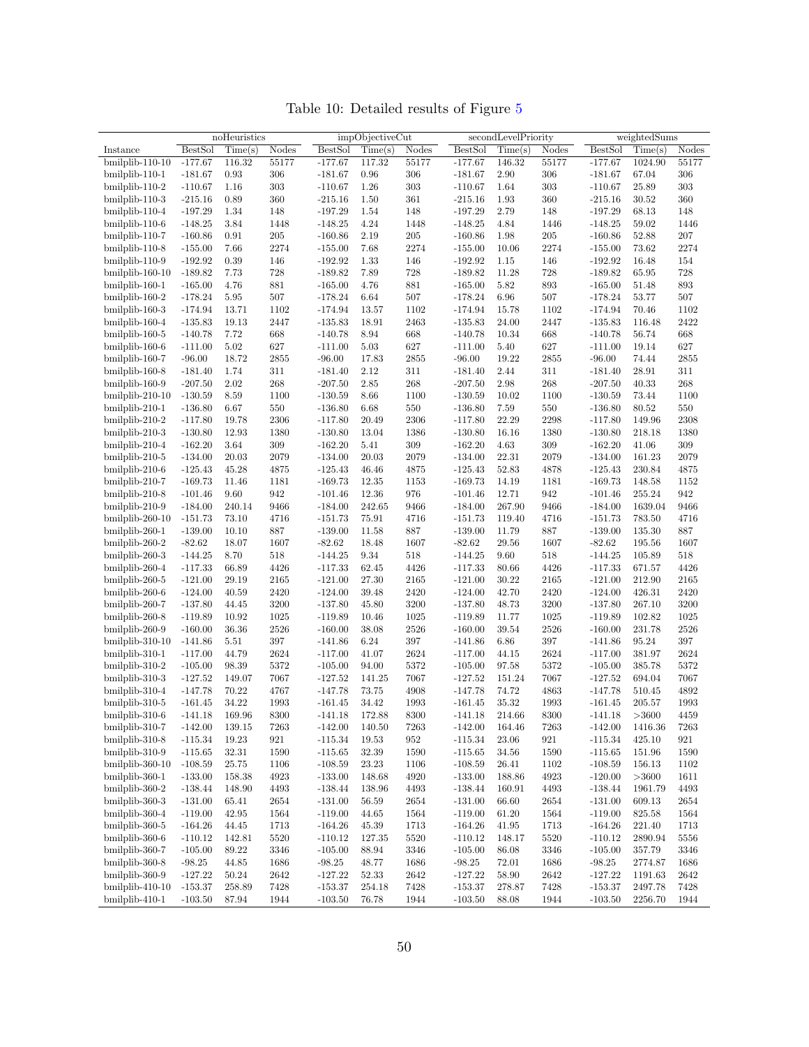Table 10: Detailed results of Figure 5

| | noHeuristics | | | impObjectiveCut | | | secondLevelPriority | | | weightedSums | | |
|---|---|---|---|---|---|---|---|---|---|---|---|---|
| Instance | BestSol | Time(s) | Nodes | BestSol | Time(s) | Nodes | BestSol | Time(s) | Nodes | BestSol | Time(s) | Nodes |
| bmilplib-110-10 | -177.67 | 116.32 | 55177 | -177.67 | 117.32 | 55177 | -177.67 | 146.32 | 55177 | -177.67 | 1024.90 | 55177 |
| bmilplib-110-1 | -181.67 | 0.93 | 306 | -181.67 | 0.96 | 306 | -181.67 | 2.90 | 306 | -181.67 | 67.04 | 306 |
| bmilplib-110-2 | -110.67 | 1.16 | 303 | -110.67 | 1.26 | 303 | -110.67 | 1.64 | 303 | -110.67 | 25.89 | 303 |
| bmilplib-110-3 | -215.16 | 0.89 | 360 | -215.16 | 1.50 | 361 | -215.16 | 1.93 | 360 | -215.16 | 30.52 | 360 |
| bmilplib-110-4 | -197.29 | 1.34 | 148 | -197.29 | 1.54 | 148 | -197.29 | 2.79 | 148 | -197.29 | 68.13 | 148 |
| bmilplib-110-6 | -148.25 | 3.84 | 1448 | -148.25 | 4.24 | 1448 | -148.25 | 4.84 | 1446 | -148.25 | 59.02 | 1446 |
| bmilplib-110-7 | -160.86 | 0.91 | 205 | -160.86 | 2.19 | 205 | -160.86 | 1.98 | 205 | -160.86 | 52.88 | 207 |
| bmilplib-110-8 | -155.00 | 7.66 | 2274 | -155.00 | 7.68 | 2274 | -155.00 | 10.06 | 2274 | -155.00 | 73.62 | 2274 |
| bmilplib-110-9 | -192.92 | 0.39 | 146 | -192.92 | 1.33 | 146 | -192.92 | 1.15 | 146 | -192.92 | 16.48 | 154 |
| bmilplib-160-10 | -189.82 | 7.73 | 728 | -189.82 | 7.89 | 728 | -189.82 | 11.28 | 728 | -189.82 | 65.95 | 728 |
| bmilplib-160-1 | -165.00 | 4.76 | 881 | -165.00 | 4.76 | 881 | -165.00 | 5.82 | 893 | -165.00 | 51.48 | 893 |
| bmilplib-160-2 | -178.24 | 5.95 | 507 | -178.24 | 6.64 | 507 | -178.24 | 6.96 | 507 | -178.24 | 53.77 | 507 |
| bmilplib-160-3 | -174.94 | 13.71 | 1102 | -174.94 | 13.57 | 1102 | -174.94 | 15.78 | 1102 | -174.94 | 70.46 | 1102 |
| bmilplib-160-4 | -135.83 | 19.13 | 2447 | -135.83 | 18.91 | 2463 | -135.83 | 24.00 | 2447 | -135.83 | 116.48 | 2422 |
| bmilplib-160-5 | -140.78 | 7.72 | 668 | -140.78 | 8.94 | 668 | -140.78 | 10.34 | 668 | -140.78 | 56.74 | 668 |
| bmilplib-160-6 | -111.00 | 5.02 | 627 | -111.00 | 5.03 | 627 | -111.00 | 5.40 | 627 | -111.00 | 19.14 | 627 |
| bmilplib-160-7 | -96.00 | 18.72 | 2855 | -96.00 | 17.83 | 2855 | -96.00 | 19.22 | 2855 | -96.00 | 74.44 | 2855 |
| bmilplib-160-8 | -181.40 | 1.74 | 311 | -181.40 | 2.12 | 311 | -181.40 | 2.44 | 311 | -181.40 | 28.91 | 311 |
| bmilplib-160-9 | -207.50 | 2.02 | 268 | -207.50 | 2.85 | 268 | -207.50 | 2.98 | 268 | -207.50 | 40.33 | 268 |
| bmilplib-210-10 | -130.59 | 8.59 | 1100 | -130.59 | 8.66 | 1100 | -130.59 | 10.02 | 1100 | -130.59 | 73.44 | 1100 |
| bmilplib-210-1 | -136.80 | 6.67 | 550 | -136.80 | 6.68 | 550 | -136.80 | 7.59 | 550 | -136.80 | 80.52 | 550 |
| bmilplib-210-2 | -117.80 | 19.78 | 2306 | -117.80 | 20.49 | 2306 | -117.80 | 22.29 | 2298 | -117.80 | 149.96 | 2308 |
| bmilplib-210-3 | -130.80 | 12.93 | 1380 | -130.80 | 13.04 | 1386 | -130.80 | 16.16 | 1380 | -130.80 | 218.18 | 1380 |
| bmilplib-210-4 | -162.20 | 3.64 | 309 | -162.20 | 5.41 | 309 | -162.20 | 4.63 | 309 | -162.20 | 41.06 | 309 |
| bmilplib-210-5 | -134.00 | 20.03 | 2079 | -134.00 | 20.03 | 2079 | -134.00 | 22.31 | 2079 | -134.00 | 161.23 | 2079 |
| bmilplib-210-6 | -125.43 | 45.28 | 4875 | -125.43 | 46.46 | 4875 | -125.43 | 52.83 | 4878 | -125.43 | 230.84 | 4875 |
| bmilplib-210-7 | -169.73 | 11.46 | 1181 | -169.73 | 12.35 | 1153 | -169.73 | 14.19 | 1181 | -169.73 | 148.58 | 1152 |
| bmilplib-210-8 | -101.46 | 9.60 | 942 | -101.46 | 12.36 | 976 | -101.46 | 12.71 | 942 | -101.46 | 255.24 | 942 |
| bmilplib-210-9 | -184.00 | 240.14 | 9466 | -184.00 | 242.65 | 9466 | -184.00 | 267.90 | 9466 | -184.00 | 1639.04 | 9466 |
| bmilplib-260-10 | -151.73 | 73.10 | 4716 | -151.73 | 75.91 | 4716 | -151.73 | 119.40 | 4716 | -151.73 | 783.50 | 4716 |
| bmilplib-260-1 | -139.00 | 10.10 | 887 | -139.00 | 11.58 | 887 | -139.00 | 11.79 | 887 | -139.00 | 135.30 | 887 |
| bmilplib-260-2 | -82.62 | 18.07 | 1607 | -82.62 | 18.48 | 1607 | -82.62 | 29.56 | 1607 | -82.62 | 195.56 | 1607 |
| bmilplib-260-3 | -144.25 | 8.70 | 518 | -144.25 | 9.34 | 518 | -144.25 | 9.60 | 518 | -144.25 | 105.89 | 518 |
| bmilplib-260-4 | -117.33 | 66.89 | 4426 | -117.33 | 62.45 | 4426 | -117.33 | 80.66 | 4426 | -117.33 | 671.57 | 4426 |
| bmilplib-260-5 | -121.00 | 29.19 | 2165 | -121.00 | 27.30 | 2165 | -121.00 | 30.22 | 2165 | -121.00 | 212.90 | 2165 |
| bmilplib-260-6 | -124.00 | 40.59 | 2420 | -124.00 | 39.48 | 2420 | -124.00 | 42.70 | 2420 | -124.00 | 426.31 | 2420 |
| bmilplib-260-7 | -137.80 | 44.45 | 3200 | -137.80 | 45.80 | 3200 | -137.80 | 48.73 | 3200 | -137.80 | 267.10 | 3200 |
| bmilplib-260-8 | -119.89 | 10.92 | 1025 | -119.89 | 10.46 | 1025 | -119.89 | 11.77 | 1025 | -119.89 | 102.82 | 1025 |
| bmilplib-260-9 | -160.00 | 36.36 | 2526 | -160.00 | 38.08 | 2526 | -160.00 | 39.54 | 2526 | -160.00 | 231.78 | 2526 |
| bmilplib-310-10 | -141.86 | 5.51 | 397 | -141.86 | 6.24 | 397 | -141.86 | 6.86 | 397 | -141.86 | 95.24 | 397 |
| bmilplib-310-1 | -117.00 | 44.79 | 2624 | -117.00 | 41.07 | 2624 | -117.00 | 44.15 | 2624 | -117.00 | 381.97 | 2624 |
| bmilplib-310-2 | -105.00 | 98.39 | 5372 | -105.00 | 94.00 | 5372 | -105.00 | 97.58 | 5372 | -105.00 | 385.78 | 5372 |
| bmilplib-310-3 | -127.52 | 149.07 | 7067 | -127.52 | 141.25 | 7067 | -127.52 | 151.24 | 7067 | -127.52 | 694.04 | 7067 |
| bmilplib-310-4 | -147.78 | 70.22 | 4767 | -147.78 | 73.75 | 4908 | -147.78 | 74.72 | 4863 | -147.78 | 510.45 | 4892 |
| bmilplib-310-5 | -161.45 | 34.22 | 1993 | -161.45 | 34.42 | 1993 | -161.45 | 35.32 | 1993 | -161.45 | 205.57 | 1993 |
| bmilplib-310-6 | -141.18 | 169.96 | 8300 | -141.18 | 172.88 | 8300 | -141.18 | 214.66 | 8300 | -141.18 | >3600 | 4459 |
| bmilplib-310-7 | -142.00 | 139.15 | 7263 | -142.00 | 140.50 | 7263 | -142.00 | 164.46 | 7263 | -142.00 | 1416.36 | 7263 |
| bmilplib-310-8 | -115.34 | 19.23 | 921 | -115.34 | 19.53 | 952 | -115.34 | 23.06 | 921 | -115.34 | 425.10 | 921 |
| bmilplib-310-9 | -115.65 | 32.31 | 1590 | -115.65 | 32.39 | 1590 | -115.65 | 34.56 | 1590 | -115.65 | 151.96 | 1590 |
| bmilplib-360-10 | -108.59 | 25.75 | 1106 | -108.59 | 23.23 | 1106 | -108.59 | 26.41 | 1102 | -108.59 | 156.13 | 1102 |
| bmilplib-360-1 | -133.00 | 158.38 | 4923 | -133.00 | 148.68 | 4920 | -133.00 | 188.86 | 4923 | -120.00 | >3600 | 1611 |
| bmilplib-360-2 | -138.44 | 148.90 | 4493 | -138.44 | 138.96 | 4493 | -138.44 | 160.91 | 4493 | -138.44 | 1961.79 | 4493 |
| bmilplib-360-3 | -131.00 | 65.41 | 2654 | -131.00 | 56.59 | 2654 | -131.00 | 66.60 | 2654 | -131.00 | 609.13 | 2654 |
| bmilplib-360-4 | -119.00 | 42.95 | 1564 | -119.00 | 44.65 | 1564 | -119.00 | 61.20 | 1564 | -119.00 | 825.58 | 1564 |
| bmilplib-360-5 | -164.26 | 44.45 | 1713 | -164.26 | 45.39 | 1713 | -164.26 | 41.95 | 1713 | -164.26 | 221.40 | 1713 |
| bmilplib-360-6 | -110.12 | 142.81 | 5520 | -110.12 | 127.35 | 5520 | -110.12 | 148.17 | 5520 | -110.12 | 2890.94 | 5556 |
| bmilplib-360-7 | -105.00 | 89.22 | 3346 | -105.00 | 88.94 | 3346 | -105.00 | 86.08 | 3346 | -105.00 | 357.79 | 3346 |
| bmilplib-360-8 | -98.25 | 44.85 | 1686 | -98.25 | 48.77 | 1686 | -98.25 | 72.01 | 1686 | -98.25 | 2774.87 | 1686 |
| bmilplib-360-9 | -127.22 | 50.24 | 2642 | -127.22 | 52.33 | 2642 | -127.22 | 58.90 | 2642 | -127.22 | 1191.63 | 2642 |
| bmilplib-410-10 | -153.37 | 258.89 | 7428 | -153.37 | 254.18 | 7428 | -153.37 | 278.87 | 7428 | -153.37 | 2497.78 | 7428 |
| bmilplib-410-1 | -103.50 | 87.94 | 1944 | -103.50 | 76.78 | 1944 | -103.50 | 88.08 | 1944 | -103.50 | 2256.70 | 1944 |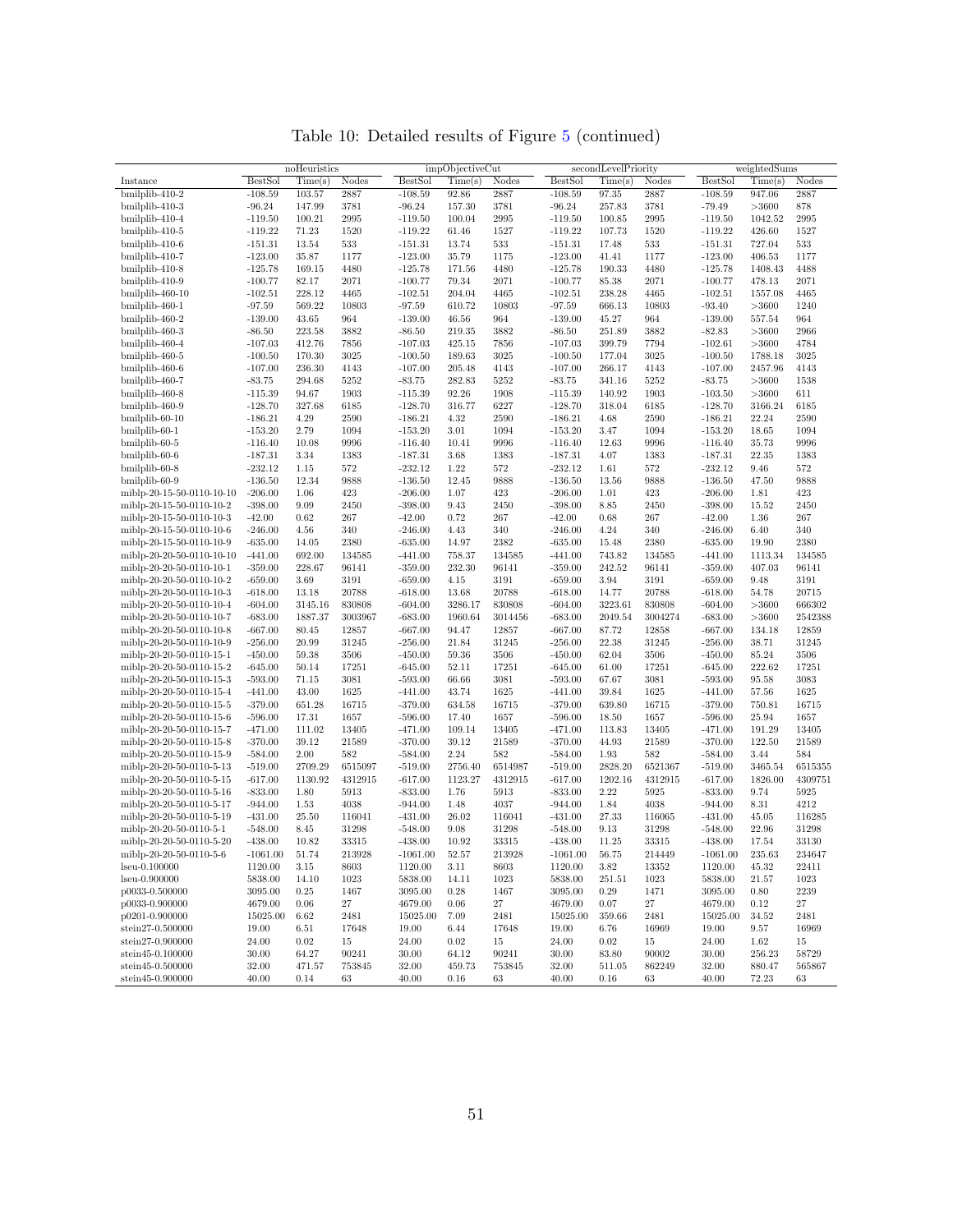Table 10: Detailed results of Figure 5 (continued)

| | noHeuristics | | | impObjectiveCut | | | secondLevelPriority | | | weightedSums | | |
|---|---|---|---|---|---|---|---|---|---|---|---|---|
| Instance | BestSol | Time(s) | Nodes | BestSol | Time(s) | Nodes | BestSol | Time(s) | Nodes | BestSol | Time(s) | Nodes |
| bmilplib-410-2 | -108.59 | 103.57 | 2887 | -108.59 | 92.86 | 2887 | -108.59 | 97.35 | 2887 | -108.59 | 947.06 | 2887 |
| bmilplib-410-3 | -96.24 | 147.99 | 3781 | -96.24 | 157.30 | 3781 | -96.24 | 257.83 | 3781 | -79.49 | >3600 | 878 |
| bmilplib-410-4 | -119.50 | 100.21 | 2995 | -119.50 | 100.04 | 2995 | -119.50 | 100.85 | 2995 | -119.50 | 1042.52 | 2995 |
| bmilplib-410-5 | -119.22 | 71.23 | 1520 | -119.22 | 61.46 | 1527 | -119.22 | 107.73 | 1520 | -119.22 | 426.60 | 1527 |
| bmilplib-410-6 | -151.31 | 13.54 | 533 | -151.31 | 13.74 | 533 | -151.31 | 17.48 | 533 | -151.31 | 727.04 | 533 |
| bmilplib-410-7 | -123.00 | 35.87 | 1177 | -123.00 | 35.79 | 1175 | -123.00 | 41.41 | 1177 | -123.00 | 406.53 | 1177 |
| bmilplib-410-8 | -125.78 | 169.15 | 4480 | -125.78 | 171.56 | 4480 | -125.78 | 190.33 | 4480 | -125.78 | 1408.43 | 4488 |
| bmilplib-410-9 | -100.77 | 82.17 | 2071 | -100.77 | 79.34 | 2071 | -100.77 | 85.38 | 2071 | -100.77 | 478.13 | 2071 |
| bmilplib-460-10 | -102.51 | 228.12 | 4465 | -102.51 | 204.04 | 4465 | -102.51 | 238.28 | 4465 | -102.51 | 1557.08 | 4465 |
| bmilplib-460-1 | -97.59 | 569.22 | 10803 | -97.59 | 610.72 | 10803 | -97.59 | 666.13 | 10803 | -93.40 | >3600 | 1240 |
| bmilplib-460-2 | -139.00 | 43.65 | 964 | -139.00 | 46.56 | 964 | -139.00 | 45.27 | 964 | -139.00 | 557.54 | 964 |
| bmilplib-460-3 | -86.50 | 223.58 | 3882 | -86.50 | 219.35 | 3882 | -86.50 | 251.89 | 3882 | -82.83 | >3600 | 2966 |
| bmilplib-460-4 | -107.03 | 412.76 | 7856 | -107.03 | 425.15 | 7856 | -107.03 | 399.79 | 7794 | -102.61 | >3600 | 4784 |
| bmilplib-460-5 | -100.50 | 170.30 | 3025 | -100.50 | 189.63 | 3025 | -100.50 | 177.04 | 3025 | -100.50 | 1788.18 | 3025 |
| bmilplib-460-6 | -107.00 | 236.30 | 4143 | -107.00 | 205.48 | 4143 | -107.00 | 266.17 | 4143 | -107.00 | 2457.96 | 4143 |
| bmilplib-460-7 | -83.75 | 294.68 | 5252 | -83.75 | 282.83 | 5252 | -83.75 | 341.16 | 5252 | -83.75 | >3600 | 1538 |
| bmilplib-460-8 | -115.39 | 94.67 | 1903 | -115.39 | 92.26 | 1908 | -115.39 | 140.92 | 1903 | -103.50 | >3600 | 611 |
| bmilplib-460-9 | -128.70 | 327.68 | 6185 | -128.70 | 316.77 | 6227 | -128.70 | 318.04 | 6185 | -128.70 | 3166.24 | 6185 |
| bmilplib-60-10 | -186.21 | 4.29 | 2590 | -186.21 | 4.32 | 2590 | -186.21 | 4.68 | 2590 | -186.21 | 22.24 | 2590 |
| bmilplib-60-1 | -153.20 | 2.79 | 1094 | -153.20 | 3.01 | 1094 | -153.20 | 3.47 | 1094 | -153.20 | 18.65 | 1094 |
| bmilplib-60-5 | -116.40 | 10.08 | 9996 | -116.40 | 10.41 | 9996 | -116.40 | 12.63 | 9996 | -116.40 | 35.73 | 9996 |
| bmilplib-60-6 | -187.31 | 3.34 | 1383 | -187.31 | 3.68 | 1383 | -187.31 | 4.07 | 1383 | -187.31 | 22.35 | 1383 |
| bmilplib-60-8 | -232.12 | 1.15 | 572 | -232.12 | 1.22 | 572 | -232.12 | 1.61 | 572 | -232.12 | 9.46 | 572 |
| bmilplib-60-9 | -136.50 | 12.34 | 9888 | -136.50 | 12.45 | 9888 | -136.50 | 13.56 | 9888 | -136.50 | 47.50 | 9888 |
| miblp-20-15-50-0110-10-10 | -206.00 | 1.06 | 423 | -206.00 | 1.07 | 423 | -206.00 | 1.01 | 423 | -206.00 | 1.81 | 423 |
| miblp-20-15-50-0110-10-2 | -398.00 | 9.09 | 2450 | -398.00 | 9.43 | 2450 | -398.00 | 8.85 | 2450 | -398.00 | 15.52 | 2450 |
| miblp-20-15-50-0110-10-3 | -42.00 | 0.62 | 267 | -42.00 | 0.72 | 267 | -42.00 | 0.68 | 267 | -42.00 | 1.36 | 267 |
| miblp-20-15-50-0110-10-6 | -246.00 | 4.56 | 340 | -246.00 | 4.43 | 340 | -246.00 | 4.24 | 340 | -246.00 | 6.40 | 340 |
| miblp-20-15-50-0110-10-9 | -635.00 | 14.05 | 2380 | -635.00 | 14.97 | 2382 | -635.00 | 15.48 | 2380 | -635.00 | 19.90 | 2380 |
| miblp-20-20-50-0110-10-10 | -441.00 | 692.00 | 134585 | -441.00 | 758.37 | 134585 | -441.00 | 743.82 | 134585 | -441.00 | 1113.34 | 134585 |
| miblp-20-20-50-0110-10-1 | -359.00 | 228.67 | 96141 | -359.00 | 232.30 | 96141 | -359.00 | 242.52 | 96141 | -359.00 | 407.03 | 96141 |
| miblp-20-20-50-0110-10-2 | -659.00 | 3.69 | 3191 | -659.00 | 4.15 | 3191 | -659.00 | 3.94 | 3191 | -659.00 | 9.48 | 3191 |
| miblp-20-20-50-0110-10-3 | -618.00 | 13.18 | 20788 | -618.00 | 13.68 | 20788 | -618.00 | 14.77 | 20788 | -618.00 | 54.78 | 20715 |
| miblp-20-20-50-0110-10-4 | -604.00 | 3145.16 | 830808 | -604.00 | 3286.17 | 830808 | -604.00 | 3223.61 | 830808 | -604.00 | >3600 | 666302 |
| miblp-20-20-50-0110-10-7 | -683.00 | 1887.37 | 3003967 | -683.00 | 1960.64 | 3014456 | -683.00 | 2049.54 | 3004274 | -683.00 | >3600 | 2542388 |
| miblp-20-20-50-0110-10-8 | -667.00 | 80.45 | 12857 | -667.00 | 94.47 | 12857 | -667.00 | 87.72 | 12858 | -667.00 | 134.18 | 12859 |
| miblp-20-20-50-0110-10-9 | -256.00 | 20.99 | 31245 | -256.00 | 21.84 | 31245 | -256.00 | 22.38 | 31245 | -256.00 | 38.71 | 31245 |
| miblp-20-20-50-0110-15-1 | -450.00 | 59.38 | 3506 | -450.00 | 59.36 | 3506 | -450.00 | 62.04 | 3506 | -450.00 | 85.24 | 3506 |
| miblp-20-20-50-0110-15-2 | -645.00 | 50.14 | 17251 | -645.00 | 52.11 | 17251 | -645.00 | 61.00 | 17251 | -645.00 | 222.62 | 17251 |
| miblp-20-20-50-0110-15-3 | -593.00 | 71.15 | 3081 | -593.00 | 66.66 | 3081 | -593.00 | 67.67 | 3081 | -593.00 | 95.58 | 3083 |
| miblp-20-20-50-0110-15-4 | -441.00 | 43.00 | 1625 | -441.00 | 43.74 | 1625 | -441.00 | 39.84 | 1625 | -441.00 | 57.56 | 1625 |
| miblp-20-20-50-0110-15-5 | -379.00 | 651.28 | 16715 | -379.00 | 634.58 | 16715 | -379.00 | 639.80 | 16715 | -379.00 | 750.81 | 16715 |
| miblp-20-20-50-0110-15-6 | -596.00 | 17.31 | 1657 | -596.00 | 17.40 | 1657 | -596.00 | 18.50 | 1657 | -596.00 | 25.94 | 1657 |
| miblp-20-20-50-0110-15-7 | -471.00 | 111.02 | 13405 | -471.00 | 109.14 | 13405 | -471.00 | 113.83 | 13405 | -471.00 | 191.29 | 13405 |
| miblp-20-20-50-0110-15-8 | -370.00 | 39.12 | 21589 | -370.00 | 39.12 | 21589 | -370.00 | 44.93 | 21589 | -370.00 | 122.50 | 21589 |
| miblp-20-20-50-0110-15-9 | -584.00 | 2.00 | 582 | -584.00 | 2.24 | 582 | -584.00 | 1.93 | 582 | -584.00 | 3.44 | 584 |
| miblp-20-20-50-0110-5-13 | -519.00 | 2709.29 | 6515097 | -519.00 | 2756.40 | 6514987 | -519.00 | 2828.20 | 6521367 | -519.00 | 3465.54 | 6515355 |
| miblp-20-20-50-0110-5-15 | -617.00 | 1130.92 | 4312915 | -617.00 | 1123.27 | 4312915 | -617.00 | 1202.16 | 4312915 | -617.00 | 1826.00 | 4309751 |
| miblp-20-20-50-0110-5-16 | -833.00 | 1.80 | 5913 | -833.00 | 1.76 | 5913 | -833.00 | 2.22 | 5925 | -833.00 | 9.74 | 5925 |
| miblp-20-20-50-0110-5-17 | -944.00 | 1.53 | 4038 | -944.00 | 1.48 | 4037 | -944.00 | 1.84 | 4038 | -944.00 | 8.31 | 4212 |
| miblp-20-20-50-0110-5-19 | -431.00 | 25.50 | 116041 | -431.00 | 26.02 | 116041 | -431.00 | 27.33 | 116065 | -431.00 | 45.05 | 116285 |
| miblp-20-20-50-0110-5-1 | -548.00 | 8.45 | 31298 | -548.00 | 9.08 | 31298 | -548.00 | 9.13 | 31298 | -548.00 | 22.96 | 31298 |
| miblp-20-20-50-0110-5-20 | -438.00 | 10.82 | 33315 | -438.00 | 10.92 | 33315 | -438.00 | 11.25 | 33315 | -438.00 | 17.54 | 33130 |
| miblp-20-20-50-0110-5-6 | -1061.00 | 51.74 | 213928 | -1061.00 | 52.57 | 213928 | -1061.00 | 56.75 | 214449 | -1061.00 | 235.63 | 234647 |
| lseu-0.100000 | 1120.00 | 3.15 | 8603 | 1120.00 | 3.11 | 8603 | 1120.00 | 3.82 | 13352 | 1120.00 | 45.32 | 22411 |
| lseu-0.900000 | 5838.00 | 14.10 | 1023 | 5838.00 | 14.11 | 1023 | 5838.00 | 251.51 | 1023 | 5838.00 | 21.57 | 1023 |
| p0033-0.500000 | 3095.00 | 0.25 | 1467 | 3095.00 | 0.28 | 1467 | 3095.00 | 0.29 | 1471 | 3095.00 | 0.80 | 2239 |
| p0033-0.900000 | 4679.00 | 0.06 | 27 | 4679.00 | 0.06 | 27 | 4679.00 | 0.07 | 27 | 4679.00 | 0.12 | 27 |
| p0201-0.900000 | 15025.00 | 6.62 | 2481 | 15025.00 | 7.09 | 2481 | 15025.00 | 359.66 | 2481 | 15025.00 | 34.52 | 2481 |
| stein27-0.500000 | 19.00 | 6.51 | 17648 | 19.00 | 6.44 | 17648 | 19.00 | 6.76 | 16969 | 19.00 | 9.57 | 16969 |
| stein27-0.900000 | 24.00 | 0.02 | 15 | 24.00 | 0.02 | 15 | 24.00 | 0.02 | 15 | 24.00 | 1.62 | 15 |
| stein45-0.100000 | 30.00 | 64.27 | 90241 | 30.00 | 64.12 | 90241 | 30.00 | 83.80 | 90002 | 30.00 | 256.23 | 58729 |
| stein45-0.500000 | 32.00 | 471.57 | 753845 | 32.00 | 459.73 | 753845 | 32.00 | 511.05 | 862249 | 32.00 | 880.47 | 565867 |
| stein45-0.900000 | 40.00 | 0.14 | 63 | 40.00 | 0.16 | 63 | 40.00 | 0.16 | 63 | 40.00 | 72.23 | 63 |